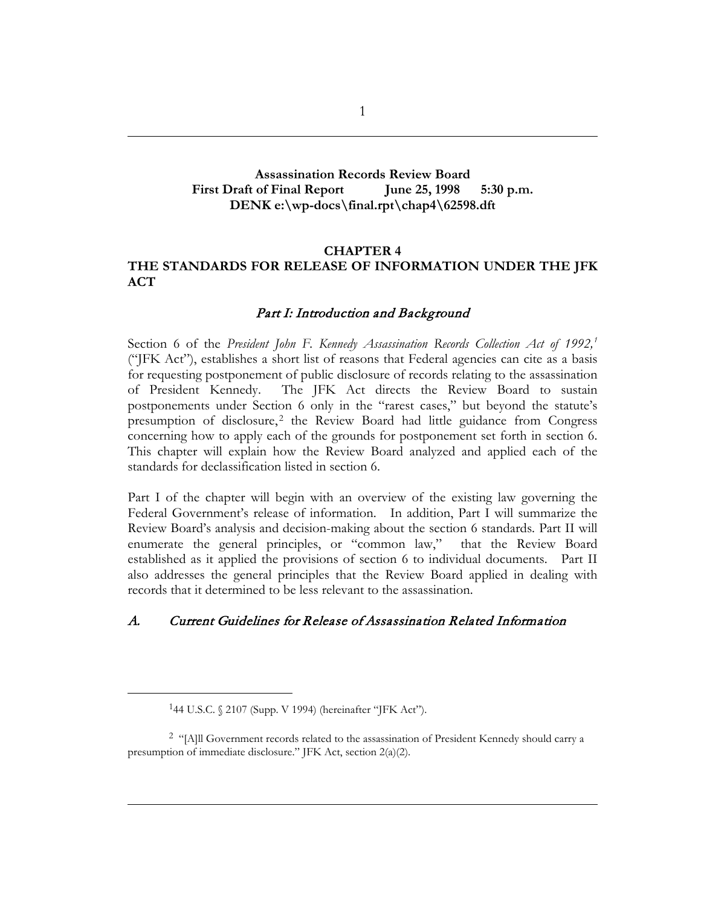**Assassination Records Review Board**
**First Draft of Final Report June 25, 1998 5:30 p.m.**
**DENK e:\wp-docs\final.rpt\chap4\62598.dft**

## CHAPTER 4
## THE STANDARDS FOR RELEASE OF INFORMATION UNDER THE JFK ACT

### *Part I: Introduction and Background*

Section 6 of the *President John F. Kennedy Assassination Records Collection Act of 1992,*[1] ("JFK Act"), establishes a short list of reasons that Federal agencies can cite as a basis for requesting postponement of public disclosure of records relating to the assassination of President Kennedy. The JFK Act directs the Review Board to sustain postponements under Section 6 only in the "rarest cases," but beyond the statute's presumption of disclosure,[2] the Review Board had little guidance from Congress concerning how to apply each of the grounds for postponement set forth in section 6. This chapter will explain how the Review Board analyzed and applied each of the standards for declassification listed in section 6.

Part I of the chapter will begin with an overview of the existing law governing the Federal Government's release of information. In addition, Part I will summarize the Review Board's analysis and decision-making about the section 6 standards. Part II will enumerate the general principles, or "common law," that the Review Board established as it applied the provisions of section 6 to individual documents. Part II also addresses the general principles that the Review Board applied in dealing with records that it determined to be less relevant to the assassination.

### *A. Current Guidelines for Release of Assassination Related Information*

---

[1] 44 U.S.C. § 2107 (Supp. V 1994) (hereinafter "JFK Act").

[2] "[A]ll Government records related to the assassination of President Kennedy should carry a presumption of immediate disclosure." JFK Act, section 2(a)(2).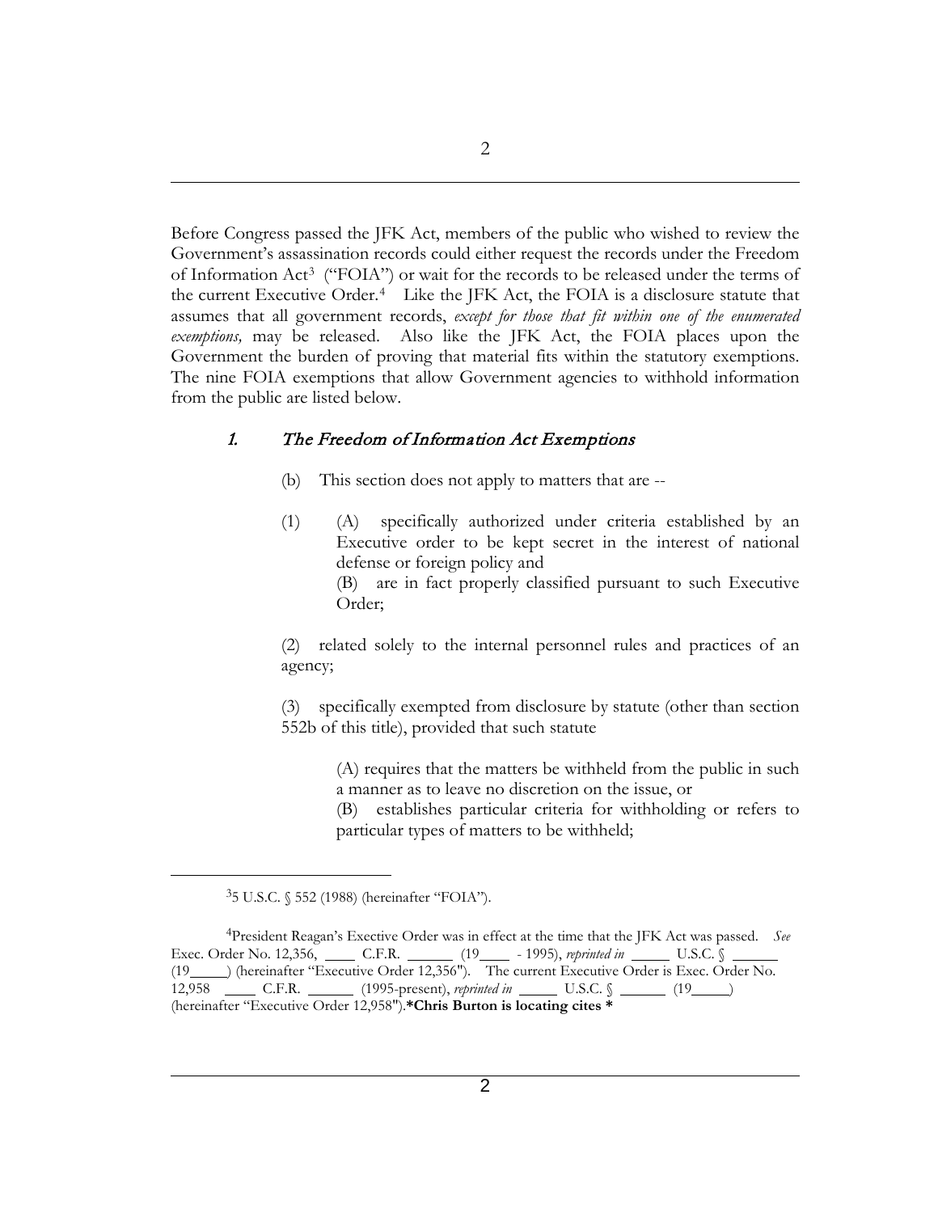Before Congress passed the JFK Act, members of the public who wished to review the Government's assassination records could either request the records under the Freedom of Information Act[3] ("FOIA") or wait for the records to be released under the terms of the current Executive Order.[4] Like the JFK Act, the FOIA is a disclosure statute that assumes that all government records, *except for those that fit within one of the enumerated exemptions,* may be released. Also like the JFK Act, the FOIA places upon the Government the burden of proving that material fits within the statutory exemptions. The nine FOIA exemptions that allow Government agencies to withhold information from the public are listed below.

### 1. *The Freedom of Information Act Exemptions*

> (b) This section does not apply to matters that are --
>
> (1) (A) specifically authorized under criteria established by an Executive order to be kept secret in the interest of national defense or foreign policy and
> (B) are in fact properly classified pursuant to such Executive Order;
>
> (2) related solely to the internal personnel rules and practices of an agency;
>
> (3) specifically exempted from disclosure by statute (other than section 552b of this title), provided that such statute
>
> > (A) requires that the matters be withheld from the public in such a manner as to leave no discretion on the issue, or
> > (B) establishes particular criteria for withholding or refers to particular types of matters to be withheld;

---

[3] 5 U.S.C. § 552 (1988) (hereinafter "FOIA").

[4] President Reagan's Exective Order was in effect at the time that the JFK Act was passed. *See* Exec. Order No. 12,356, \_\_\_\_ C.F.R. \_\_\_\_\_\_ (19\_\_\_\_ - 1995), *reprinted in* \_\_\_\_\_ U.S.C. § \_\_\_\_\_\_ (19\_\_\_\_\_) (hereinafter "Executive Order 12,356"). The current Executive Order is Exec. Order No. 12,958 \_\_\_\_ C.F.R. \_\_\_\_\_\_ (1995-present), *reprinted in* \_\_\_\_\_ U.S.C. § \_\_\_\_\_\_ (19\_\_\_\_\_) (hereinafter "Executive Order 12,958").**\*Chris Burton is locating cites \***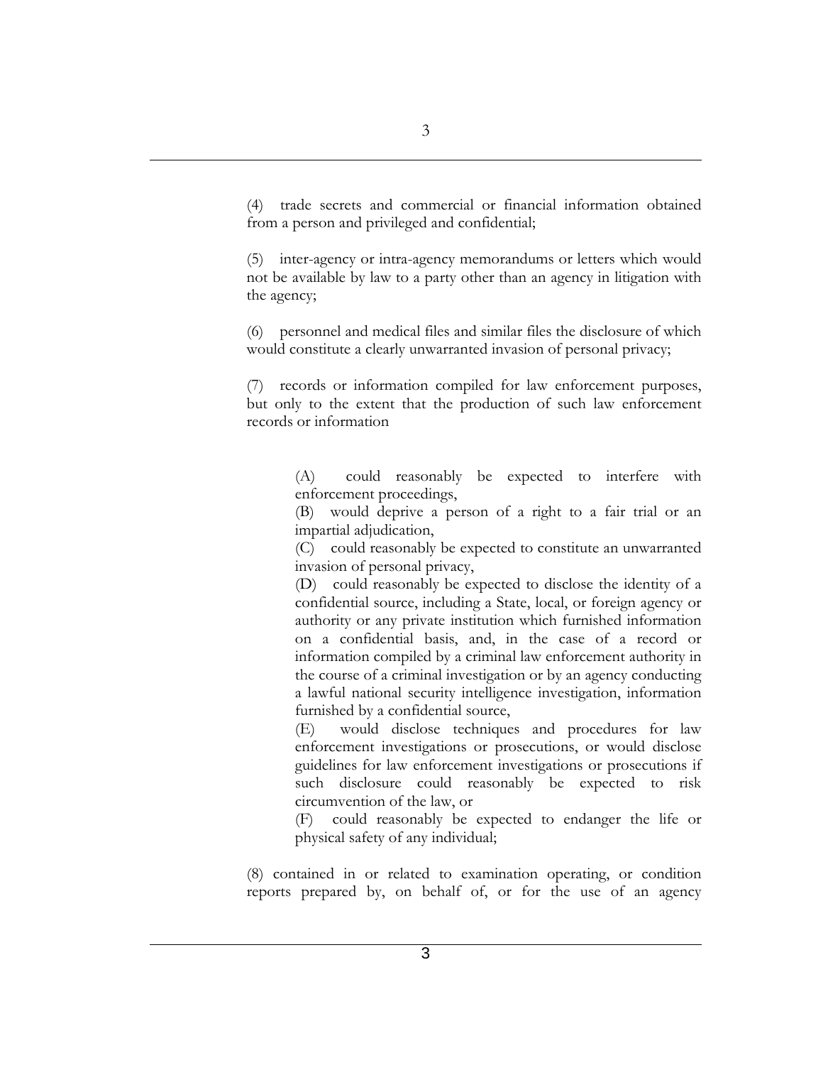(4) trade secrets and commercial or financial information obtained from a person and privileged and confidential;

(5) inter-agency or intra-agency memorandums or letters which would not be available by law to a party other than an agency in litigation with the agency;

(6) personnel and medical files and similar files the disclosure of which would constitute a clearly unwarranted invasion of personal privacy;

(7) records or information compiled for law enforcement purposes, but only to the extent that the production of such law enforcement records or information

> (A) could reasonably be expected to interfere with enforcement proceedings,
> (B) would deprive a person of a right to a fair trial or an impartial adjudication,
> (C) could reasonably be expected to constitute an unwarranted invasion of personal privacy,
> (D) could reasonably be expected to disclose the identity of a confidential source, including a State, local, or foreign agency or authority or any private institution which furnished information on a confidential basis, and, in the case of a record or information compiled by a criminal law enforcement authority in the course of a criminal investigation or by an agency conducting a lawful national security intelligence investigation, information furnished by a confidential source,
> (E) would disclose techniques and procedures for law enforcement investigations or prosecutions, or would disclose guidelines for law enforcement investigations or prosecutions if such disclosure could reasonably be expected to risk circumvention of the law, or
> (F) could reasonably be expected to endanger the life or physical safety of any individual;

(8) contained in or related to examination operating, or condition reports prepared by, on behalf of, or for the use of an agency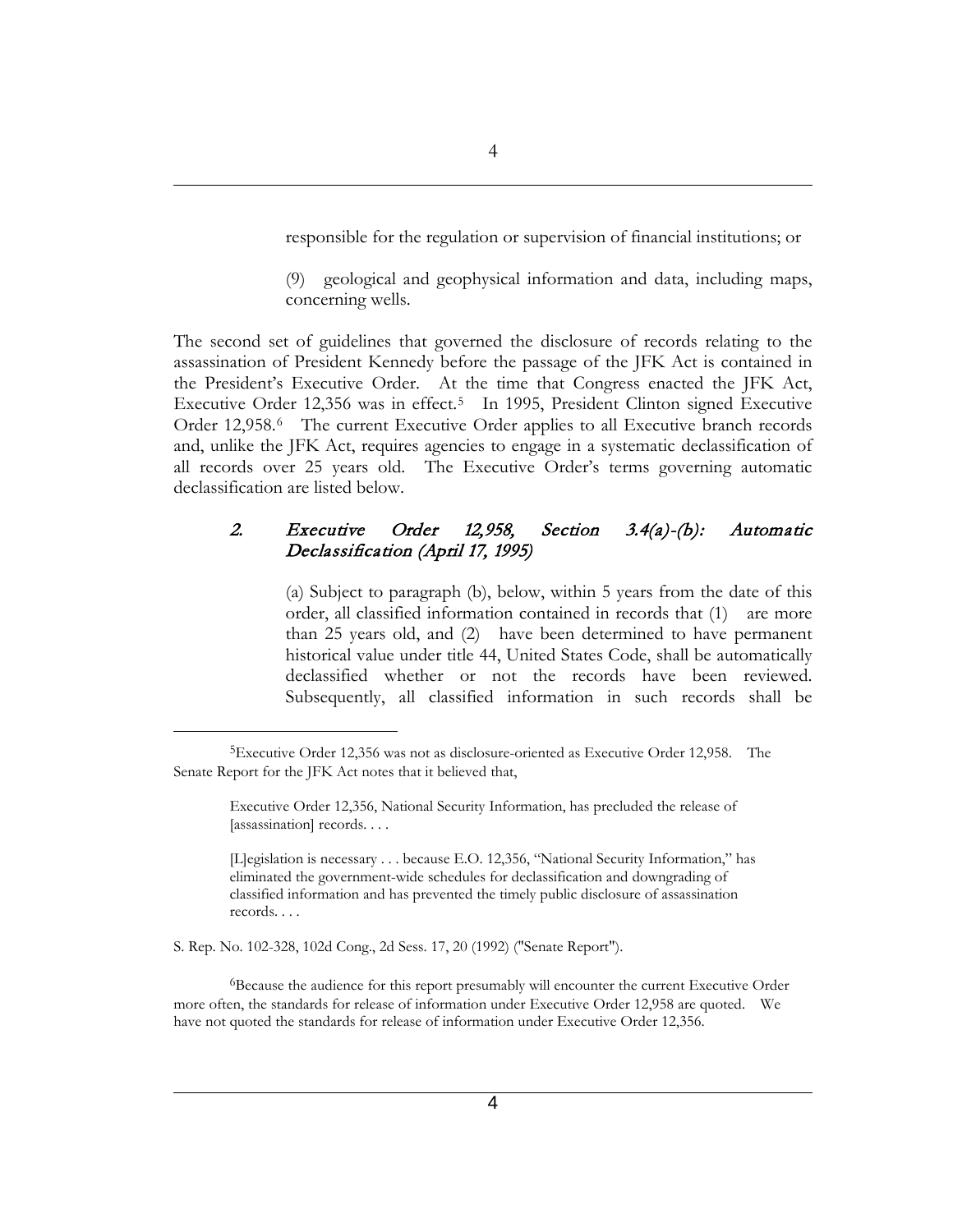responsible for the regulation or supervision of financial institutions; or

(9) geological and geophysical information and data, including maps, concerning wells.

The second set of guidelines that governed the disclosure of records relating to the assassination of President Kennedy before the passage of the JFK Act is contained in the President's Executive Order. At the time that Congress enacted the JFK Act, Executive Order 12,356 was in effect.[5] In 1995, President Clinton signed Executive Order 12,958.[6] The current Executive Order applies to all Executive branch records and, unlike the JFK Act, requires agencies to engage in a systematic declassification of all records over 25 years old. The Executive Order's terms governing automatic declassification are listed below.

### 2. *Executive Order 12,958, Section 3.4(a)-(b): Automatic Declassification (April 17, 1995)*

(a) Subject to paragraph (b), below, within 5 years from the date of this order, all classified information contained in records that (1) are more than 25 years old, and (2) have been determined to have permanent historical value under title 44, United States Code, shall be automatically declassified whether or not the records have been reviewed. Subsequently, all classified information in such records shall be

---

[5]Executive Order 12,356 was not as disclosure-oriented as Executive Order 12,958. The Senate Report for the JFK Act notes that it believed that,

> Executive Order 12,356, National Security Information, has precluded the release of [assassination] records. . . .
>
> [L]egislation is necessary . . . because E.O. 12,356, "National Security Information," has eliminated the government-wide schedules for declassification and downgrading of classified information and has prevented the timely public disclosure of assassination records. . . .

S. Rep. No. 102-328, 102d Cong., 2d Sess. 17, 20 (1992) ("Senate Report").

[6]Because the audience for this report presumably will encounter the current Executive Order more often, the standards for release of information under Executive Order 12,958 are quoted. We have not quoted the standards for release of information under Executive Order 12,356.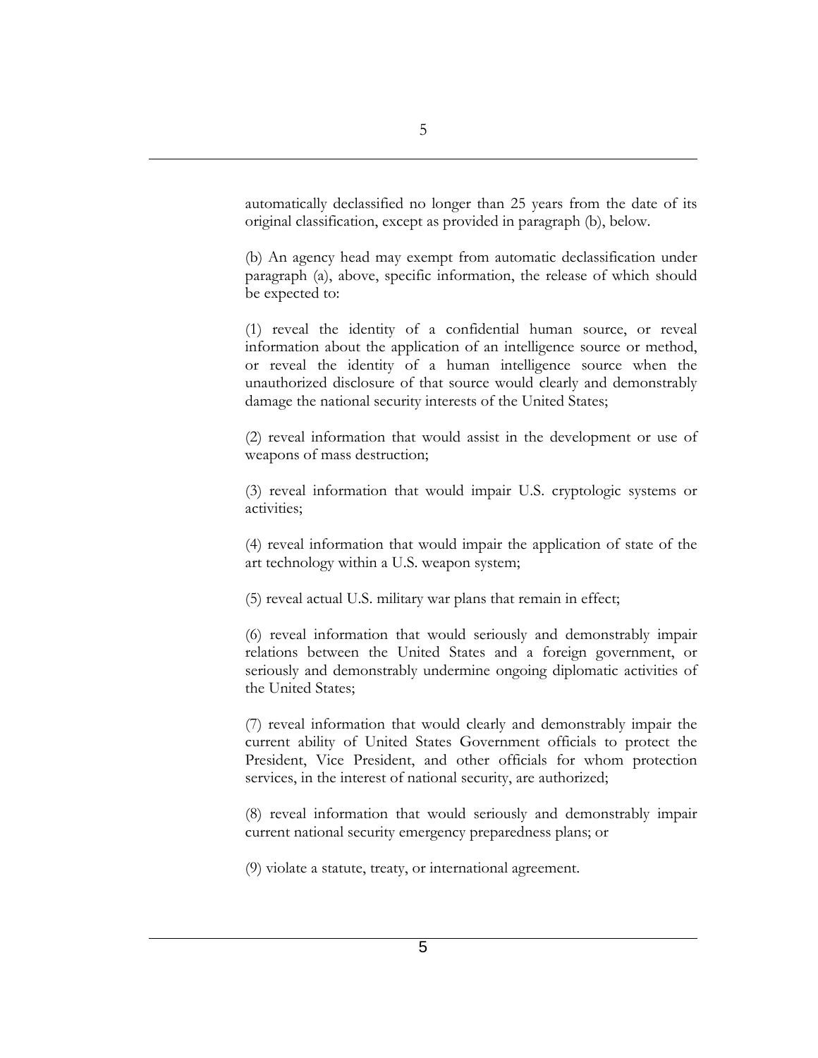automatically declassified no longer than 25 years from the date of its original classification, except as provided in paragraph (b), below.

(b) An agency head may exempt from automatic declassification under paragraph (a), above, specific information, the release of which should be expected to:

(1) reveal the identity of a confidential human source, or reveal information about the application of an intelligence source or method, or reveal the identity of a human intelligence source when the unauthorized disclosure of that source would clearly and demonstrably damage the national security interests of the United States;

(2) reveal information that would assist in the development or use of weapons of mass destruction;

(3) reveal information that would impair U.S. cryptologic systems or activities;

(4) reveal information that would impair the application of state of the art technology within a U.S. weapon system;

(5) reveal actual U.S. military war plans that remain in effect;

(6) reveal information that would seriously and demonstrably impair relations between the United States and a foreign government, or seriously and demonstrably undermine ongoing diplomatic activities of the United States;

(7) reveal information that would clearly and demonstrably impair the current ability of United States Government officials to protect the President, Vice President, and other officials for whom protection services, in the interest of national security, are authorized;

(8) reveal information that would seriously and demonstrably impair current national security emergency preparedness plans; or

(9) violate a statute, treaty, or international agreement.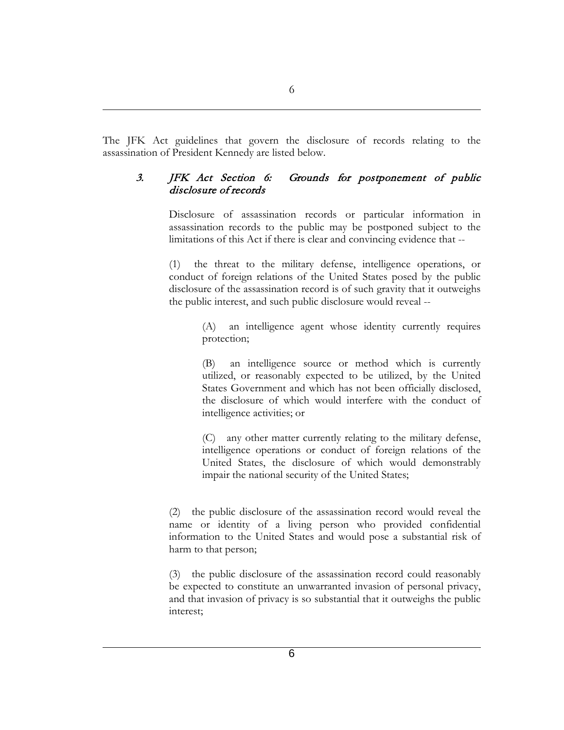The JFK Act guidelines that govern the disclosure of records relating to the assassination of President Kennedy are listed below.

### 3. *JFK Act Section 6: Grounds for postponement of public disclosure of records*

Disclosure of assassination records or particular information in assassination records to the public may be postponed subject to the limitations of this Act if there is clear and convincing evidence that --

(1) the threat to the military defense, intelligence operations, or conduct of foreign relations of the United States posed by the public disclosure of the assassination record is of such gravity that it outweighs the public interest, and such public disclosure would reveal --

> (A) an intelligence agent whose identity currently requires protection;
>
> (B) an intelligence source or method which is currently utilized, or reasonably expected to be utilized, by the United States Government and which has not been officially disclosed, the disclosure of which would interfere with the conduct of intelligence activities; or
>
> (C) any other matter currently relating to the military defense, intelligence operations or conduct of foreign relations of the United States, the disclosure of which would demonstrably impair the national security of the United States;

(2) the public disclosure of the assassination record would reveal the name or identity of a living person who provided confidential information to the United States and would pose a substantial risk of harm to that person;

(3) the public disclosure of the assassination record could reasonably be expected to constitute an unwarranted invasion of personal privacy, and that invasion of privacy is so substantial that it outweighs the public interest;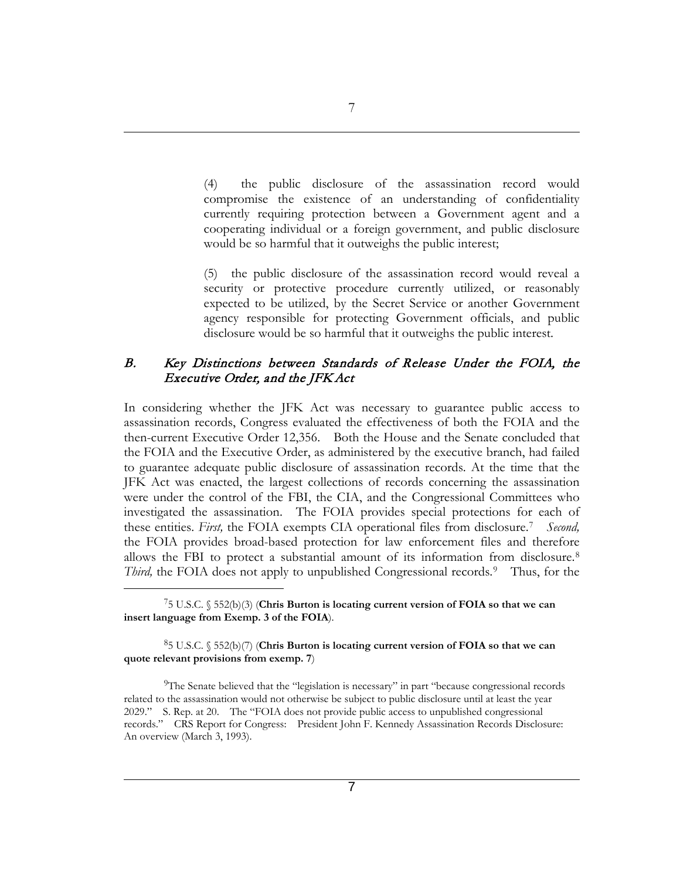(4) the public disclosure of the assassination record would compromise the existence of an understanding of confidentiality currently requiring protection between a Government agent and a cooperating individual or a foreign government, and public disclosure would be so harmful that it outweighs the public interest;

(5) the public disclosure of the assassination record would reveal a security or protective procedure currently utilized, or reasonably expected to be utilized, by the Secret Service or another Government agency responsible for protecting Government officials, and public disclosure would be so harmful that it outweighs the public interest.

### *B. Key Distinctions between Standards of Release Under the FOIA, the Executive Order, and the JFK Act*

In considering whether the JFK Act was necessary to guarantee public access to assassination records, Congress evaluated the effectiveness of both the FOIA and the then-current Executive Order 12,356. Both the House and the Senate concluded that the FOIA and the Executive Order, as administered by the executive branch, had failed to guarantee adequate public disclosure of assassination records. At the time that the JFK Act was enacted, the largest collections of records concerning the assassination were under the control of the FBI, the CIA, and the Congressional Committees who investigated the assassination. The FOIA provides special protections for each of these entities. *First,* the FOIA exempts CIA operational files from disclosure.[7] *Second,* the FOIA provides broad-based protection for law enforcement files and therefore allows the FBI to protect a substantial amount of its information from disclosure.[8] *Third,* the FOIA does not apply to unpublished Congressional records.[9] Thus, for the

---

[7] 5 U.S.C. § 552(b)(3) (**Chris Burton is locating current version of FOIA so that we can insert language from Exemp. 3 of the FOIA**).

[8] 5 U.S.C. § 552(b)(7) (**Chris Burton is locating current version of FOIA so that we can quote relevant provisions from exemp. 7**)

[9] The Senate believed that the "legislation is necessary" in part "because congressional records related to the assassination would not otherwise be subject to public disclosure until at least the year 2029." S. Rep. at 20. The "FOIA does not provide public access to unpublished congressional records." CRS Report for Congress: President John F. Kennedy Assassination Records Disclosure: An overview (March 3, 1993).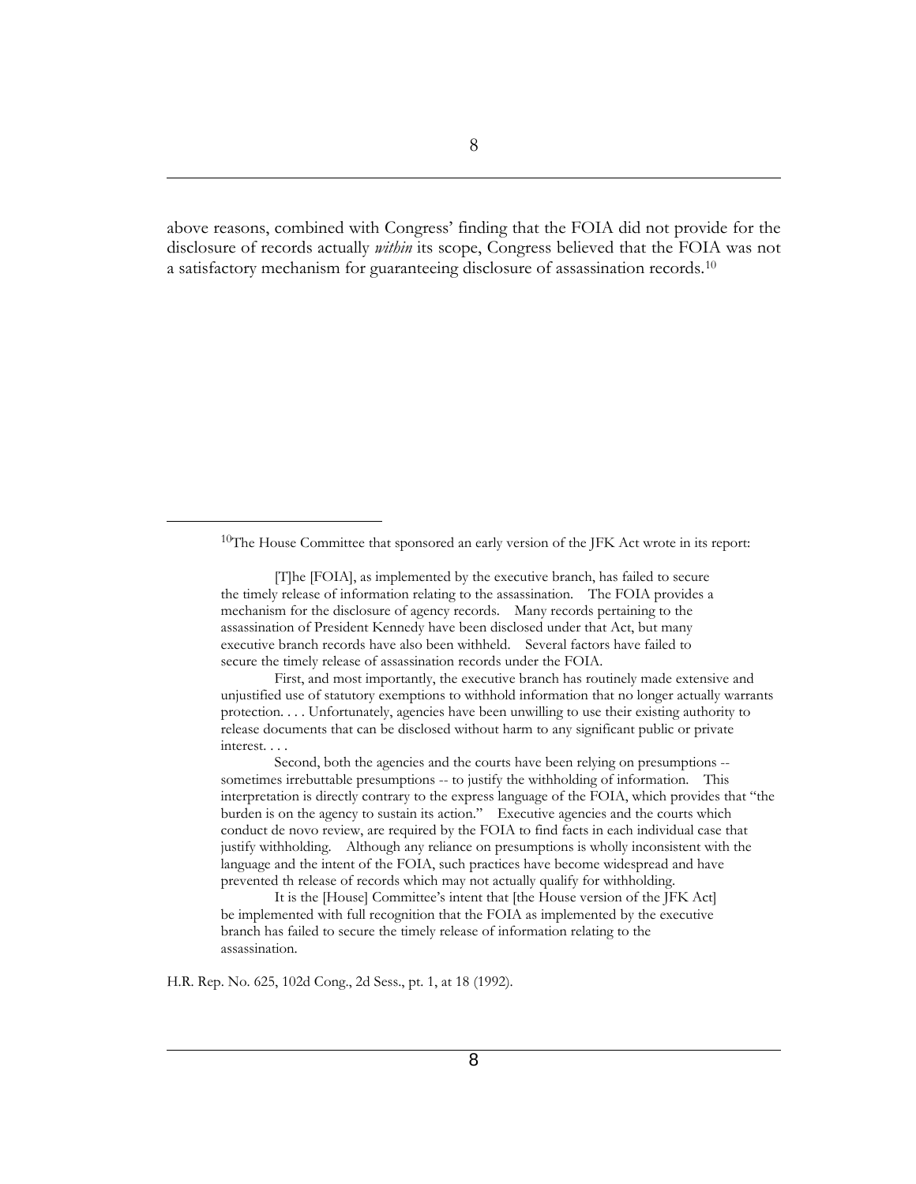above reasons, combined with Congress' finding that the FOIA did not provide for the disclosure of records actually *within* its scope, Congress believed that the FOIA was not a satisfactory mechanism for guaranteeing disclosure of assassination records.[10]

---

[10]The House Committee that sponsored an early version of the JFK Act wrote in its report:

> [T]he [FOIA], as implemented by the executive branch, has failed to secure the timely release of information relating to the assassination. The FOIA provides a mechanism for the disclosure of agency records. Many records pertaining to the assassination of President Kennedy have been disclosed under that Act, but many executive branch records have also been withheld. Several factors have failed to secure the timely release of assassination records under the FOIA.
>
> First, and most importantly, the executive branch has routinely made extensive and unjustified use of statutory exemptions to withhold information that no longer actually warrants protection. . . . Unfortunately, agencies have been unwilling to use their existing authority to release documents that can be disclosed without harm to any significant public or private interest. . . .
>
> Second, both the agencies and the courts have been relying on presumptions -- sometimes irrebuttable presumptions -- to justify the withholding of information. This interpretation is directly contrary to the express language of the FOIA, which provides that "the burden is on the agency to sustain its action." Executive agencies and the courts which conduct de novo review, are required by the FOIA to find facts in each individual case that justify withholding. Although any reliance on presumptions is wholly inconsistent with the language and the intent of the FOIA, such practices have become widespread and have prevented th release of records which may not actually qualify for withholding.
>
> It is the [House] Committee's intent that [the House version of the JFK Act] be implemented with full recognition that the FOIA as implemented by the executive branch has failed to secure the timely release of information relating to the assassination.

H.R. Rep. No. 625, 102d Cong., 2d Sess., pt. 1, at 18 (1992).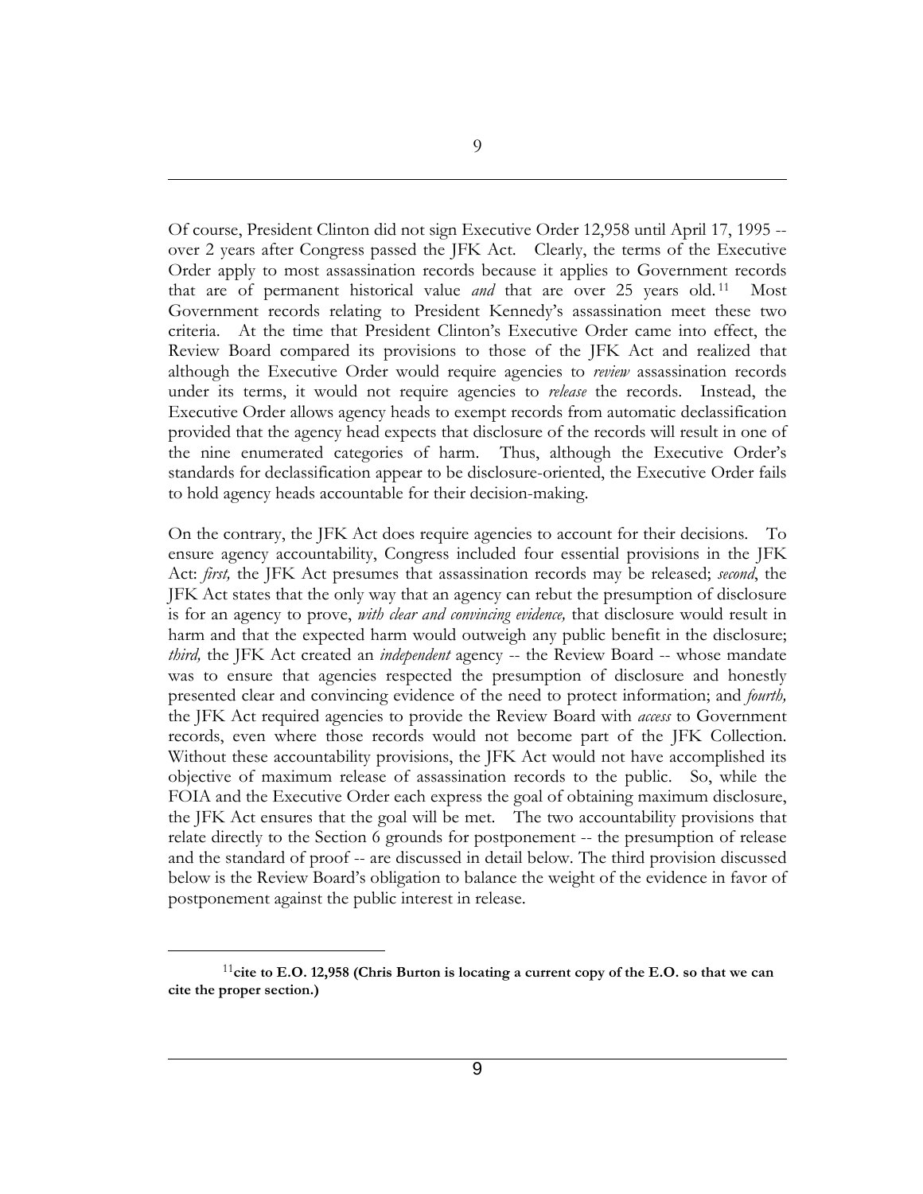Of course, President Clinton did not sign Executive Order 12,958 until April 17, 1995 -- over 2 years after Congress passed the JFK Act. Clearly, the terms of the Executive Order apply to most assassination records because it applies to Government records that are of permanent historical value *and* that are over 25 years old.[11] Most Government records relating to President Kennedy's assassination meet these two criteria. At the time that President Clinton's Executive Order came into effect, the Review Board compared its provisions to those of the JFK Act and realized that although the Executive Order would require agencies to *review* assassination records under its terms, it would not require agencies to *release* the records. Instead, the Executive Order allows agency heads to exempt records from automatic declassification provided that the agency head expects that disclosure of the records will result in one of the nine enumerated categories of harm. Thus, although the Executive Order's standards for declassification appear to be disclosure-oriented, the Executive Order fails to hold agency heads accountable for their decision-making.

On the contrary, the JFK Act does require agencies to account for their decisions. To ensure agency accountability, Congress included four essential provisions in the JFK Act: *first,* the JFK Act presumes that assassination records may be released; *second*, the JFK Act states that the only way that an agency can rebut the presumption of disclosure is for an agency to prove, *with clear and convincing evidence,* that disclosure would result in harm and that the expected harm would outweigh any public benefit in the disclosure; *third,* the JFK Act created an *independent* agency -- the Review Board -- whose mandate was to ensure that agencies respected the presumption of disclosure and honestly presented clear and convincing evidence of the need to protect information; and *fourth,* the JFK Act required agencies to provide the Review Board with *access* to Government records, even where those records would not become part of the JFK Collection. Without these accountability provisions, the JFK Act would not have accomplished its objective of maximum release of assassination records to the public. So, while the FOIA and the Executive Order each express the goal of obtaining maximum disclosure, the JFK Act ensures that the goal will be met. The two accountability provisions that relate directly to the Section 6 grounds for postponement -- the presumption of release and the standard of proof -- are discussed in detail below. The third provision discussed below is the Review Board's obligation to balance the weight of the evidence in favor of postponement against the public interest in release.

---

[11] **cite to E.O. 12,958 (Chris Burton is locating a current copy of the E.O. so that we can cite the proper section.)**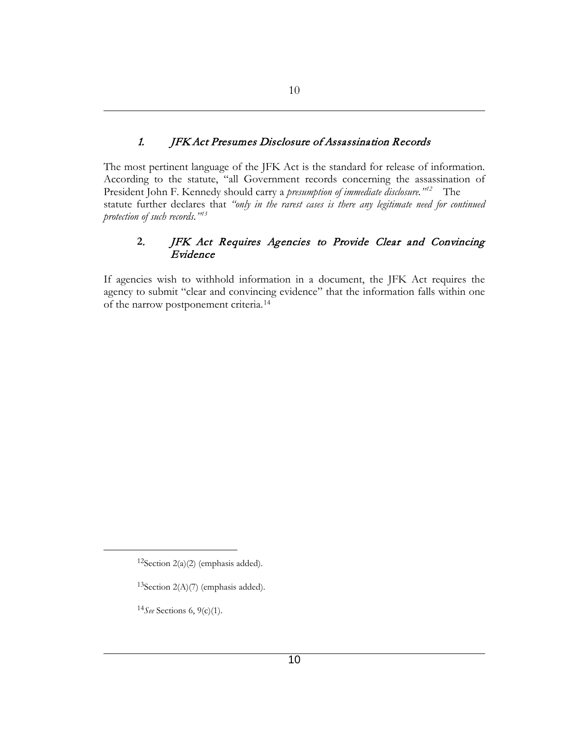### 1. *JFK Act Presumes Disclosure of Assassination Records*

The most pertinent language of the JFK Act is the standard for release of information. According to the statute, "all Government records concerning the assassination of President John F. Kennedy should carry a *presumption of immediate disclosure."*[12] The statute further declares that *"only in the rarest cases is there any legitimate need for continued protection of such records."*[13]

### 2. *JFK Act Requires Agencies to Provide Clear and Convincing Evidence*

If agencies wish to withhold information in a document, the JFK Act requires the agency to submit "clear and convincing evidence" that the information falls within one of the narrow postponement criteria.[14]

---

[12] Section 2(a)(2) (emphasis added).

[13] Section 2(A)(7) (emphasis added).

[14] *See* Sections 6, 9(c)(1).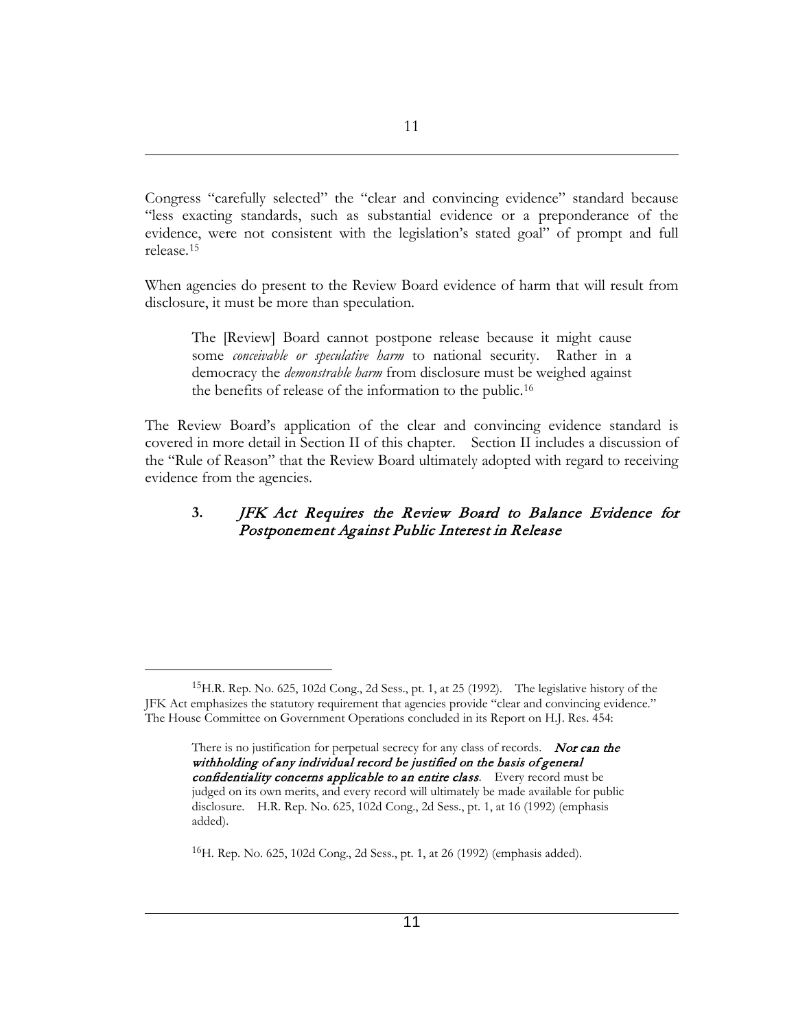Congress "carefully selected" the "clear and convincing evidence" standard because "less exacting standards, such as substantial evidence or a preponderance of the evidence, were not consistent with the legislation's stated goal" of prompt and full release.[15]

When agencies do present to the Review Board evidence of harm that will result from disclosure, it must be more than speculation.

> The [Review] Board cannot postpone release because it might cause some *conceivable or speculative harm* to national security. Rather in a democracy the *demonstrable harm* from disclosure must be weighed against the benefits of release of the information to the public.[16]

The Review Board's application of the clear and convincing evidence standard is covered in more detail in Section II of this chapter. Section II includes a discussion of the "Rule of Reason" that the Review Board ultimately adopted with regard to receiving evidence from the agencies.

### 3. *JFK Act Requires the Review Board to Balance Evidence for Postponement Against Public Interest in Release*

---

[15]H.R. Rep. No. 625, 102d Cong., 2d Sess., pt. 1, at 25 (1992). The legislative history of the JFK Act emphasizes the statutory requirement that agencies provide "clear and convincing evidence." The House Committee on Government Operations concluded in its Report on H.J. Res. 454:

> There is no justification for perpetual secrecy for any class of records. ***Nor can the withholding of any individual record be justified on the basis of general confidentiality concerns applicable to an entire class***. Every record must be judged on its own merits, and every record will ultimately be made available for public disclosure. H.R. Rep. No. 625, 102d Cong., 2d Sess., pt. 1, at 16 (1992) (emphasis added).

[16]H. Rep. No. 625, 102d Cong., 2d Sess., pt. 1, at 26 (1992) (emphasis added).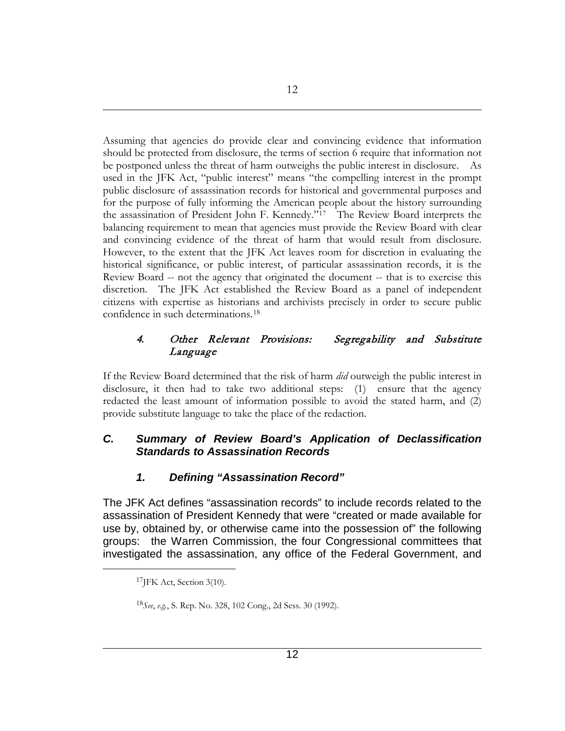Assuming that agencies do provide clear and convincing evidence that information should be protected from disclosure, the terms of section 6 require that information not be postponed unless the threat of harm outweighs the public interest in disclosure. As used in the JFK Act, "public interest" means "the compelling interest in the prompt public disclosure of assassination records for historical and governmental purposes and for the purpose of fully informing the American people about the history surrounding the assassination of President John F. Kennedy."[17] The Review Board interprets the balancing requirement to mean that agencies must provide the Review Board with clear and convincing evidence of the threat of harm that would result from disclosure. However, to the extent that the JFK Act leaves room for discretion in evaluating the historical significance, or public interest, of particular assassination records, it is the Review Board -- not the agency that originated the document -- that is to exercise this discretion. The JFK Act established the Review Board as a panel of independent citizens with expertise as historians and archivists precisely in order to secure public confidence in such determinations.[18]

#### *4. Other Relevant Provisions: Segregability and Substitute Language*

If the Review Board determined that the risk of harm *did* outweigh the public interest in disclosure, it then had to take two additional steps: (1) ensure that the agency redacted the least amount of information possible to avoid the stated harm, and (2) provide substitute language to take the place of the redaction.

## ***C. Summary of Review Board's Application of Declassification Standards to Assassination Records***

### ***1. Defining "Assassination Record"***

The JFK Act defines "assassination records" to include records related to the assassination of President Kennedy that were "created or made available for use by, obtained by, or otherwise came into the possession of" the following groups: the Warren Commission, the four Congressional committees that investigated the assassination, any office of the Federal Government, and

---

[17] JFK Act, Section 3(10).

[18] *See*, *e.g.*, S. Rep. No. 328, 102 Cong., 2d Sess. 30 (1992).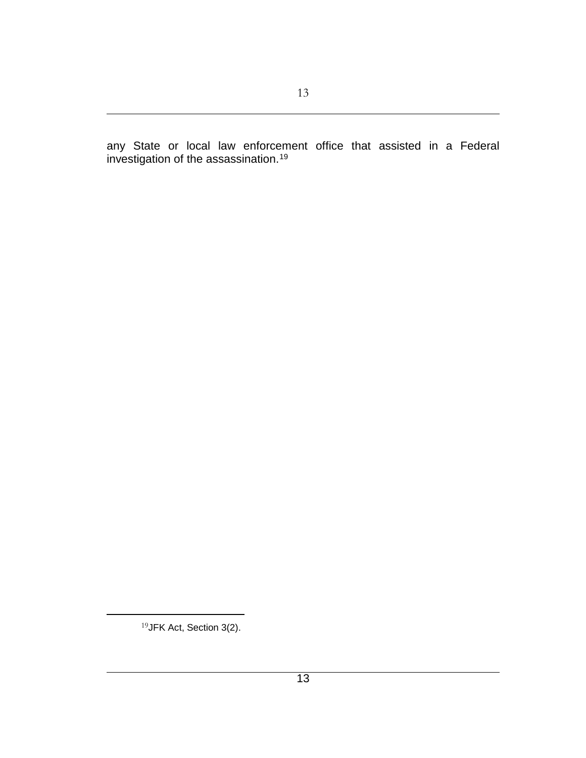any State or local law enforcement office that assisted in a Federal investigation of the assassination.[19]

[19] JFK Act, Section 3(2).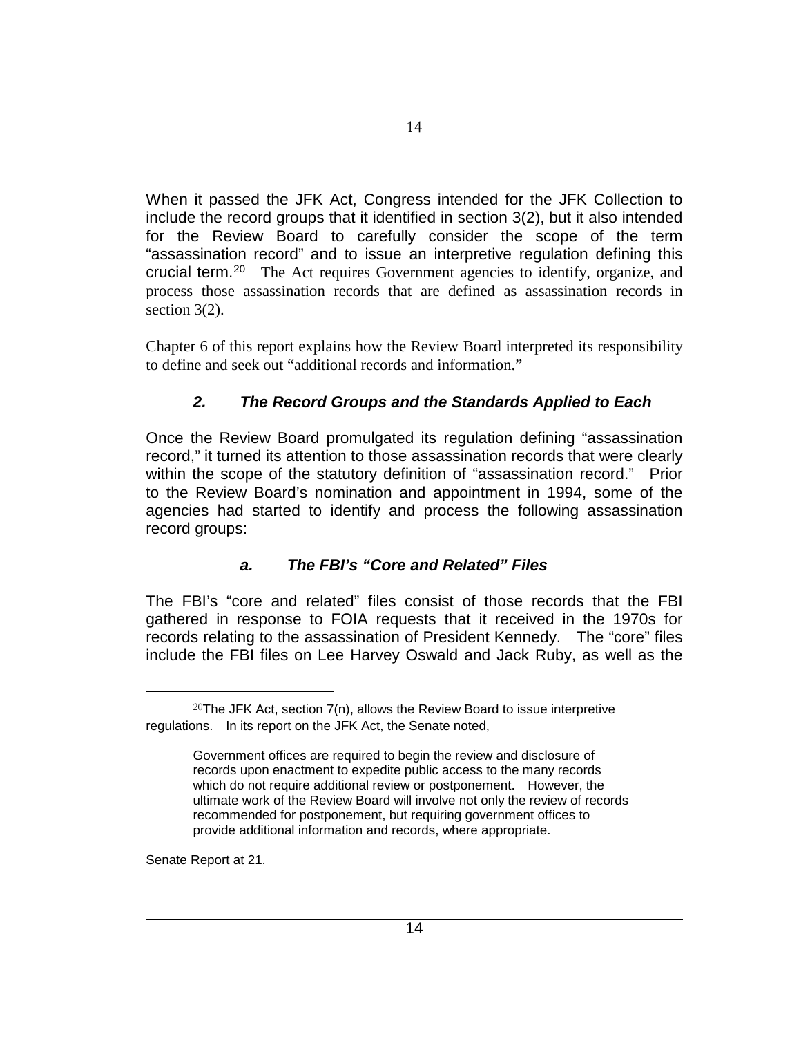When it passed the JFK Act, Congress intended for the JFK Collection to include the record groups that it identified in section 3(2), but it also intended for the Review Board to carefully consider the scope of the term "assassination record" and to issue an interpretive regulation defining this crucial term.[20] The Act requires Government agencies to identify, organize, and process those assassination records that are defined as assassination records in section 3(2).

Chapter 6 of this report explains how the Review Board interpreted its responsibility to define and seek out "additional records and information."

### *2. The Record Groups and the Standards Applied to Each*

Once the Review Board promulgated its regulation defining "assassination record," it turned its attention to those assassination records that were clearly within the scope of the statutory definition of "assassination record." Prior to the Review Board's nomination and appointment in 1994, some of the agencies had started to identify and process the following assassination record groups:

#### *a. The FBI's "Core and Related" Files*

The FBI's "core and related" files consist of those records that the FBI gathered in response to FOIA requests that it received in the 1970s for records relating to the assassination of President Kennedy. The "core" files include the FBI files on Lee Harvey Oswald and Jack Ruby, as well as the

---

[20] The JFK Act, section 7(n), allows the Review Board to issue interpretive regulations. In its report on the JFK Act, the Senate noted,

> Government offices are required to begin the review and disclosure of records upon enactment to expedite public access to the many records which do not require additional review or postponement. However, the ultimate work of the Review Board will involve not only the review of records recommended for postponement, but requiring government offices to provide additional information and records, where appropriate.

Senate Report at 21.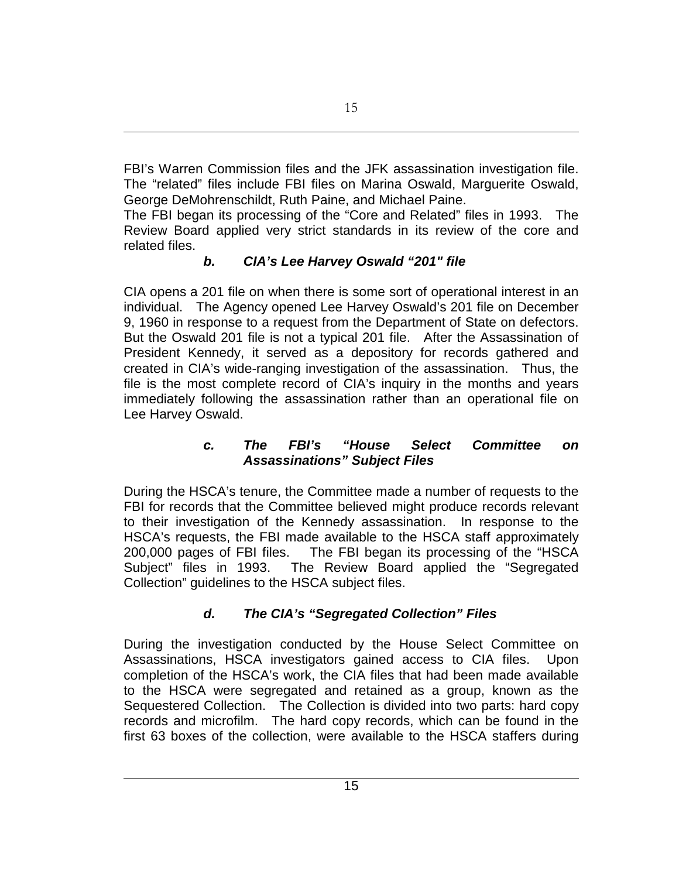FBI's Warren Commission files and the JFK assassination investigation file. The "related" files include FBI files on Marina Oswald, Marguerite Oswald, George DeMohrenschildt, Ruth Paine, and Michael Paine.
The FBI began its processing of the "Core and Related" files in 1993. The Review Board applied very strict standards in its review of the core and related files.

### *b. CIA's Lee Harvey Oswald "201" file*

CIA opens a 201 file on when there is some sort of operational interest in an individual. The Agency opened Lee Harvey Oswald's 201 file on December 9, 1960 in response to a request from the Department of State on defectors. But the Oswald 201 file is not a typical 201 file. After the Assassination of President Kennedy, it served as a depository for records gathered and created in CIA's wide-ranging investigation of the assassination. Thus, the file is the most complete record of CIA's inquiry in the months and years immediately following the assassination rather than an operational file on Lee Harvey Oswald.

### *c. The FBI's "House Select Committee on Assassinations" Subject Files*

During the HSCA's tenure, the Committee made a number of requests to the FBI for records that the Committee believed might produce records relevant to their investigation of the Kennedy assassination. In response to the HSCA's requests, the FBI made available to the HSCA staff approximately 200,000 pages of FBI files. The FBI began its processing of the "HSCA Subject" files in 1993. The Review Board applied the "Segregated Collection" guidelines to the HSCA subject files.

### *d. The CIA's "Segregated Collection" Files*

During the investigation conducted by the House Select Committee on Assassinations, HSCA investigators gained access to CIA files. Upon completion of the HSCA's work, the CIA files that had been made available to the HSCA were segregated and retained as a group, known as the Sequestered Collection. The Collection is divided into two parts: hard copy records and microfilm. The hard copy records, which can be found in the first 63 boxes of the collection, were available to the HSCA staffers during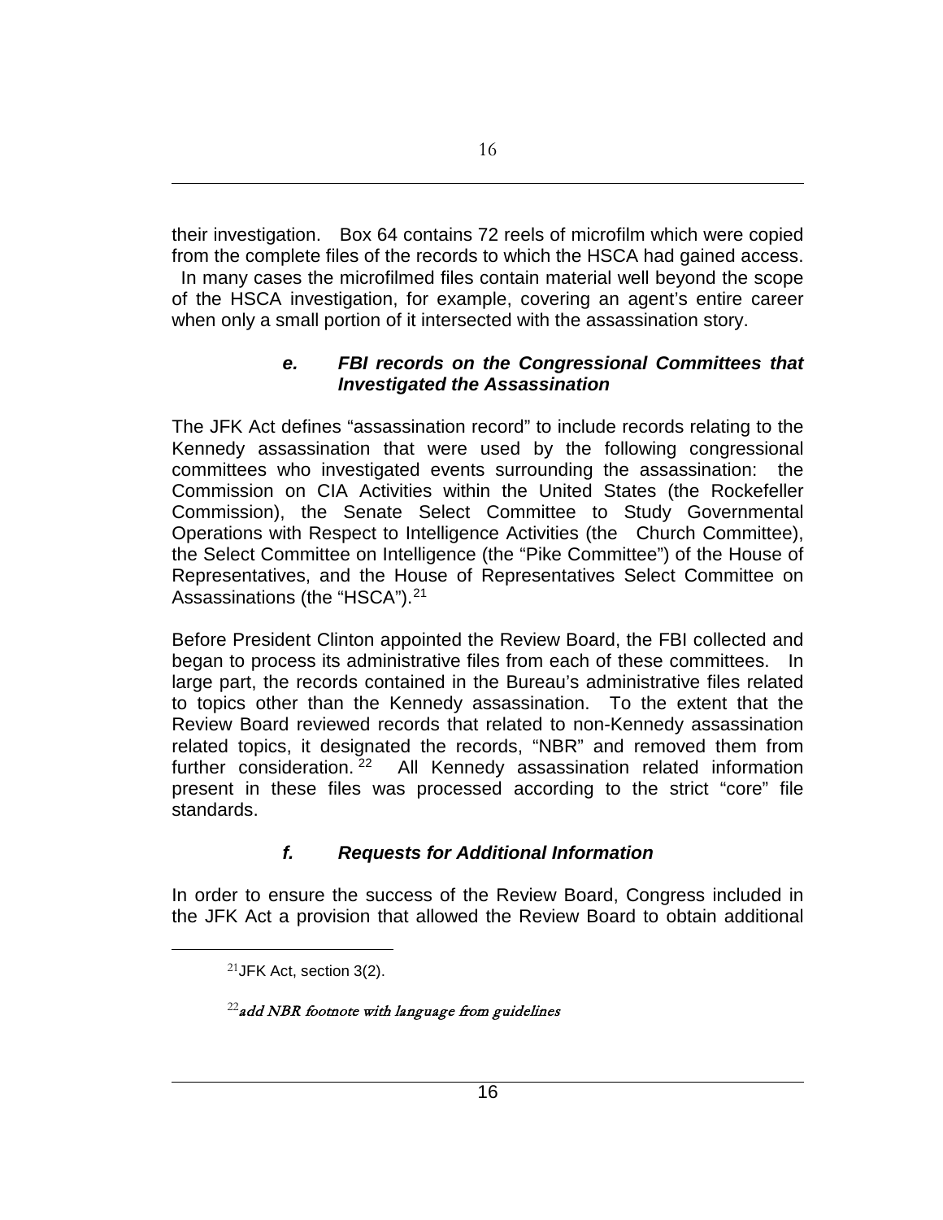their investigation. Box 64 contains 72 reels of microfilm which were copied from the complete files of the records to which the HSCA had gained access. In many cases the microfilmed files contain material well beyond the scope of the HSCA investigation, for example, covering an agent's entire career when only a small portion of it intersected with the assassination story.

### *e. FBI records on the Congressional Committees that Investigated the Assassination*

The JFK Act defines "assassination record" to include records relating to the Kennedy assassination that were used by the following congressional committees who investigated events surrounding the assassination: the Commission on CIA Activities within the United States (the Rockefeller Commission), the Senate Select Committee to Study Governmental Operations with Respect to Intelligence Activities (the Church Committee), the Select Committee on Intelligence (the "Pike Committee") of the House of Representatives, and the House of Representatives Select Committee on Assassinations (the "HSCA").[21]

Before President Clinton appointed the Review Board, the FBI collected and began to process its administrative files from each of these committees. In large part, the records contained in the Bureau's administrative files related to topics other than the Kennedy assassination. To the extent that the Review Board reviewed records that related to non-Kennedy assassination related topics, it designated the records, "NBR" and removed them from further consideration.[22] All Kennedy assassination related information present in these files was processed according to the strict "core" file standards.

### *f. Requests for Additional Information*

In order to ensure the success of the Review Board, Congress included in the JFK Act a provision that allowed the Review Board to obtain additional

---

[21] JFK Act, section 3(2).

[22] *add NBR footnote with language from guidelines*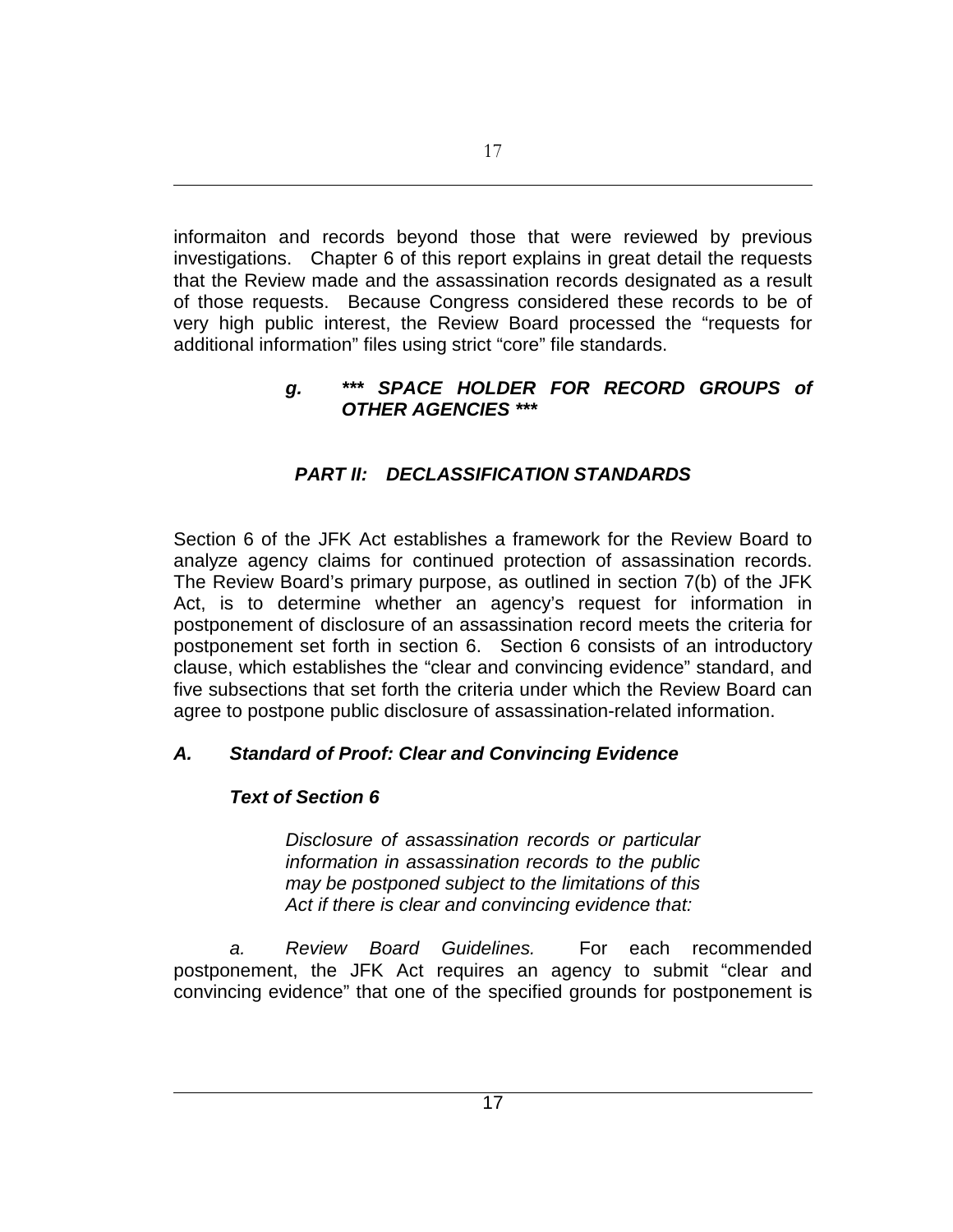informaiton and records beyond those that were reviewed by previous investigations. Chapter 6 of this report explains in great detail the requests that the Review made and the assassination records designated as a result of those requests. Because Congress considered these records to be of very high public interest, the Review Board processed the "requests for additional information" files using strict "core" file standards.

#### *g. *** SPACE HOLDER FOR RECORD GROUPS of OTHER AGENCIES ****

## *PART II: DECLASSIFICATION STANDARDS*

Section 6 of the JFK Act establishes a framework for the Review Board to analyze agency claims for continued protection of assassination records. The Review Board's primary purpose, as outlined in section 7(b) of the JFK Act, is to determine whether an agency's request for information in postponement of disclosure of an assassination record meets the criteria for postponement set forth in section 6. Section 6 consists of an introductory clause, which establishes the "clear and convincing evidence" standard, and five subsections that set forth the criteria under which the Review Board can agree to postpone public disclosure of assassination-related information.

### *A. Standard of Proof: Clear and Convincing Evidence*

#### *Text of Section 6*

> *Disclosure of assassination records or particular information in assassination records to the public may be postponed subject to the limitations of this Act if there is clear and convincing evidence that:*

*a. Review Board Guidelines.* For each recommended postponement, the JFK Act requires an agency to submit "clear and convincing evidence" that one of the specified grounds for postponement is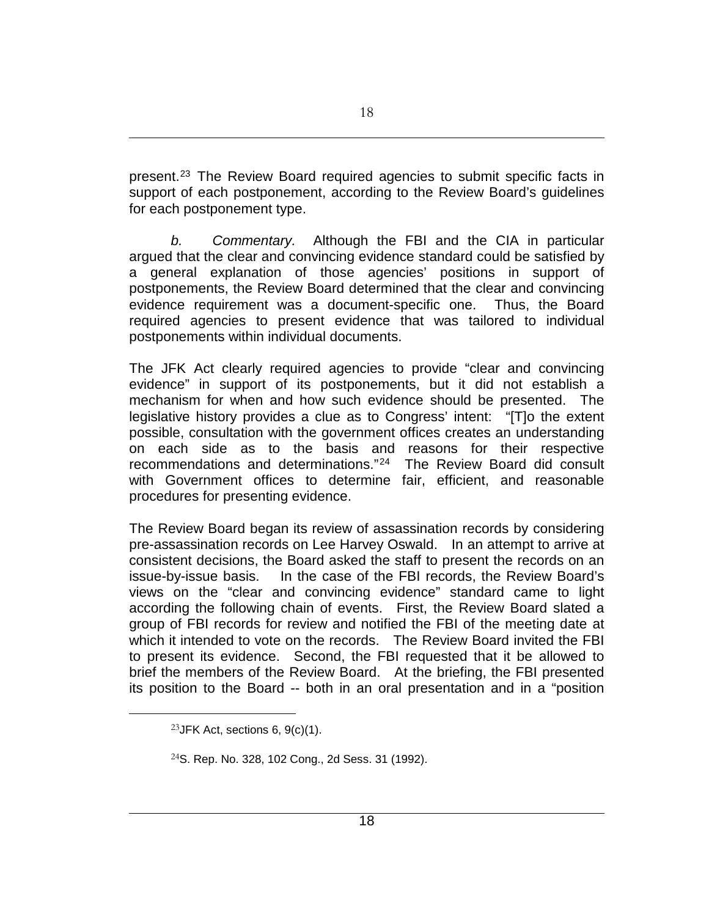present.[23] The Review Board required agencies to submit specific facts in support of each postponement, according to the Review Board's guidelines for each postponement type.

*b. Commentary.* Although the FBI and the CIA in particular argued that the clear and convincing evidence standard could be satisfied by a general explanation of those agencies' positions in support of postponements, the Review Board determined that the clear and convincing evidence requirement was a document-specific one. Thus, the Board required agencies to present evidence that was tailored to individual postponements within individual documents.

The JFK Act clearly required agencies to provide "clear and convincing evidence" in support of its postponements, but it did not establish a mechanism for when and how such evidence should be presented. The legislative history provides a clue as to Congress' intent: "[T]o the extent possible, consultation with the government offices creates an understanding on each side as to the basis and reasons for their respective recommendations and determinations."[24] The Review Board did consult with Government offices to determine fair, efficient, and reasonable procedures for presenting evidence.

The Review Board began its review of assassination records by considering pre-assassination records on Lee Harvey Oswald. In an attempt to arrive at consistent decisions, the Board asked the staff to present the records on an issue-by-issue basis. In the case of the FBI records, the Review Board's views on the "clear and convincing evidence" standard came to light according the following chain of events. First, the Review Board slated a group of FBI records for review and notified the FBI of the meeting date at which it intended to vote on the records. The Review Board invited the FBI to present its evidence. Second, the FBI requested that it be allowed to brief the members of the Review Board. At the briefing, the FBI presented its position to the Board -- both in an oral presentation and in a "position

---

[23] JFK Act, sections 6, 9(c)(1).

[24] S. Rep. No. 328, 102 Cong., 2d Sess. 31 (1992).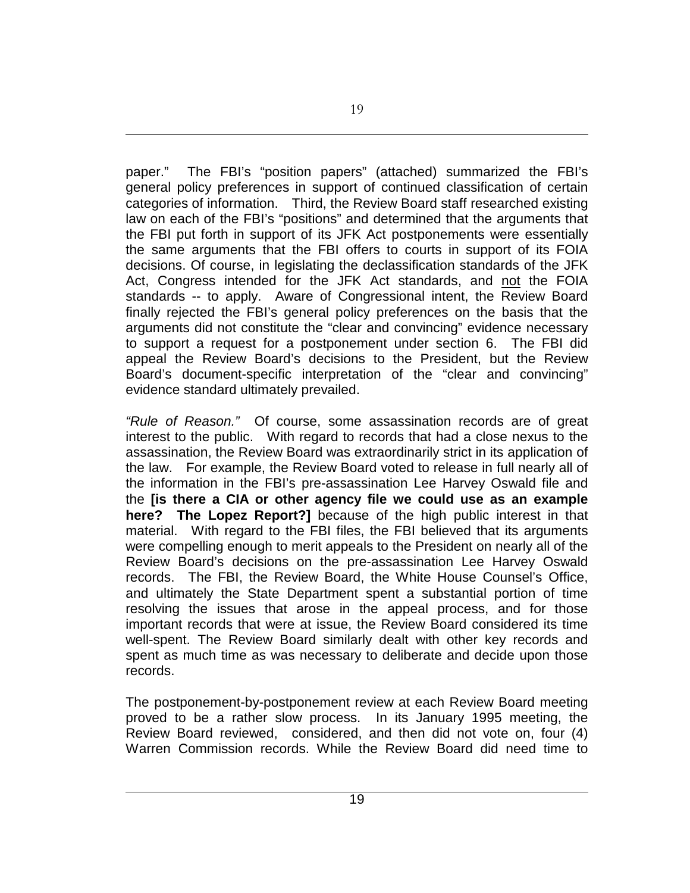paper." The FBI's "position papers" (attached) summarized the FBI's general policy preferences in support of continued classification of certain categories of information. Third, the Review Board staff researched existing law on each of the FBI's "positions" and determined that the arguments that the FBI put forth in support of its JFK Act postponements were essentially the same arguments that the FBI offers to courts in support of its FOIA decisions. Of course, in legislating the declassification standards of the JFK Act, Congress intended for the JFK Act standards, and <u>not</u> the FOIA standards -- to apply. Aware of Congressional intent, the Review Board finally rejected the FBI's general policy preferences on the basis that the arguments did not constitute the "clear and convincing" evidence necessary to support a request for a postponement under section 6. The FBI did appeal the Review Board's decisions to the President, but the Review Board's document-specific interpretation of the "clear and convincing" evidence standard ultimately prevailed.

*"Rule of Reason."* Of course, some assassination records are of great interest to the public. With regard to records that had a close nexus to the assassination, the Review Board was extraordinarily strict in its application of the law. For example, the Review Board voted to release in full nearly all of the information in the FBI's pre-assassination Lee Harvey Oswald file and the **[is there a CIA or other agency file we could use as an example here? The Lopez Report?]** because of the high public interest in that material. With regard to the FBI files, the FBI believed that its arguments were compelling enough to merit appeals to the President on nearly all of the Review Board's decisions on the pre-assassination Lee Harvey Oswald records. The FBI, the Review Board, the White House Counsel's Office, and ultimately the State Department spent a substantial portion of time resolving the issues that arose in the appeal process, and for those important records that were at issue, the Review Board considered its time well-spent. The Review Board similarly dealt with other key records and spent as much time as was necessary to deliberate and decide upon those records.

The postponement-by-postponement review at each Review Board meeting proved to be a rather slow process. In its January 1995 meeting, the Review Board reviewed, considered, and then did not vote on, four (4) Warren Commission records. While the Review Board did need time to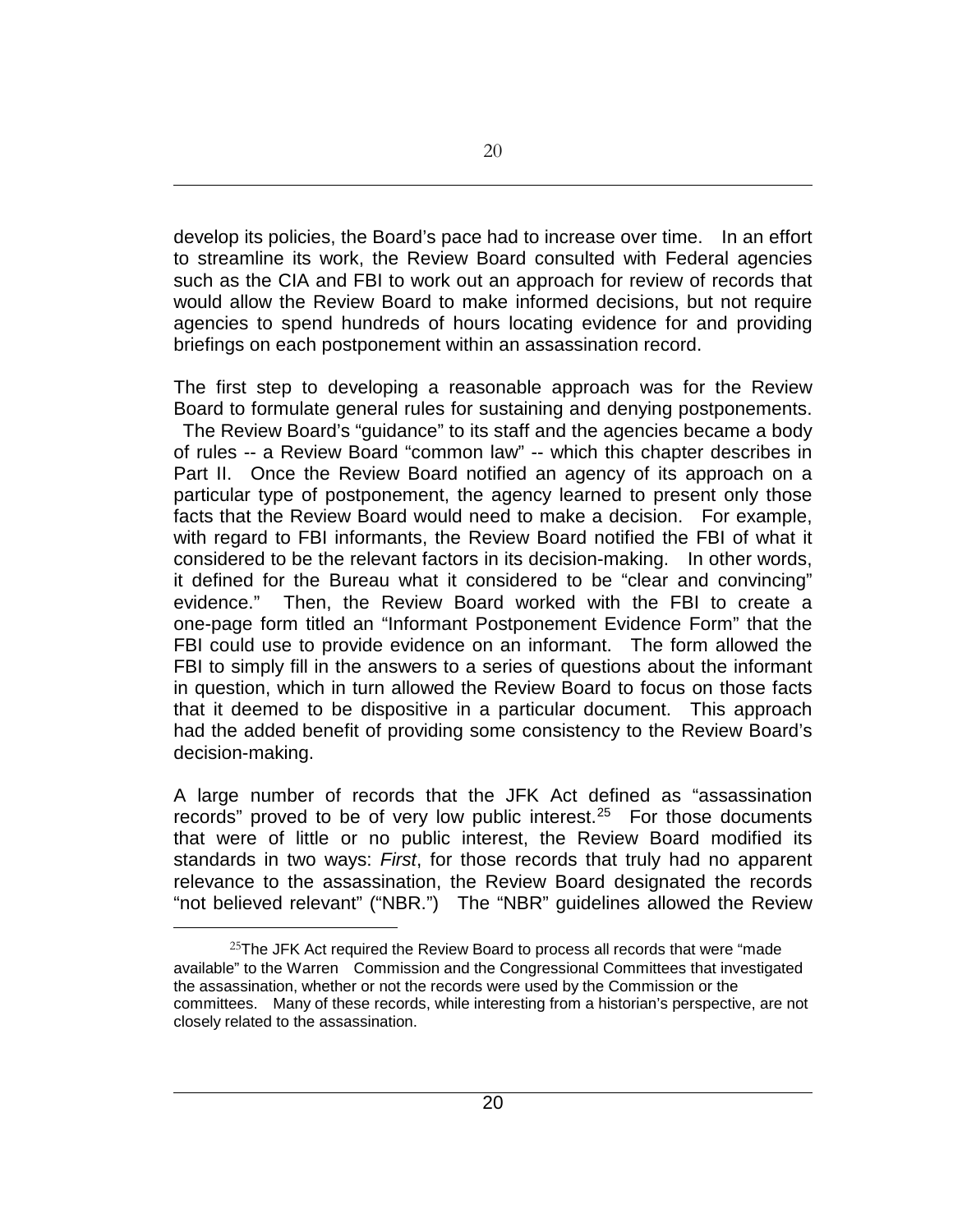develop its policies, the Board's pace had to increase over time. In an effort to streamline its work, the Review Board consulted with Federal agencies such as the CIA and FBI to work out an approach for review of records that would allow the Review Board to make informed decisions, but not require agencies to spend hundreds of hours locating evidence for and providing briefings on each postponement within an assassination record.

The first step to developing a reasonable approach was for the Review Board to formulate general rules for sustaining and denying postponements. The Review Board's "guidance" to its staff and the agencies became a body of rules -- a Review Board "common law" -- which this chapter describes in Part II. Once the Review Board notified an agency of its approach on a particular type of postponement, the agency learned to present only those facts that the Review Board would need to make a decision. For example, with regard to FBI informants, the Review Board notified the FBI of what it considered to be the relevant factors in its decision-making. In other words, it defined for the Bureau what it considered to be "clear and convincing" evidence." Then, the Review Board worked with the FBI to create a one-page form titled an "Informant Postponement Evidence Form" that the FBI could use to provide evidence on an informant. The form allowed the FBI to simply fill in the answers to a series of questions about the informant in question, which in turn allowed the Review Board to focus on those facts that it deemed to be dispositive in a particular document. This approach had the added benefit of providing some consistency to the Review Board's decision-making.

A large number of records that the JFK Act defined as "assassination records" proved to be of very low public interest.[25] For those documents that were of little or no public interest, the Review Board modified its standards in two ways: *First*, for those records that truly had no apparent relevance to the assassination, the Review Board designated the records "not believed relevant" ("NBR.") The "NBR" guidelines allowed the Review

---

[25] The JFK Act required the Review Board to process all records that were "made available" to the Warren Commission and the Congressional Committees that investigated the assassination, whether or not the records were used by the Commission or the committees. Many of these records, while interesting from a historian's perspective, are not closely related to the assassination.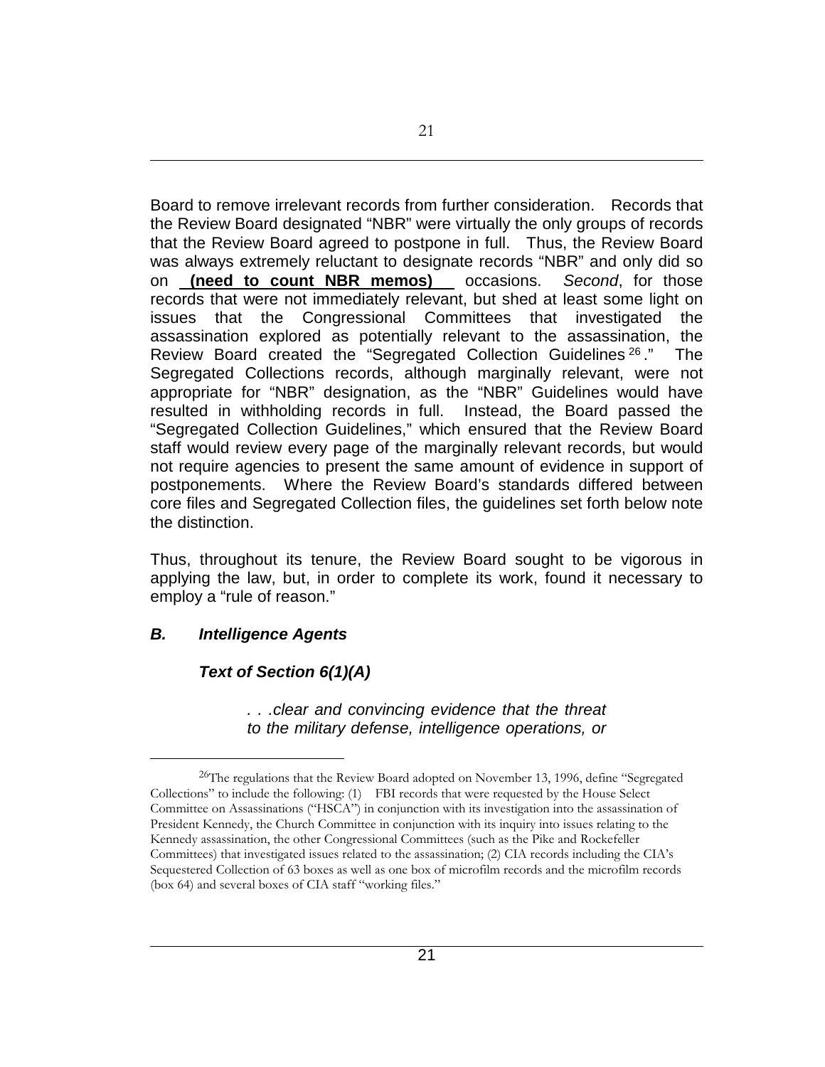Board to remove irrelevant records from further consideration. Records that the Review Board designated "NBR" were virtually the only groups of records that the Review Board agreed to postpone in full. Thus, the Review Board was always extremely reluctant to designate records "NBR" and only did so on **(need to count NBR memos)** occasions. *Second*, for those records that were not immediately relevant, but shed at least some light on issues that the Congressional Committees that investigated the assassination explored as potentially relevant to the assassination, the Review Board created the "Segregated Collection Guidelines[26]." The Segregated Collections records, although marginally relevant, were not appropriate for "NBR" designation, as the "NBR" Guidelines would have resulted in withholding records in full. Instead, the Board passed the "Segregated Collection Guidelines," which ensured that the Review Board staff would review every page of the marginally relevant records, but would not require agencies to present the same amount of evidence in support of postponements. Where the Review Board's standards differed between core files and Segregated Collection files, the guidelines set forth below note the distinction.

Thus, throughout its tenure, the Review Board sought to be vigorous in applying the law, but, in order to complete its work, found it necessary to employ a "rule of reason."

## *B. Intelligence Agents*

### *Text of Section 6(1)(A)*

> *. . .clear and convincing evidence that the threat to the military defense, intelligence operations, or*

---

[26] The regulations that the Review Board adopted on November 13, 1996, define "Segregated Collections" to include the following: (1) FBI records that were requested by the House Select Committee on Assassinations ("HSCA") in conjunction with its investigation into the assassination of President Kennedy, the Church Committee in conjunction with its inquiry into issues relating to the Kennedy assassination, the other Congressional Committees (such as the Pike and Rockefeller Committees) that investigated issues related to the assassination; (2) CIA records including the CIA's Sequestered Collection of 63 boxes as well as one box of microfilm records and the microfilm records (box 64) and several boxes of CIA staff "working files."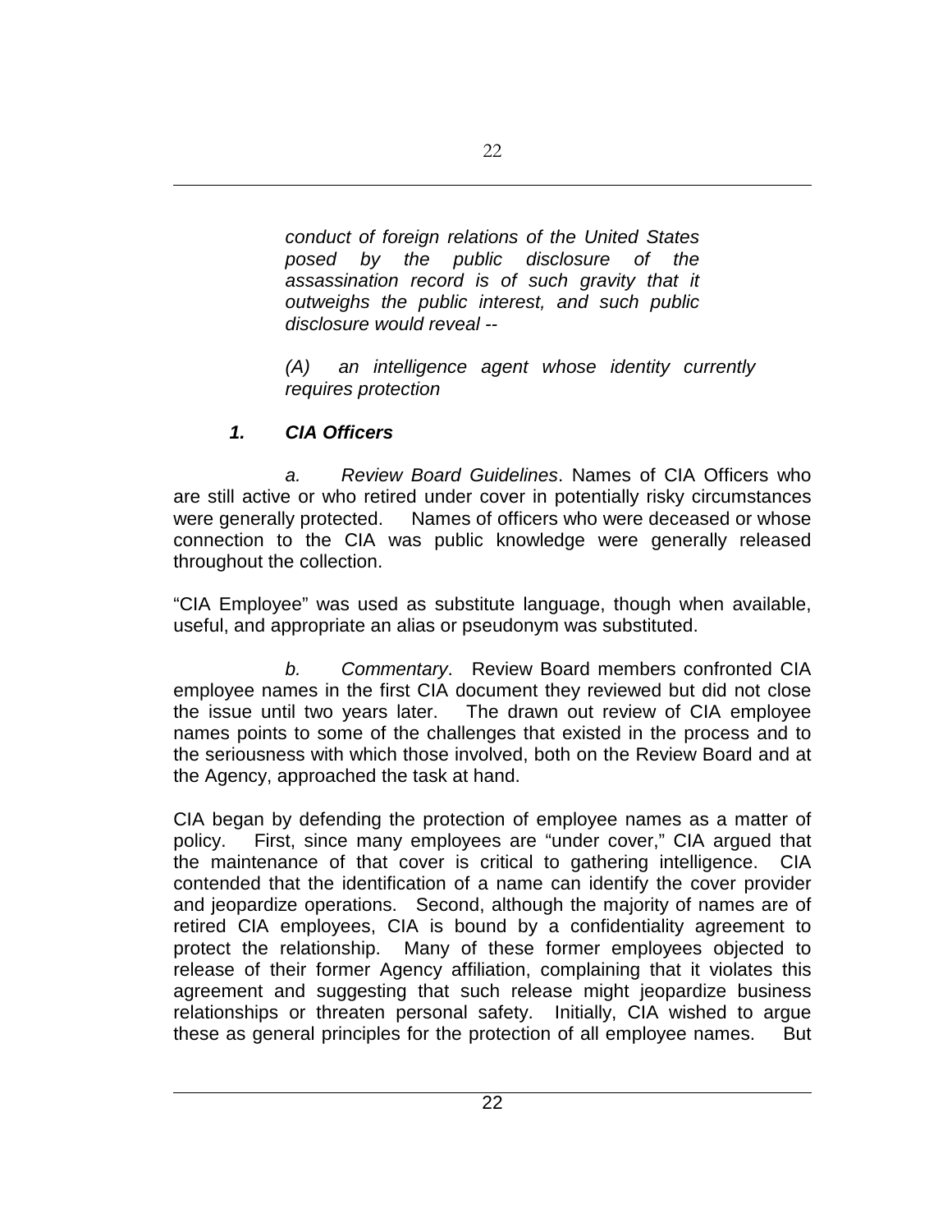*conduct of foreign relations of the United States posed by the public disclosure of the assassination record is of such gravity that it outweighs the public interest, and such public disclosure would reveal --*

*(A) an intelligence agent whose identity currently requires protection*

### ***1. CIA Officers***

*a. Review Board Guidelines*. Names of CIA Officers who are still active or who retired under cover in potentially risky circumstances were generally protected. Names of officers who were deceased or whose connection to the CIA was public knowledge were generally released throughout the collection.

"CIA Employee" was used as substitute language, though when available, useful, and appropriate an alias or pseudonym was substituted.

*b. Commentary*. Review Board members confronted CIA employee names in the first CIA document they reviewed but did not close the issue until two years later. The drawn out review of CIA employee names points to some of the challenges that existed in the process and to the seriousness with which those involved, both on the Review Board and at the Agency, approached the task at hand.

CIA began by defending the protection of employee names as a matter of policy. First, since many employees are "under cover," CIA argued that the maintenance of that cover is critical to gathering intelligence. CIA contended that the identification of a name can identify the cover provider and jeopardize operations. Second, although the majority of names are of retired CIA employees, CIA is bound by a confidentiality agreement to protect the relationship. Many of these former employees objected to release of their former Agency affiliation, complaining that it violates this agreement and suggesting that such release might jeopardize business relationships or threaten personal safety. Initially, CIA wished to argue these as general principles for the protection of all employee names. But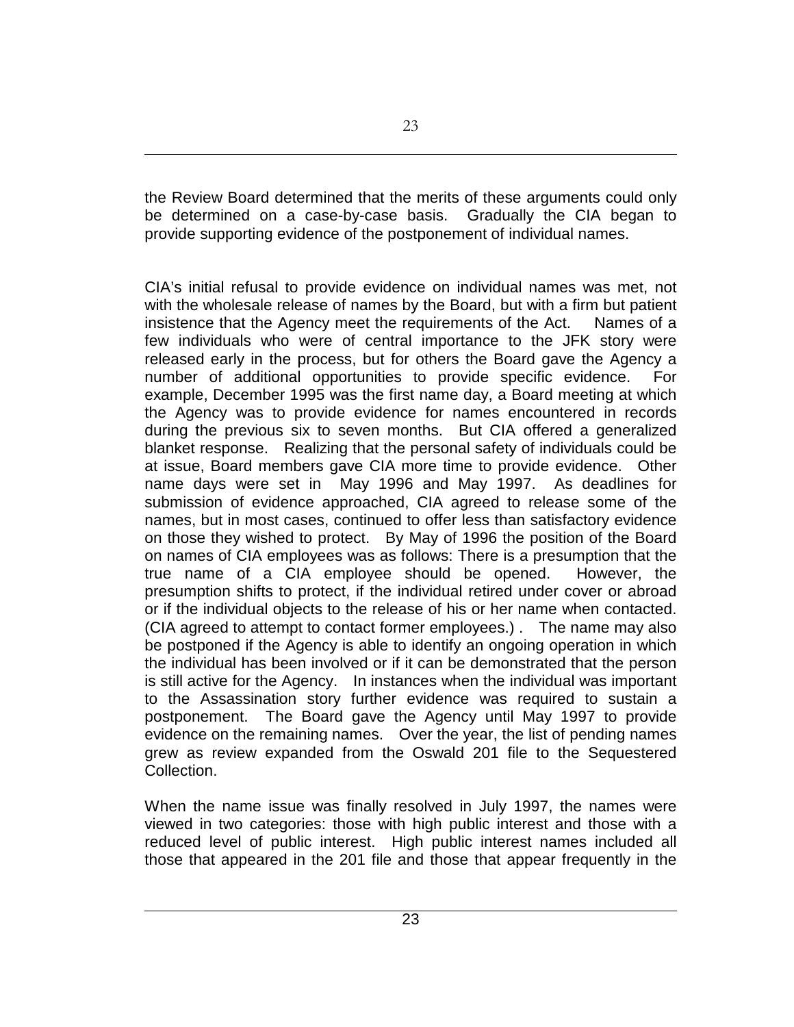the Review Board determined that the merits of these arguments could only be determined on a case-by-case basis. Gradually the CIA began to provide supporting evidence of the postponement of individual names.

CIA's initial refusal to provide evidence on individual names was met, not with the wholesale release of names by the Board, but with a firm but patient insistence that the Agency meet the requirements of the Act. Names of a few individuals who were of central importance to the JFK story were released early in the process, but for others the Board gave the Agency a number of additional opportunities to provide specific evidence. For example, December 1995 was the first name day, a Board meeting at which the Agency was to provide evidence for names encountered in records during the previous six to seven months. But CIA offered a generalized blanket response. Realizing that the personal safety of individuals could be at issue, Board members gave CIA more time to provide evidence. Other name days were set in May 1996 and May 1997. As deadlines for submission of evidence approached, CIA agreed to release some of the names, but in most cases, continued to offer less than satisfactory evidence on those they wished to protect. By May of 1996 the position of the Board on names of CIA employees was as follows: There is a presumption that the true name of a CIA employee should be opened. However, the presumption shifts to protect, if the individual retired under cover or abroad or if the individual objects to the release of his or her name when contacted. (CIA agreed to attempt to contact former employees.) . The name may also be postponed if the Agency is able to identify an ongoing operation in which the individual has been involved or if it can be demonstrated that the person is still active for the Agency. In instances when the individual was important to the Assassination story further evidence was required to sustain a postponement. The Board gave the Agency until May 1997 to provide evidence on the remaining names. Over the year, the list of pending names grew as review expanded from the Oswald 201 file to the Sequestered Collection.

When the name issue was finally resolved in July 1997, the names were viewed in two categories: those with high public interest and those with a reduced level of public interest. High public interest names included all those that appeared in the 201 file and those that appear frequently in the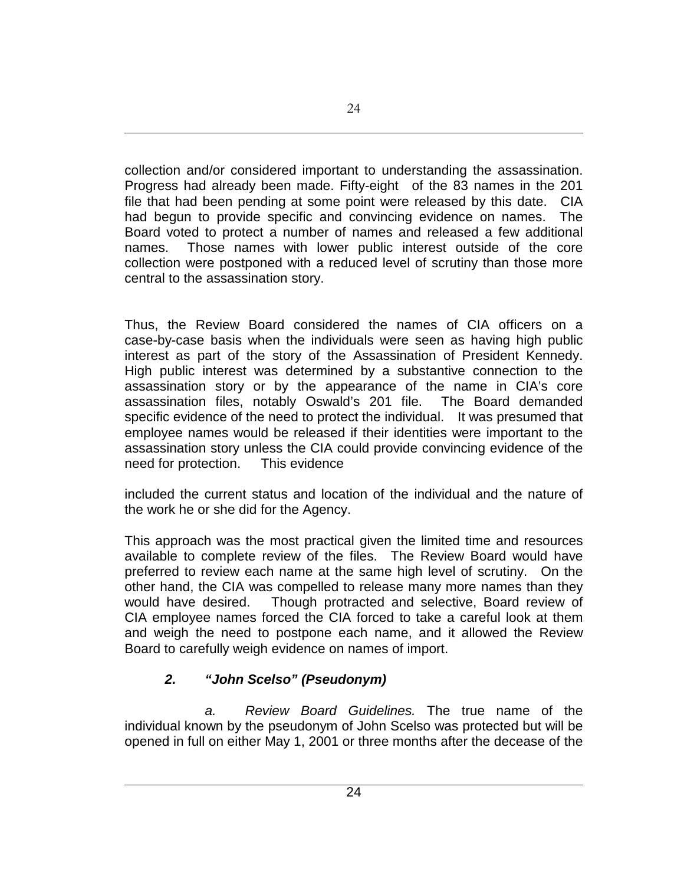collection and/or considered important to understanding the assassination. Progress had already been made. Fifty-eight of the 83 names in the 201 file that had been pending at some point were released by this date. CIA had begun to provide specific and convincing evidence on names. The Board voted to protect a number of names and released a few additional names. Those names with lower public interest outside of the core collection were postponed with a reduced level of scrutiny than those more central to the assassination story.

Thus, the Review Board considered the names of CIA officers on a case-by-case basis when the individuals were seen as having high public interest as part of the story of the Assassination of President Kennedy. High public interest was determined by a substantive connection to the assassination story or by the appearance of the name in CIA's core assassination files, notably Oswald's 201 file. The Board demanded specific evidence of the need to protect the individual. It was presumed that employee names would be released if their identities were important to the assassination story unless the CIA could provide convincing evidence of the need for protection. This evidence

included the current status and location of the individual and the nature of the work he or she did for the Agency.

This approach was the most practical given the limited time and resources available to complete review of the files. The Review Board would have preferred to review each name at the same high level of scrutiny. On the other hand, the CIA was compelled to release many more names than they would have desired. Though protracted and selective, Board review of CIA employee names forced the CIA forced to take a careful look at them and weigh the need to postpone each name, and it allowed the Review Board to carefully weigh evidence on names of import.

### *2. "John Scelso" (Pseudonym)*

*a. Review Board Guidelines.* The true name of the individual known by the pseudonym of John Scelso was protected but will be opened in full on either May 1, 2001 or three months after the decease of the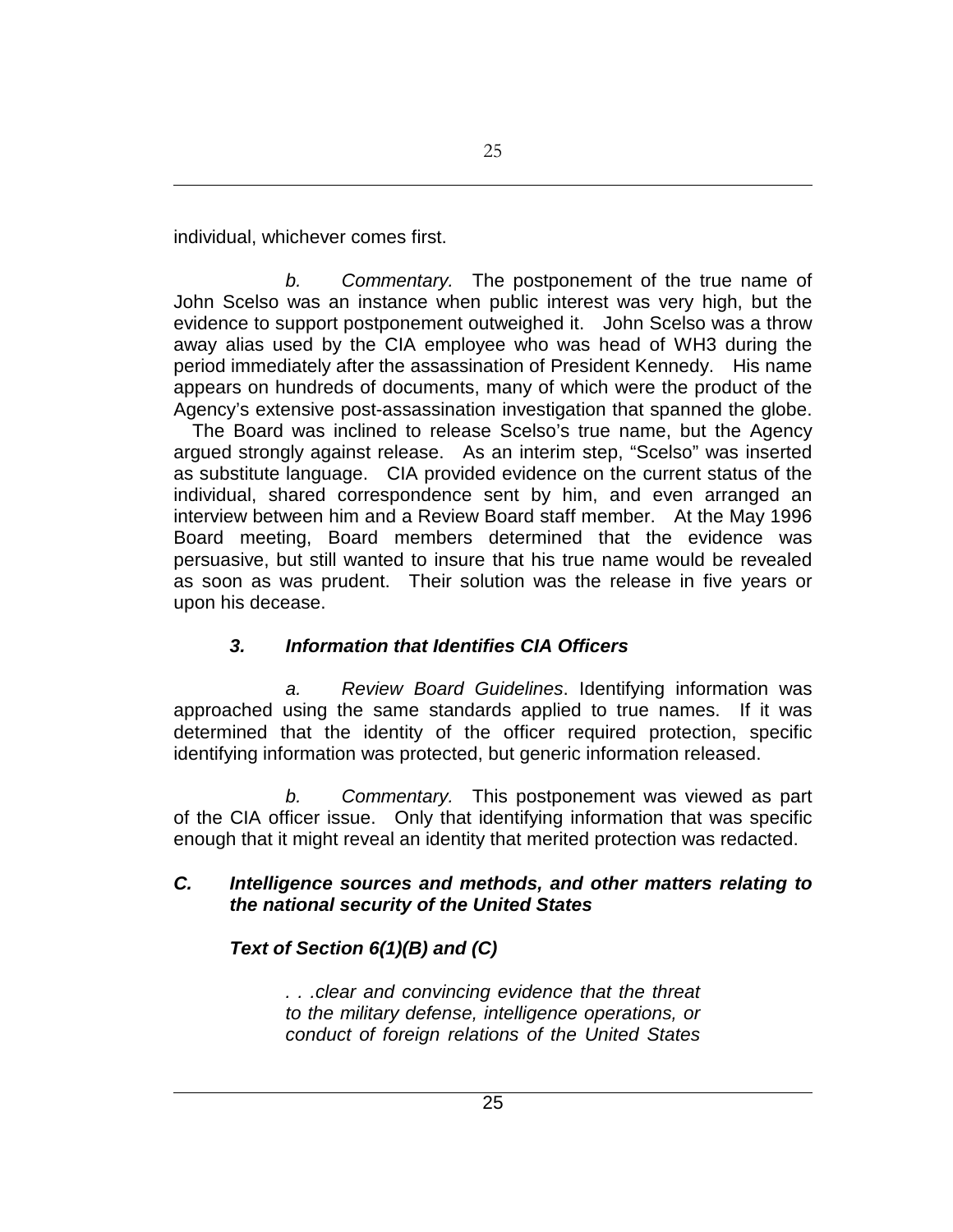individual, whichever comes first.

*b. Commentary.* The postponement of the true name of John Scelso was an instance when public interest was very high, but the evidence to support postponement outweighed it. John Scelso was a throw away alias used by the CIA employee who was head of WH3 during the period immediately after the assassination of President Kennedy. His name appears on hundreds of documents, many of which were the product of the Agency's extensive post-assassination investigation that spanned the globe. The Board was inclined to release Scelso's true name, but the Agency argued strongly against release. As an interim step, "Scelso" was inserted as substitute language. CIA provided evidence on the current status of the individual, shared correspondence sent by him, and even arranged an interview between him and a Review Board staff member. At the May 1996 Board meeting, Board members determined that the evidence was persuasive, but still wanted to insure that his true name would be revealed as soon as was prudent. Their solution was the release in five years or upon his decease.

### ***3. Information that Identifies CIA Officers***

*a. Review Board Guidelines*. Identifying information was approached using the same standards applied to true names. If it was determined that the identity of the officer required protection, specific identifying information was protected, but generic information released.

*b. Commentary.* This postponement was viewed as part of the CIA officer issue. Only that identifying information that was specific enough that it might reveal an identity that merited protection was redacted.

## ***C. Intelligence sources and methods, and other matters relating to the national security of the United States***

***Text of Section 6(1)(B) and (C)***

> *. . .clear and convincing evidence that the threat to the military defense, intelligence operations, or conduct of foreign relations of the United States*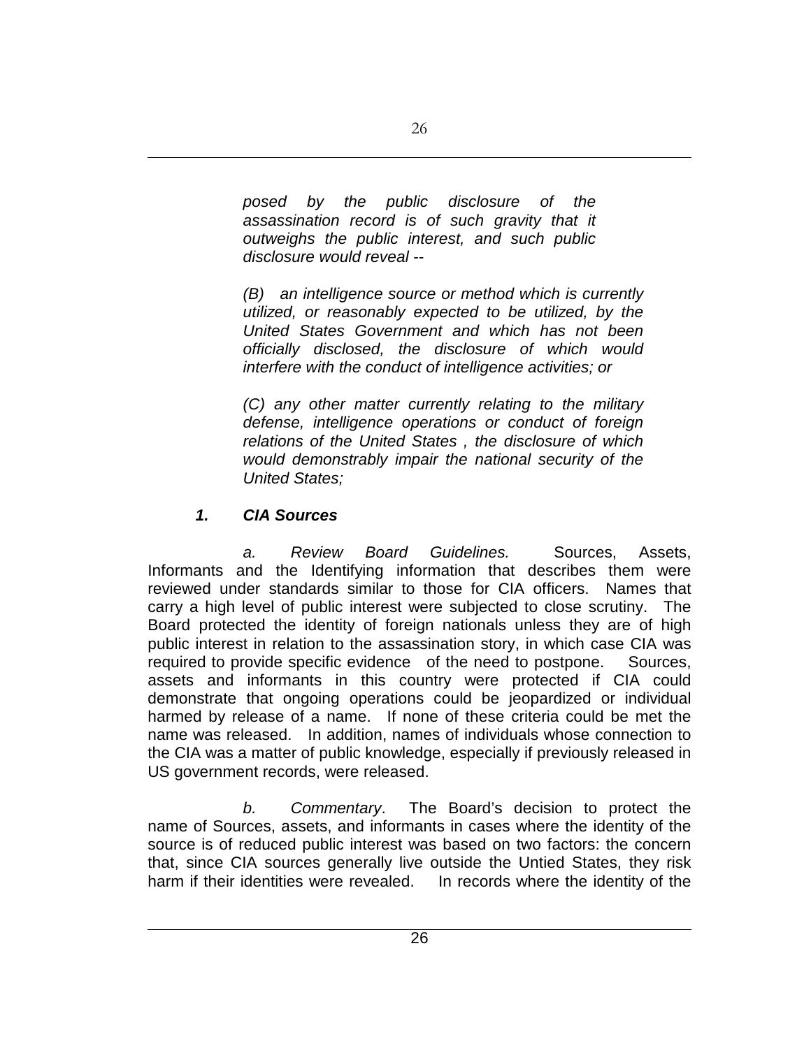*posed by the public disclosure of the assassination record is of such gravity that it outweighs the public interest, and such public disclosure would reveal --*

*(B) an intelligence source or method which is currently utilized, or reasonably expected to be utilized, by the United States Government and which has not been officially disclosed, the disclosure of which would interfere with the conduct of intelligence activities; or*

*(C) any other matter currently relating to the military defense, intelligence operations or conduct of foreign relations of the United States , the disclosure of which would demonstrably impair the national security of the United States;*

### *1. CIA Sources*

*a. Review Board Guidelines.* Sources, Assets, Informants and the Identifying information that describes them were reviewed under standards similar to those for CIA officers. Names that carry a high level of public interest were subjected to close scrutiny. The Board protected the identity of foreign nationals unless they are of high public interest in relation to the assassination story, in which case CIA was required to provide specific evidence of the need to postpone. Sources, assets and informants in this country were protected if CIA could demonstrate that ongoing operations could be jeopardized or individual harmed by release of a name. If none of these criteria could be met the name was released. In addition, names of individuals whose connection to the CIA was a matter of public knowledge, especially if previously released in US government records, were released.

*b. Commentary*. The Board's decision to protect the name of Sources, assets, and informants in cases where the identity of the source is of reduced public interest was based on two factors: the concern that, since CIA sources generally live outside the Untied States, they risk harm if their identities were revealed. In records where the identity of the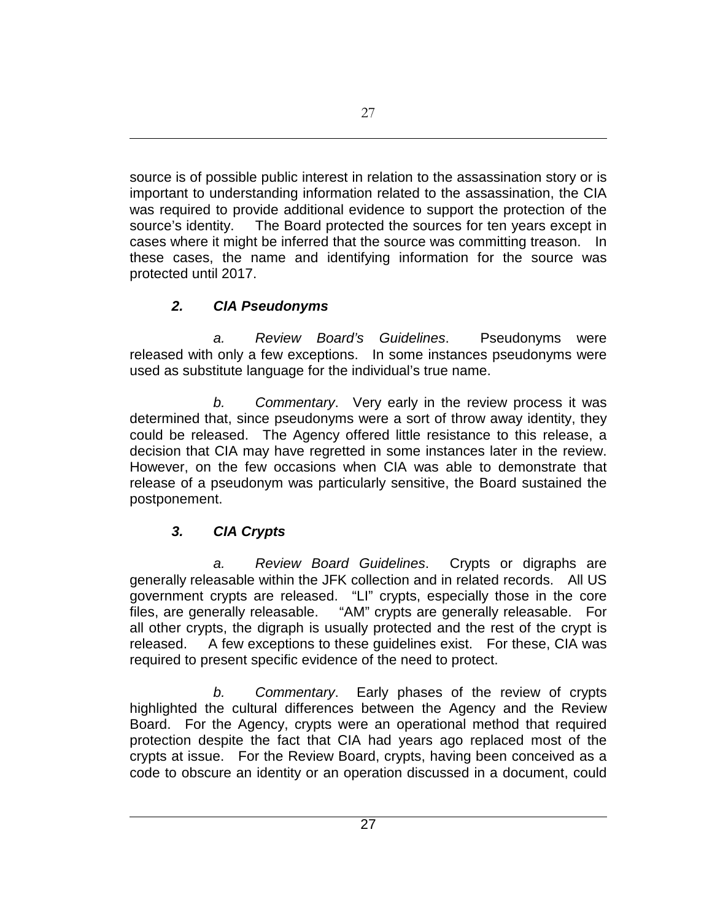source is of possible public interest in relation to the assassination story or is important to understanding information related to the assassination, the CIA was required to provide additional evidence to support the protection of the source's identity. The Board protected the sources for ten years except in cases where it might be inferred that the source was committing treason. In these cases, the name and identifying information for the source was protected until 2017.

### ***2. CIA Pseudonyms***

*a. Review Board's Guidelines*. Pseudonyms were released with only a few exceptions. In some instances pseudonyms were used as substitute language for the individual's true name.

*b. Commentary*. Very early in the review process it was determined that, since pseudonyms were a sort of throw away identity, they could be released. The Agency offered little resistance to this release, a decision that CIA may have regretted in some instances later in the review. However, on the few occasions when CIA was able to demonstrate that release of a pseudonym was particularly sensitive, the Board sustained the postponement.

### ***3. CIA Crypts***

*a. Review Board Guidelines*. Crypts or digraphs are generally releasable within the JFK collection and in related records. All US government crypts are released. "LI" crypts, especially those in the core files, are generally releasable. "AM" crypts are generally releasable. For all other crypts, the digraph is usually protected and the rest of the crypt is released. A few exceptions to these guidelines exist. For these, CIA was required to present specific evidence of the need to protect.

*b. Commentary*. Early phases of the review of crypts highlighted the cultural differences between the Agency and the Review Board. For the Agency, crypts were an operational method that required protection despite the fact that CIA had years ago replaced most of the crypts at issue. For the Review Board, crypts, having been conceived as a code to obscure an identity or an operation discussed in a document, could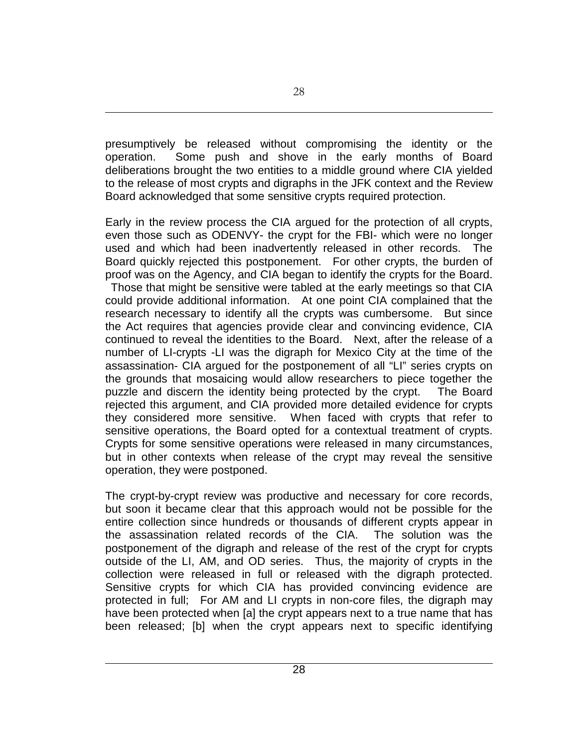presumptively be released without compromising the identity or the operation. Some push and shove in the early months of Board deliberations brought the two entities to a middle ground where CIA yielded to the release of most crypts and digraphs in the JFK context and the Review Board acknowledged that some sensitive crypts required protection.

Early in the review process the CIA argued for the protection of all crypts, even those such as ODENVY- the crypt for the FBI- which were no longer used and which had been inadvertently released in other records. The Board quickly rejected this postponement. For other crypts, the burden of proof was on the Agency, and CIA began to identify the crypts for the Board. Those that might be sensitive were tabled at the early meetings so that CIA could provide additional information. At one point CIA complained that the research necessary to identify all the crypts was cumbersome. But since the Act requires that agencies provide clear and convincing evidence, CIA continued to reveal the identities to the Board. Next, after the release of a number of LI-crypts -LI was the digraph for Mexico City at the time of the assassination- CIA argued for the postponement of all "LI" series crypts on the grounds that mosaicing would allow researchers to piece together the puzzle and discern the identity being protected by the crypt. The Board rejected this argument, and CIA provided more detailed evidence for crypts they considered more sensitive. When faced with crypts that refer to sensitive operations, the Board opted for a contextual treatment of crypts. Crypts for some sensitive operations were released in many circumstances, but in other contexts when release of the crypt may reveal the sensitive operation, they were postponed.

The crypt-by-crypt review was productive and necessary for core records, but soon it became clear that this approach would not be possible for the entire collection since hundreds or thousands of different crypts appear in the assassination related records of the CIA. The solution was the postponement of the digraph and release of the rest of the crypt for crypts outside of the LI, AM, and OD series. Thus, the majority of crypts in the collection were released in full or released with the digraph protected. Sensitive crypts for which CIA has provided convincing evidence are protected in full; For AM and LI crypts in non-core files, the digraph may have been protected when [a] the crypt appears next to a true name that has been released; [b] when the crypt appears next to specific identifying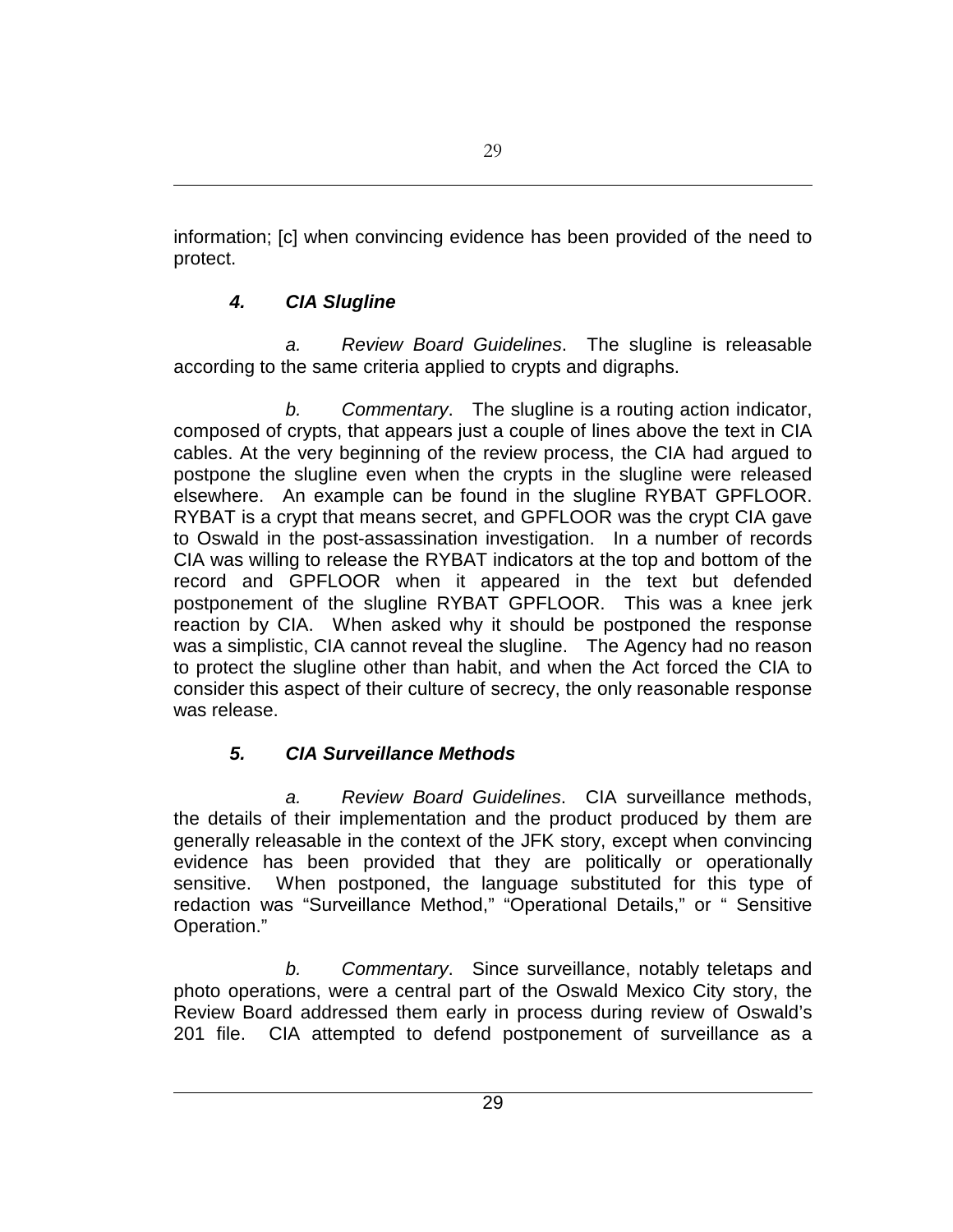information; [c] when convincing evidence has been provided of the need to protect.

### *4. CIA Slugline*

*a. Review Board Guidelines*. The slugline is releasable according to the same criteria applied to crypts and digraphs.

*b. Commentary*. The slugline is a routing action indicator, composed of crypts, that appears just a couple of lines above the text in CIA cables. At the very beginning of the review process, the CIA had argued to postpone the slugline even when the crypts in the slugline were released elsewhere. An example can be found in the slugline RYBAT GPFLOOR. RYBAT is a crypt that means secret, and GPFLOOR was the crypt CIA gave to Oswald in the post-assassination investigation. In a number of records CIA was willing to release the RYBAT indicators at the top and bottom of the record and GPFLOOR when it appeared in the text but defended postponement of the slugline RYBAT GPFLOOR. This was a knee jerk reaction by CIA. When asked why it should be postponed the response was a simplistic, CIA cannot reveal the slugline. The Agency had no reason to protect the slugline other than habit, and when the Act forced the CIA to consider this aspect of their culture of secrecy, the only reasonable response was release.

### *5. CIA Surveillance Methods*

*a. Review Board Guidelines*. CIA surveillance methods, the details of their implementation and the product produced by them are generally releasable in the context of the JFK story, except when convincing evidence has been provided that they are politically or operationally sensitive. When postponed, the language substituted for this type of redaction was "Surveillance Method," "Operational Details," or " Sensitive Operation."

*b. Commentary*. Since surveillance, notably teletaps and photo operations, were a central part of the Oswald Mexico City story, the Review Board addressed them early in process during review of Oswald's 201 file. CIA attempted to defend postponement of surveillance as a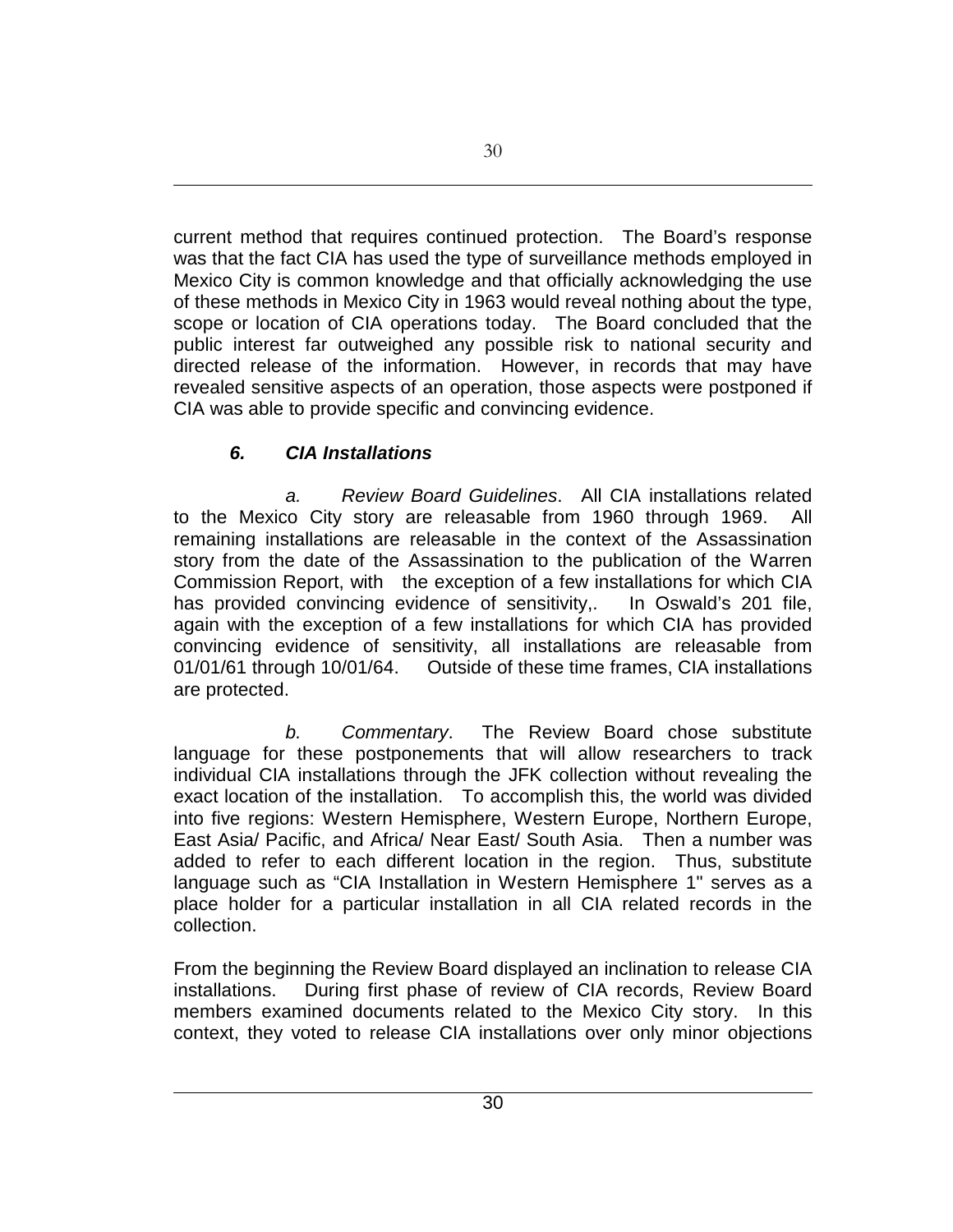current method that requires continued protection. The Board's response was that the fact CIA has used the type of surveillance methods employed in Mexico City is common knowledge and that officially acknowledging the use of these methods in Mexico City in 1963 would reveal nothing about the type, scope or location of CIA operations today. The Board concluded that the public interest far outweighed any possible risk to national security and directed release of the information. However, in records that may have revealed sensitive aspects of an operation, those aspects were postponed if CIA was able to provide specific and convincing evidence.

### *6. CIA Installations*

*a. Review Board Guidelines*. All CIA installations related to the Mexico City story are releasable from 1960 through 1969. All remaining installations are releasable in the context of the Assassination story from the date of the Assassination to the publication of the Warren Commission Report, with the exception of a few installations for which CIA has provided convincing evidence of sensitivity,. In Oswald's 201 file, again with the exception of a few installations for which CIA has provided convincing evidence of sensitivity, all installations are releasable from 01/01/61 through 10/01/64. Outside of these time frames, CIA installations are protected.

*b. Commentary*. The Review Board chose substitute language for these postponements that will allow researchers to track individual CIA installations through the JFK collection without revealing the exact location of the installation. To accomplish this, the world was divided into five regions: Western Hemisphere, Western Europe, Northern Europe, East Asia/ Pacific, and Africa/ Near East/ South Asia. Then a number was added to refer to each different location in the region. Thus, substitute language such as "CIA Installation in Western Hemisphere 1" serves as a place holder for a particular installation in all CIA related records in the collection.

From the beginning the Review Board displayed an inclination to release CIA installations. During first phase of review of CIA records, Review Board members examined documents related to the Mexico City story. In this context, they voted to release CIA installations over only minor objections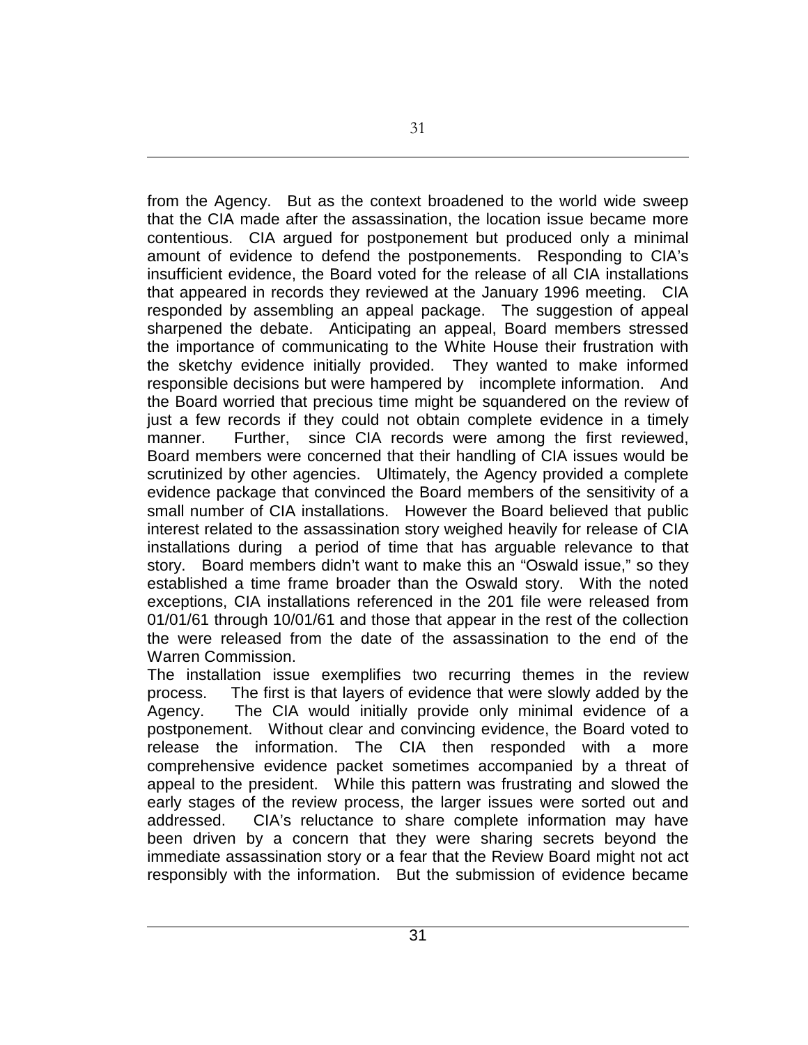from the Agency. But as the context broadened to the world wide sweep that the CIA made after the assassination, the location issue became more contentious. CIA argued for postponement but produced only a minimal amount of evidence to defend the postponements. Responding to CIA's insufficient evidence, the Board voted for the release of all CIA installations that appeared in records they reviewed at the January 1996 meeting. CIA responded by assembling an appeal package. The suggestion of appeal sharpened the debate. Anticipating an appeal, Board members stressed the importance of communicating to the White House their frustration with the sketchy evidence initially provided. They wanted to make informed responsible decisions but were hampered by incomplete information. And the Board worried that precious time might be squandered on the review of just a few records if they could not obtain complete evidence in a timely manner. Further, since CIA records were among the first reviewed, Board members were concerned that their handling of CIA issues would be scrutinized by other agencies. Ultimately, the Agency provided a complete evidence package that convinced the Board members of the sensitivity of a small number of CIA installations. However the Board believed that public interest related to the assassination story weighed heavily for release of CIA installations during a period of time that has arguable relevance to that story. Board members didn't want to make this an "Oswald issue," so they established a time frame broader than the Oswald story. With the noted exceptions, CIA installations referenced in the 201 file were released from 01/01/61 through 10/01/61 and those that appear in the rest of the collection the were released from the date of the assassination to the end of the Warren Commission.

The installation issue exemplifies two recurring themes in the review process. The first is that layers of evidence that were slowly added by the Agency. The CIA would initially provide only minimal evidence of a postponement. Without clear and convincing evidence, the Board voted to release the information. The CIA then responded with a more comprehensive evidence packet sometimes accompanied by a threat of appeal to the president. While this pattern was frustrating and slowed the early stages of the review process, the larger issues were sorted out and addressed. CIA's reluctance to share complete information may have been driven by a concern that they were sharing secrets beyond the immediate assassination story or a fear that the Review Board might not act responsibly with the information. But the submission of evidence became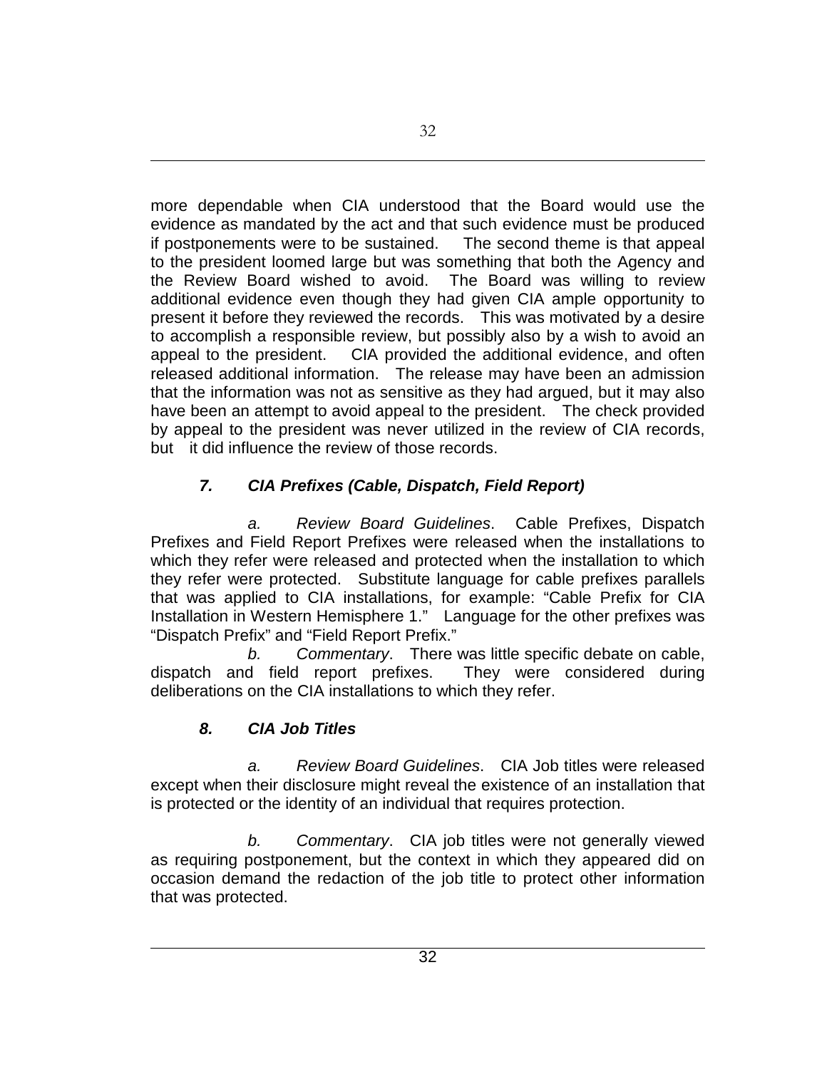more dependable when CIA understood that the Board would use the evidence as mandated by the act and that such evidence must be produced if postponements were to be sustained. The second theme is that appeal to the president loomed large but was something that both the Agency and the Review Board wished to avoid. The Board was willing to review additional evidence even though they had given CIA ample opportunity to present it before they reviewed the records. This was motivated by a desire to accomplish a responsible review, but possibly also by a wish to avoid an appeal to the president. CIA provided the additional evidence, and often released additional information. The release may have been an admission that the information was not as sensitive as they had argued, but it may also have been an attempt to avoid appeal to the president. The check provided by appeal to the president was never utilized in the review of CIA records, but it did influence the review of those records.

### *7. CIA Prefixes (Cable, Dispatch, Field Report)*

*a. Review Board Guidelines*. Cable Prefixes, Dispatch Prefixes and Field Report Prefixes were released when the installations to which they refer were released and protected when the installation to which they refer were protected. Substitute language for cable prefixes parallels that was applied to CIA installations, for example: "Cable Prefix for CIA Installation in Western Hemisphere 1." Language for the other prefixes was "Dispatch Prefix" and "Field Report Prefix."

*b. Commentary*. There was little specific debate on cable, dispatch and field report prefixes. They were considered during deliberations on the CIA installations to which they refer.

### *8. CIA Job Titles*

*a. Review Board Guidelines*. CIA Job titles were released except when their disclosure might reveal the existence of an installation that is protected or the identity of an individual that requires protection.

*b. Commentary*. CIA job titles were not generally viewed as requiring postponement, but the context in which they appeared did on occasion demand the redaction of the job title to protect other information that was protected.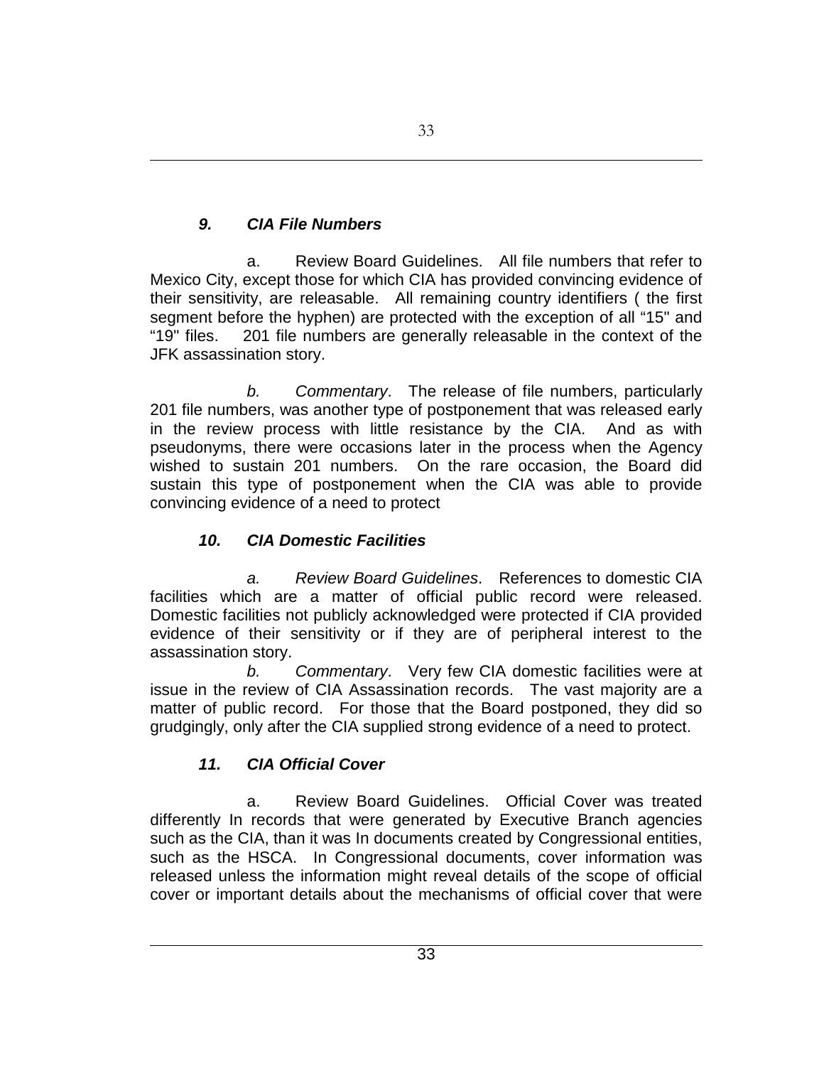### ***9. CIA File Numbers***

a. Review Board Guidelines. All file numbers that refer to Mexico City, except those for which CIA has provided convincing evidence of their sensitivity, are releasable. All remaining country identifiers ( the first segment before the hyphen) are protected with the exception of all "15" and "19" files. 201 file numbers are generally releasable in the context of the JFK assassination story.

*b. Commentary*. The release of file numbers, particularly 201 file numbers, was another type of postponement that was released early in the review process with little resistance by the CIA. And as with pseudonyms, there were occasions later in the process when the Agency wished to sustain 201 numbers. On the rare occasion, the Board did sustain this type of postponement when the CIA was able to provide convincing evidence of a need to protect

### ***10. CIA Domestic Facilities***

*a. Review Board Guidelines*. References to domestic CIA facilities which are a matter of official public record were released. Domestic facilities not publicly acknowledged were protected if CIA provided evidence of their sensitivity or if they are of peripheral interest to the assassination story.

*b. Commentary*. Very few CIA domestic facilities were at issue in the review of CIA Assassination records. The vast majority are a matter of public record. For those that the Board postponed, they did so grudgingly, only after the CIA supplied strong evidence of a need to protect.

### ***11. CIA Official Cover***

a. Review Board Guidelines. Official Cover was treated differently In records that were generated by Executive Branch agencies such as the CIA, than it was In documents created by Congressional entities, such as the HSCA. In Congressional documents, cover information was released unless the information might reveal details of the scope of official cover or important details about the mechanisms of official cover that were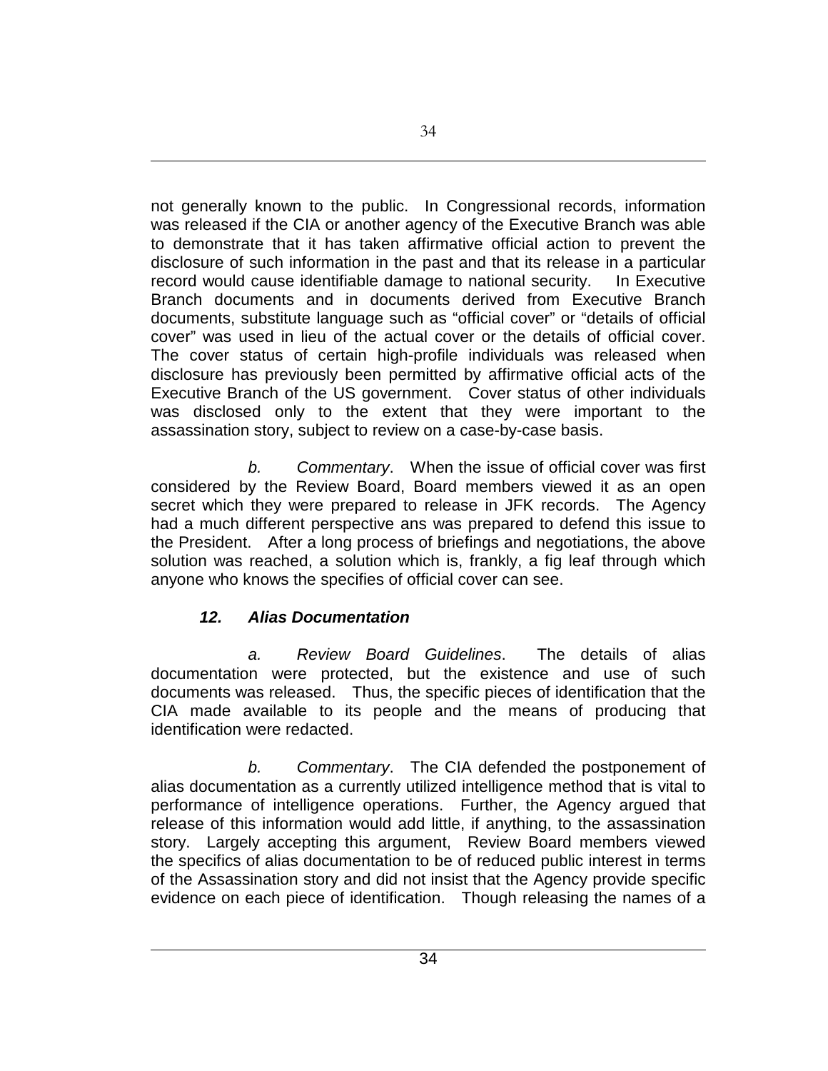not generally known to the public. In Congressional records, information was released if the CIA or another agency of the Executive Branch was able to demonstrate that it has taken affirmative official action to prevent the disclosure of such information in the past and that its release in a particular record would cause identifiable damage to national security. In Executive Branch documents and in documents derived from Executive Branch documents, substitute language such as "official cover" or "details of official cover" was used in lieu of the actual cover or the details of official cover. The cover status of certain high-profile individuals was released when disclosure has previously been permitted by affirmative official acts of the Executive Branch of the US government. Cover status of other individuals was disclosed only to the extent that they were important to the assassination story, subject to review on a case-by-case basis.

*b. Commentary*. When the issue of official cover was first considered by the Review Board, Board members viewed it as an open secret which they were prepared to release in JFK records. The Agency had a much different perspective ans was prepared to defend this issue to the President. After a long process of briefings and negotiations, the above solution was reached, a solution which is, frankly, a fig leaf through which anyone who knows the specifies of official cover can see.

### *12. Alias Documentation*

*a. Review Board Guidelines*. The details of alias documentation were protected, but the existence and use of such documents was released. Thus, the specific pieces of identification that the CIA made available to its people and the means of producing that identification were redacted.

*b. Commentary*. The CIA defended the postponement of alias documentation as a currently utilized intelligence method that is vital to performance of intelligence operations. Further, the Agency argued that release of this information would add little, if anything, to the assassination story. Largely accepting this argument, Review Board members viewed the specifics of alias documentation to be of reduced public interest in terms of the Assassination story and did not insist that the Agency provide specific evidence on each piece of identification. Though releasing the names of a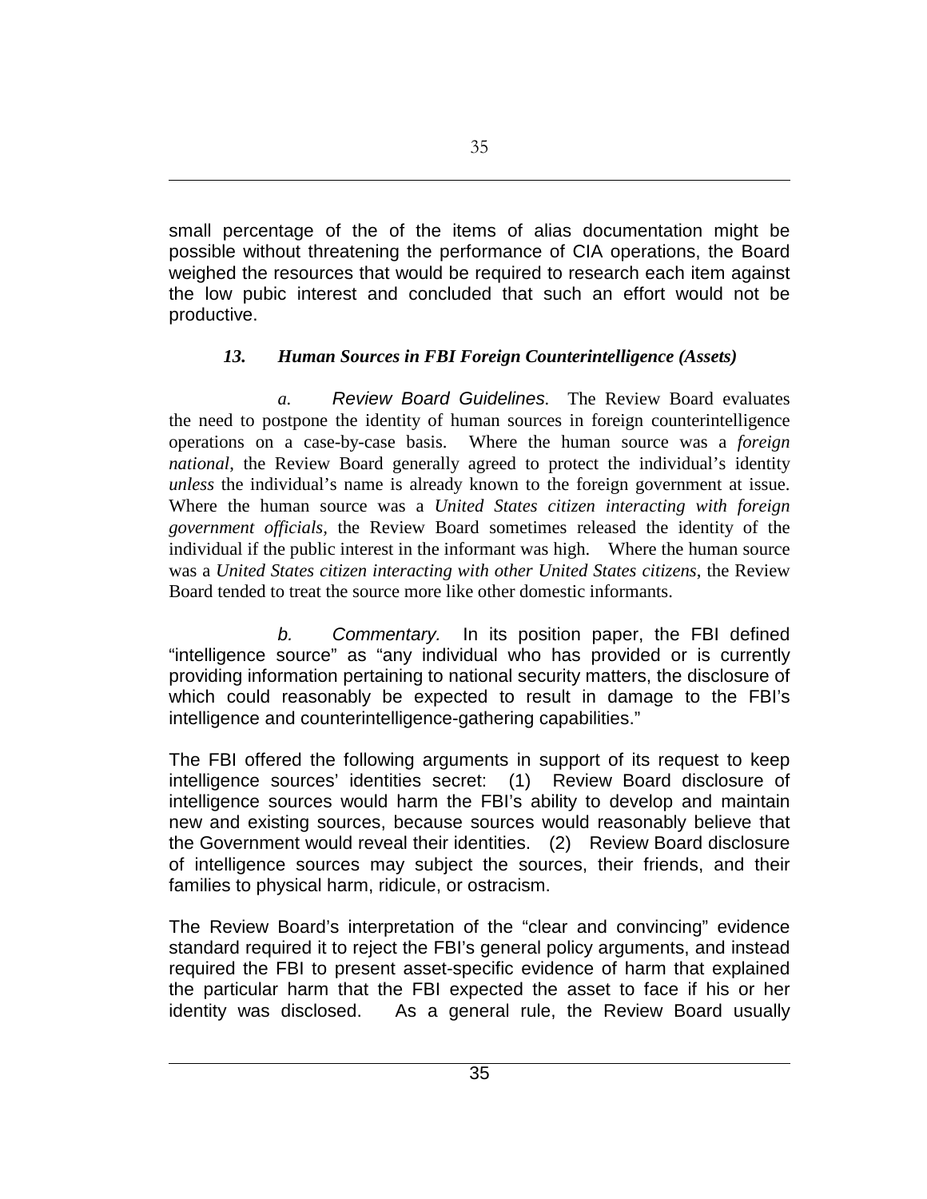small percentage of the of the items of alias documentation might be possible without threatening the performance of CIA operations, the Board weighed the resources that would be required to research each item against the low pubic interest and concluded that such an effort would not be productive.

### *13. Human Sources in FBI Foreign Counterintelligence (Assets)*

*a. Review Board Guidelines.* The Review Board evaluates the need to postpone the identity of human sources in foreign counterintelligence operations on a case-by-case basis. Where the human source was a *foreign national*, the Review Board generally agreed to protect the individual's identity *unless* the individual's name is already known to the foreign government at issue. Where the human source was a *United States citizen interacting with foreign government officials*, the Review Board sometimes released the identity of the individual if the public interest in the informant was high. Where the human source was a *United States citizen interacting with other United States citizens*, the Review Board tended to treat the source more like other domestic informants.

*b. Commentary.* In its position paper, the FBI defined "intelligence source" as "any individual who has provided or is currently providing information pertaining to national security matters, the disclosure of which could reasonably be expected to result in damage to the FBI's intelligence and counterintelligence-gathering capabilities."

The FBI offered the following arguments in support of its request to keep intelligence sources' identities secret: (1) Review Board disclosure of intelligence sources would harm the FBI's ability to develop and maintain new and existing sources, because sources would reasonably believe that the Government would reveal their identities. (2) Review Board disclosure of intelligence sources may subject the sources, their friends, and their families to physical harm, ridicule, or ostracism.

The Review Board's interpretation of the "clear and convincing" evidence standard required it to reject the FBI's general policy arguments, and instead required the FBI to present asset-specific evidence of harm that explained the particular harm that the FBI expected the asset to face if his or her identity was disclosed. As a general rule, the Review Board usually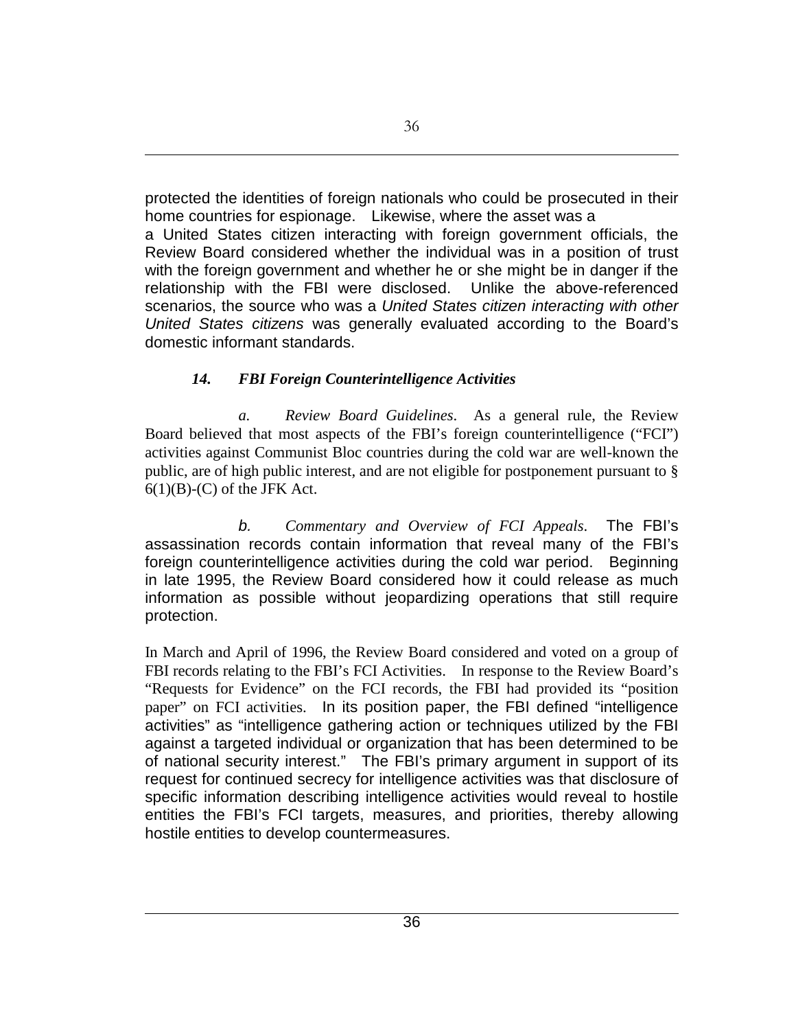protected the identities of foreign nationals who could be prosecuted in their home countries for espionage. Likewise, where the asset was a
a United States citizen interacting with foreign government officials, the Review Board considered whether the individual was in a position of trust with the foreign government and whether he or she might be in danger if the relationship with the FBI were disclosed. Unlike the above-referenced scenarios, the source who was a *United States citizen interacting with other United States citizens* was generally evaluated according to the Board's domestic informant standards.

### *14. FBI Foreign Counterintelligence Activities*

*a. Review Board Guidelines*. As a general rule, the Review Board believed that most aspects of the FBI's foreign counterintelligence ("FCI") activities against Communist Bloc countries during the cold war are well-known the public, are of high public interest, and are not eligible for postponement pursuant to § 6(1)(B)-(C) of the JFK Act.

*b. Commentary and Overview of FCI Appeals*. The FBI's assassination records contain information that reveal many of the FBI's foreign counterintelligence activities during the cold war period. Beginning in late 1995, the Review Board considered how it could release as much information as possible without jeopardizing operations that still require protection.

In March and April of 1996, the Review Board considered and voted on a group of FBI records relating to the FBI's FCI Activities. In response to the Review Board's "Requests for Evidence" on the FCI records, the FBI had provided its "position paper" on FCI activities. In its position paper, the FBI defined "intelligence activities" as "intelligence gathering action or techniques utilized by the FBI against a targeted individual or organization that has been determined to be of national security interest." The FBI's primary argument in support of its request for continued secrecy for intelligence activities was that disclosure of specific information describing intelligence activities would reveal to hostile entities the FBI's FCI targets, measures, and priorities, thereby allowing hostile entities to develop countermeasures.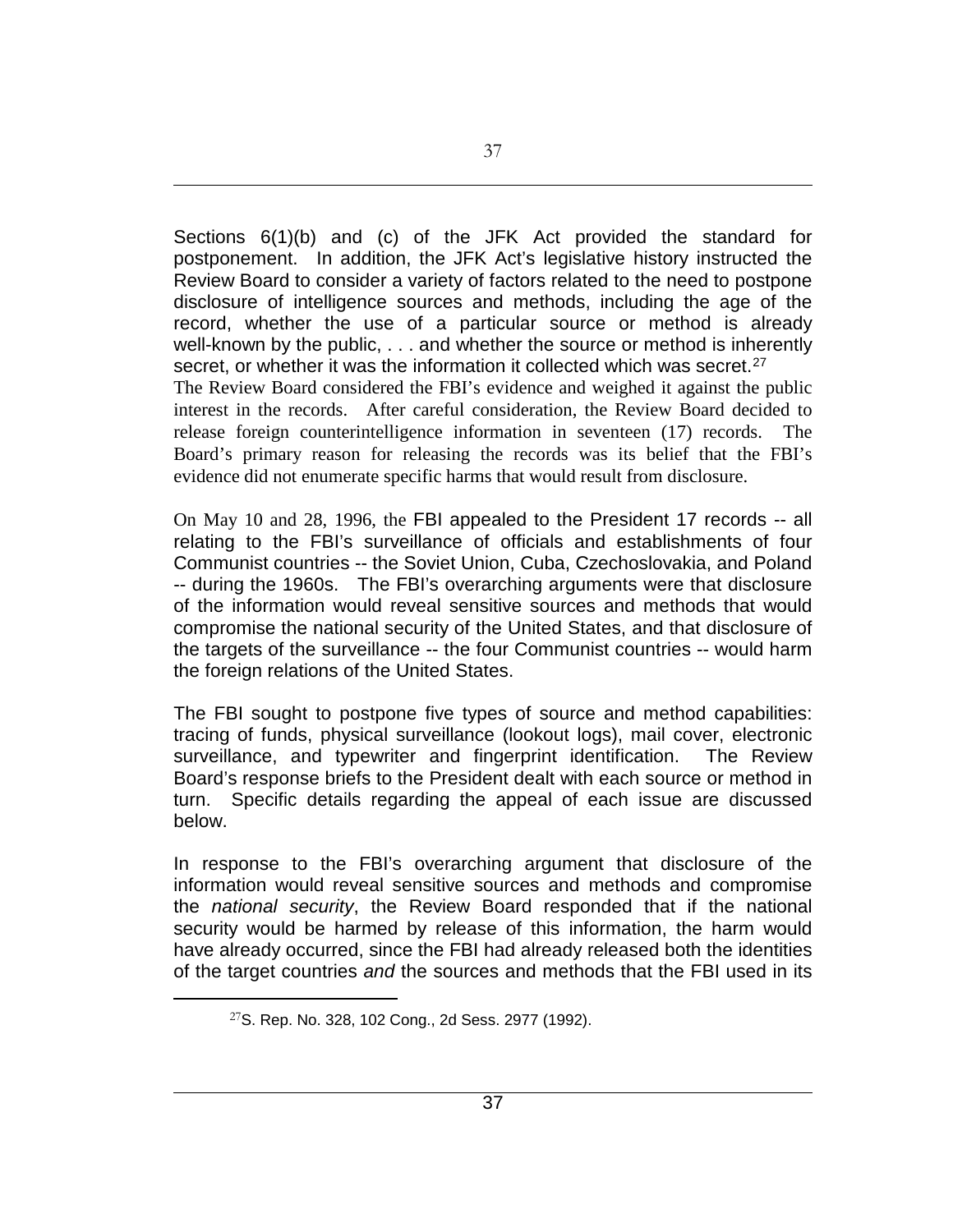Sections 6(1)(b) and (c) of the JFK Act provided the standard for postponement. In addition, the JFK Act's legislative history instructed the Review Board to consider a variety of factors related to the need to postpone disclosure of intelligence sources and methods, including the age of the record, whether the use of a particular source or method is already well-known by the public, . . . and whether the source or method is inherently secret, or whether it was the information it collected which was secret.[27]

The Review Board considered the FBI's evidence and weighed it against the public interest in the records. After careful consideration, the Review Board decided to release foreign counterintelligence information in seventeen (17) records. The Board's primary reason for releasing the records was its belief that the FBI's evidence did not enumerate specific harms that would result from disclosure.

On May 10 and 28, 1996, the FBI appealed to the President 17 records -- all relating to the FBI's surveillance of officials and establishments of four Communist countries -- the Soviet Union, Cuba, Czechoslovakia, and Poland -- during the 1960s. The FBI's overarching arguments were that disclosure of the information would reveal sensitive sources and methods that would compromise the national security of the United States, and that disclosure of the targets of the surveillance -- the four Communist countries -- would harm the foreign relations of the United States.

The FBI sought to postpone five types of source and method capabilities: tracing of funds, physical surveillance (lookout logs), mail cover, electronic surveillance, and typewriter and fingerprint identification. The Review Board's response briefs to the President dealt with each source or method in turn. Specific details regarding the appeal of each issue are discussed below.

In response to the FBI's overarching argument that disclosure of the information would reveal sensitive sources and methods and compromise the *national security*, the Review Board responded that if the national security would be harmed by release of this information, the harm would have already occurred, since the FBI had already released both the identities of the target countries *and* the sources and methods that the FBI used in its

[27] S. Rep. No. 328, 102 Cong., 2d Sess. 2977 (1992).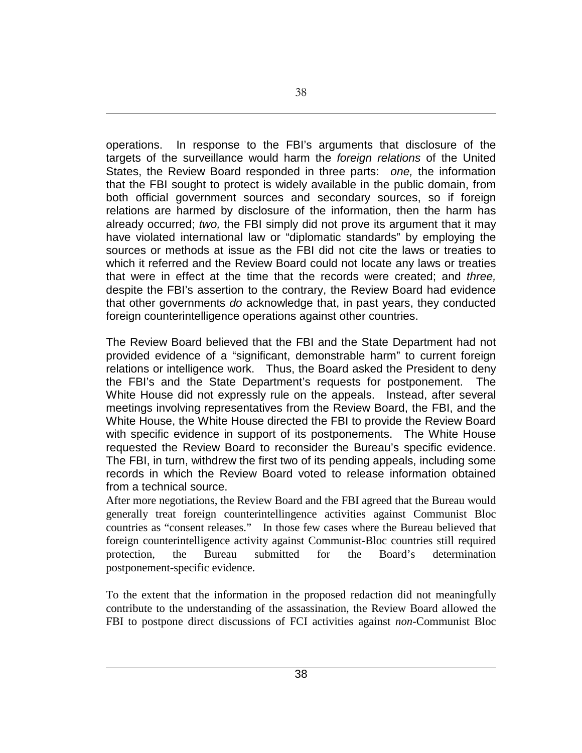operations. In response to the FBI's arguments that disclosure of the targets of the surveillance would harm the *foreign relations* of the United States, the Review Board responded in three parts: *one,* the information that the FBI sought to protect is widely available in the public domain, from both official government sources and secondary sources, so if foreign relations are harmed by disclosure of the information, then the harm has already occurred; *two,* the FBI simply did not prove its argument that it may have violated international law or "diplomatic standards" by employing the sources or methods at issue as the FBI did not cite the laws or treaties to which it referred and the Review Board could not locate any laws or treaties that were in effect at the time that the records were created; and *three,* despite the FBI's assertion to the contrary, the Review Board had evidence that other governments *do* acknowledge that, in past years, they conducted foreign counterintelligence operations against other countries.

The Review Board believed that the FBI and the State Department had not provided evidence of a "significant, demonstrable harm" to current foreign relations or intelligence work. Thus, the Board asked the President to deny the FBI's and the State Department's requests for postponement. The White House did not expressly rule on the appeals. Instead, after several meetings involving representatives from the Review Board, the FBI, and the White House, the White House directed the FBI to provide the Review Board with specific evidence in support of its postponements. The White House requested the Review Board to reconsider the Bureau's specific evidence. The FBI, in turn, withdrew the first two of its pending appeals, including some records in which the Review Board voted to release information obtained from a technical source.

After more negotiations, the Review Board and the FBI agreed that the Bureau would generally treat foreign counterintellingence activities against Communist Bloc countries as "consent releases." In those few cases where the Bureau believed that foreign counterintelligence activity against Communist-Bloc countries still required protection, the Bureau submitted for the Board's determination postponement-specific evidence.

To the extent that the information in the proposed redaction did not meaningfully contribute to the understanding of the assassination, the Review Board allowed the FBI to postpone direct discussions of FCI activities against *non*-Communist Bloc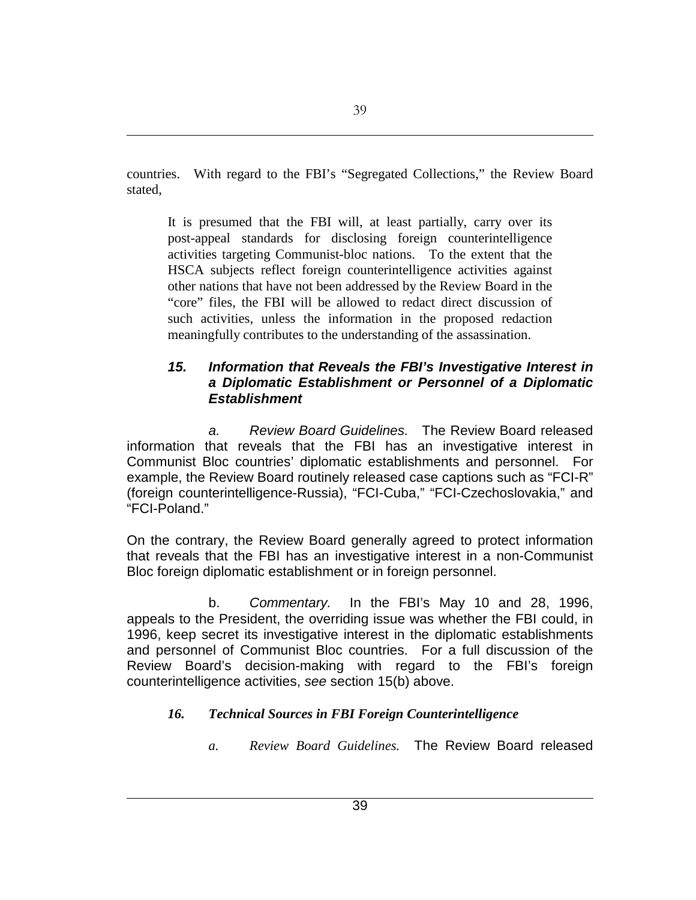countries. With regard to the FBI's "Segregated Collections," the Review Board stated,

> It is presumed that the FBI will, at least partially, carry over its post-appeal standards for disclosing foreign counterintelligence activities targeting Communist-bloc nations. To the extent that the HSCA subjects reflect foreign counterintelligence activities against other nations that have not been addressed by the Review Board in the "core" files, the FBI will be allowed to redact direct discussion of such activities, unless the information in the proposed redaction meaningfully contributes to the understanding of the assassination.

### *15. Information that Reveals the FBI's Investigative Interest in a Diplomatic Establishment or Personnel of a Diplomatic Establishment*

*a. Review Board Guidelines.* The Review Board released information that reveals that the FBI has an investigative interest in Communist Bloc countries' diplomatic establishments and personnel. For example, the Review Board routinely released case captions such as "FCI-R" (foreign counterintelligence-Russia), "FCI-Cuba," "FCI-Czechoslovakia," and "FCI-Poland."

On the contrary, the Review Board generally agreed to protect information that reveals that the FBI has an investigative interest in a non-Communist Bloc foreign diplomatic establishment or in foreign personnel.

b. *Commentary.* In the FBI's May 10 and 28, 1996, appeals to the President, the overriding issue was whether the FBI could, in 1996, keep secret its investigative interest in the diplomatic establishments and personnel of Communist Bloc countries. For a full discussion of the Review Board's decision-making with regard to the FBI's foreign counterintelligence activities, *see* section 15(b) above.

### *16. Technical Sources in FBI Foreign Counterintelligence*

*a. Review Board Guidelines.* The Review Board released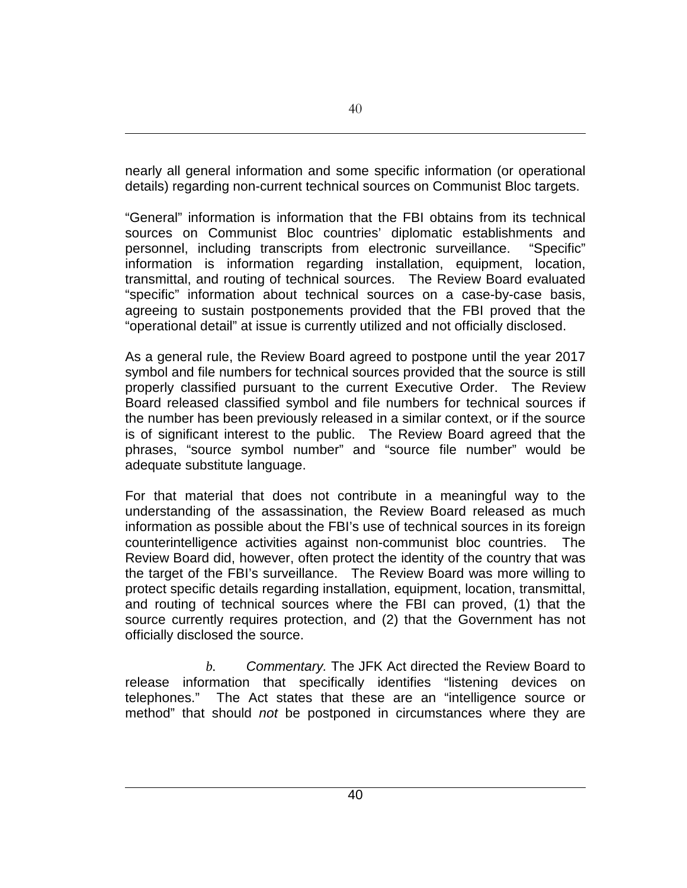nearly all general information and some specific information (or operational details) regarding non-current technical sources on Communist Bloc targets.

"General" information is information that the FBI obtains from its technical sources on Communist Bloc countries' diplomatic establishments and personnel, including transcripts from electronic surveillance. "Specific" information is information regarding installation, equipment, location, transmittal, and routing of technical sources. The Review Board evaluated "specific" information about technical sources on a case-by-case basis, agreeing to sustain postponements provided that the FBI proved that the "operational detail" at issue is currently utilized and not officially disclosed.

As a general rule, the Review Board agreed to postpone until the year 2017 symbol and file numbers for technical sources provided that the source is still properly classified pursuant to the current Executive Order. The Review Board released classified symbol and file numbers for technical sources if the number has been previously released in a similar context, or if the source is of significant interest to the public. The Review Board agreed that the phrases, "source symbol number" and "source file number" would be adequate substitute language.

For that material that does not contribute in a meaningful way to the understanding of the assassination, the Review Board released as much information as possible about the FBI's use of technical sources in its foreign counterintelligence activities against non-communist bloc countries. The Review Board did, however, often protect the identity of the country that was the target of the FBI's surveillance. The Review Board was more willing to protect specific details regarding installation, equipment, location, transmittal, and routing of technical sources where the FBI can proved, (1) that the source currently requires protection, and (2) that the Government has not officially disclosed the source.

*b.* *Commentary.* The JFK Act directed the Review Board to release information that specifically identifies "listening devices on telephones." The Act states that these are an "intelligence source or method" that should *not* be postponed in circumstances where they are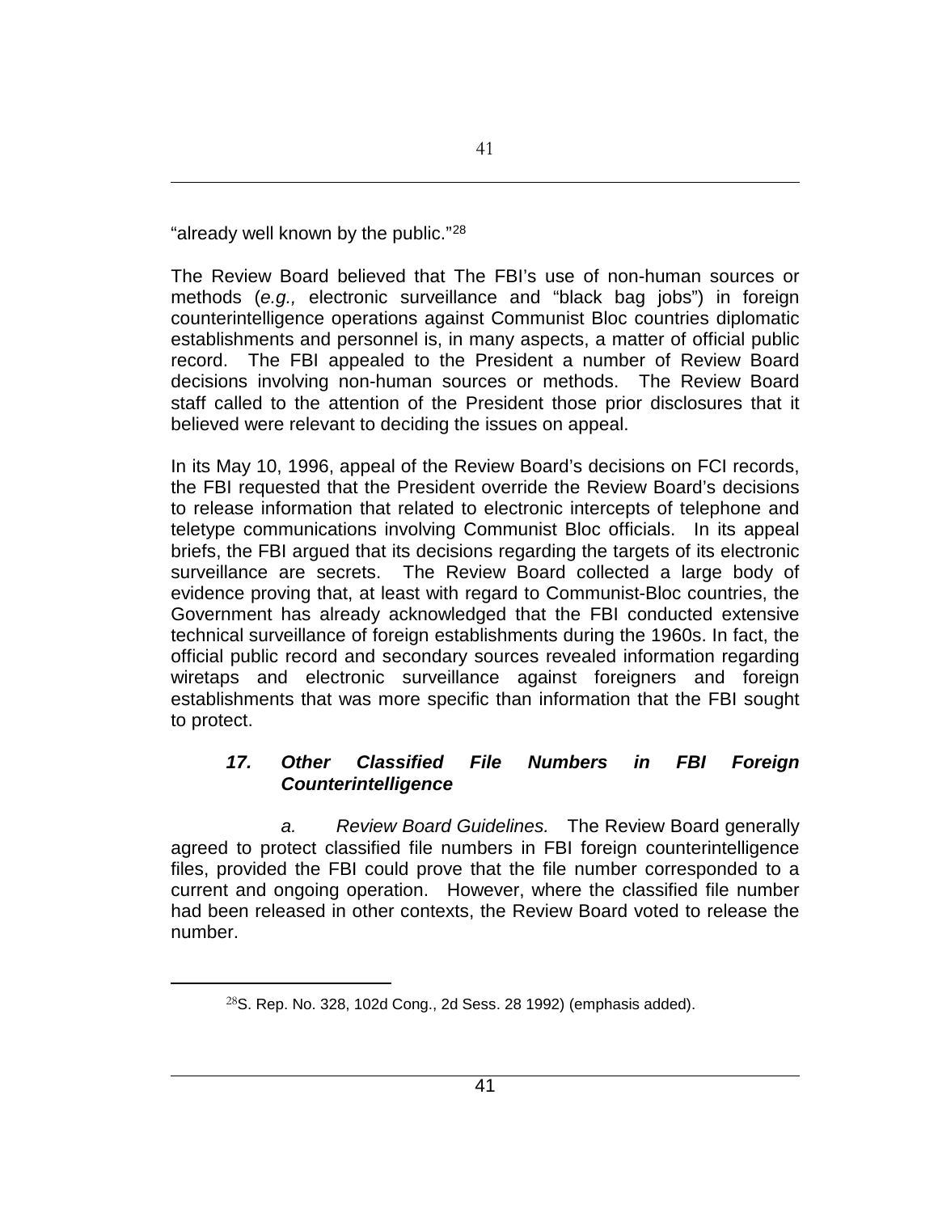"already well known by the public."[28]

The Review Board believed that The FBI's use of non-human sources or methods (*e.g.,* electronic surveillance and "black bag jobs") in foreign counterintelligence operations against Communist Bloc countries diplomatic establishments and personnel is, in many aspects, a matter of official public record. The FBI appealed to the President a number of Review Board decisions involving non-human sources or methods. The Review Board staff called to the attention of the President those prior disclosures that it believed were relevant to deciding the issues on appeal.

In its May 10, 1996, appeal of the Review Board's decisions on FCI records, the FBI requested that the President override the Review Board's decisions to release information that related to electronic intercepts of telephone and teletype communications involving Communist Bloc officials. In its appeal briefs, the FBI argued that its decisions regarding the targets of its electronic surveillance are secrets. The Review Board collected a large body of evidence proving that, at least with regard to Communist-Bloc countries, the Government has already acknowledged that the FBI conducted extensive technical surveillance of foreign establishments during the 1960s. In fact, the official public record and secondary sources revealed information regarding wiretaps and electronic surveillance against foreigners and foreign establishments that was more specific than information that the FBI sought to protect.

### *17. Other Classified File Numbers in FBI Foreign Counterintelligence*

*a. Review Board Guidelines.* The Review Board generally agreed to protect classified file numbers in FBI foreign counterintelligence files, provided the FBI could prove that the file number corresponded to a current and ongoing operation. However, where the classified file number had been released in other contexts, the Review Board voted to release the number.

---

[28] S. Rep. No. 328, 102d Cong., 2d Sess. 28 1992) (emphasis added).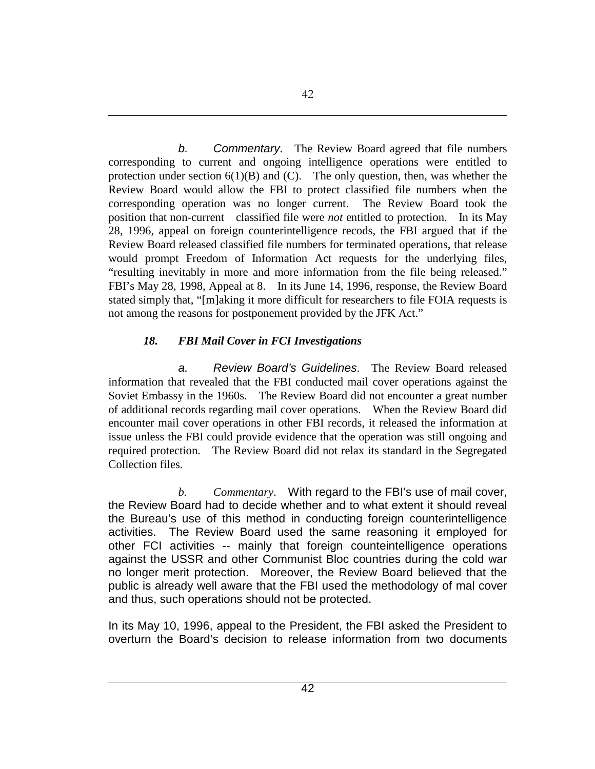*b. Commentary.* The Review Board agreed that file numbers corresponding to current and ongoing intelligence operations were entitled to protection under section 6(1)(B) and (C). The only question, then, was whether the Review Board would allow the FBI to protect classified file numbers when the corresponding operation was no longer current. The Review Board took the position that non-current classified file were *not* entitled to protection. In its May 28, 1996, appeal on foreign counterintelligence recods, the FBI argued that if the Review Board released classified file numbers for terminated operations, that release would prompt Freedom of Information Act requests for the underlying files, "resulting inevitably in more and more information from the file being released." FBI's May 28, 1998, Appeal at 8. In its June 14, 1996, response, the Review Board stated simply that, "[m]aking it more difficult for researchers to file FOIA requests is not among the reasons for postponement provided by the JFK Act."

### *18. FBI Mail Cover in FCI Investigations*

*a. Review Board's Guidelines.* The Review Board released information that revealed that the FBI conducted mail cover operations against the Soviet Embassy in the 1960s. The Review Board did not encounter a great number of additional records regarding mail cover operations. When the Review Board did encounter mail cover operations in other FBI records, it released the information at issue unless the FBI could provide evidence that the operation was still ongoing and required protection. The Review Board did not relax its standard in the Segregated Collection files.

*b. Commentary.* With regard to the FBI's use of mail cover, the Review Board had to decide whether and to what extent it should reveal the Bureau's use of this method in conducting foreign counterintelligence activities. The Review Board used the same reasoning it employed for other FCI activities -- mainly that foreign counteintelligence operations against the USSR and other Communist Bloc countries during the cold war no longer merit protection. Moreover, the Review Board believed that the public is already well aware that the FBI used the methodology of mal cover and thus, such operations should not be protected.

In its May 10, 1996, appeal to the President, the FBI asked the President to overturn the Board's decision to release information from two documents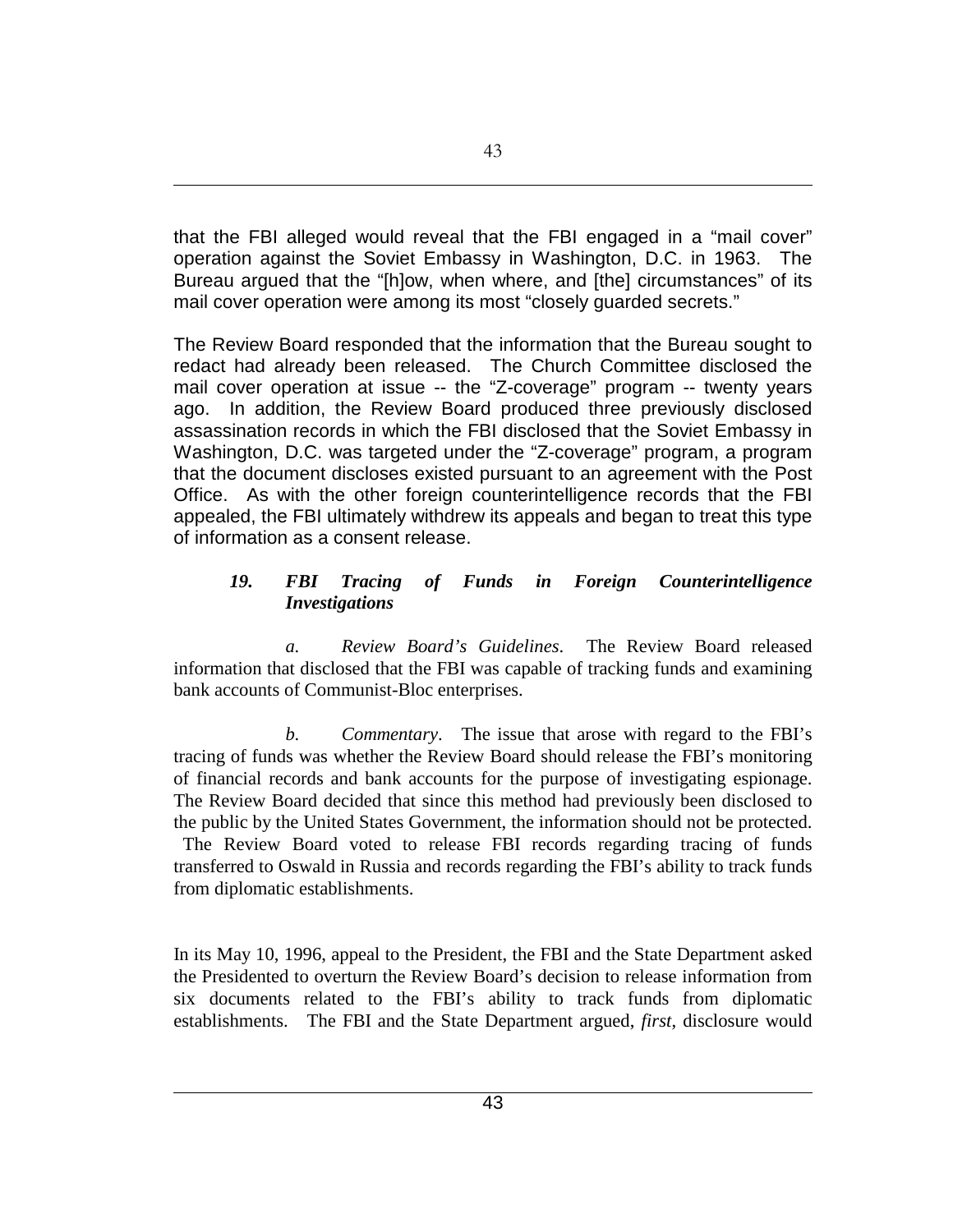that the FBI alleged would reveal that the FBI engaged in a "mail cover" operation against the Soviet Embassy in Washington, D.C. in 1963. The Bureau argued that the "[h]ow, when where, and [the] circumstances" of its mail cover operation were among its most "closely guarded secrets."

The Review Board responded that the information that the Bureau sought to redact had already been released. The Church Committee disclosed the mail cover operation at issue -- the "Z-coverage" program -- twenty years ago. In addition, the Review Board produced three previously disclosed assassination records in which the FBI disclosed that the Soviet Embassy in Washington, D.C. was targeted under the "Z-coverage" program, a program that the document discloses existed pursuant to an agreement with the Post Office. As with the other foreign counterintelligence records that the FBI appealed, the FBI ultimately withdrew its appeals and began to treat this type of information as a consent release.

### *19. FBI Tracing of Funds in Foreign Counterintelligence Investigations*

*a. Review Board's Guidelines*. The Review Board released information that disclosed that the FBI was capable of tracking funds and examining bank accounts of Communist-Bloc enterprises.

*b. Commentary*. The issue that arose with regard to the FBI's tracing of funds was whether the Review Board should release the FBI's monitoring of financial records and bank accounts for the purpose of investigating espionage. The Review Board decided that since this method had previously been disclosed to the public by the United States Government, the information should not be protected. The Review Board voted to release FBI records regarding tracing of funds transferred to Oswald in Russia and records regarding the FBI's ability to track funds from diplomatic establishments.

In its May 10, 1996, appeal to the President, the FBI and the State Department asked the Presidented to overturn the Review Board's decision to release information from six documents related to the FBI's ability to track funds from diplomatic establishments. The FBI and the State Department argued, *first*, disclosure would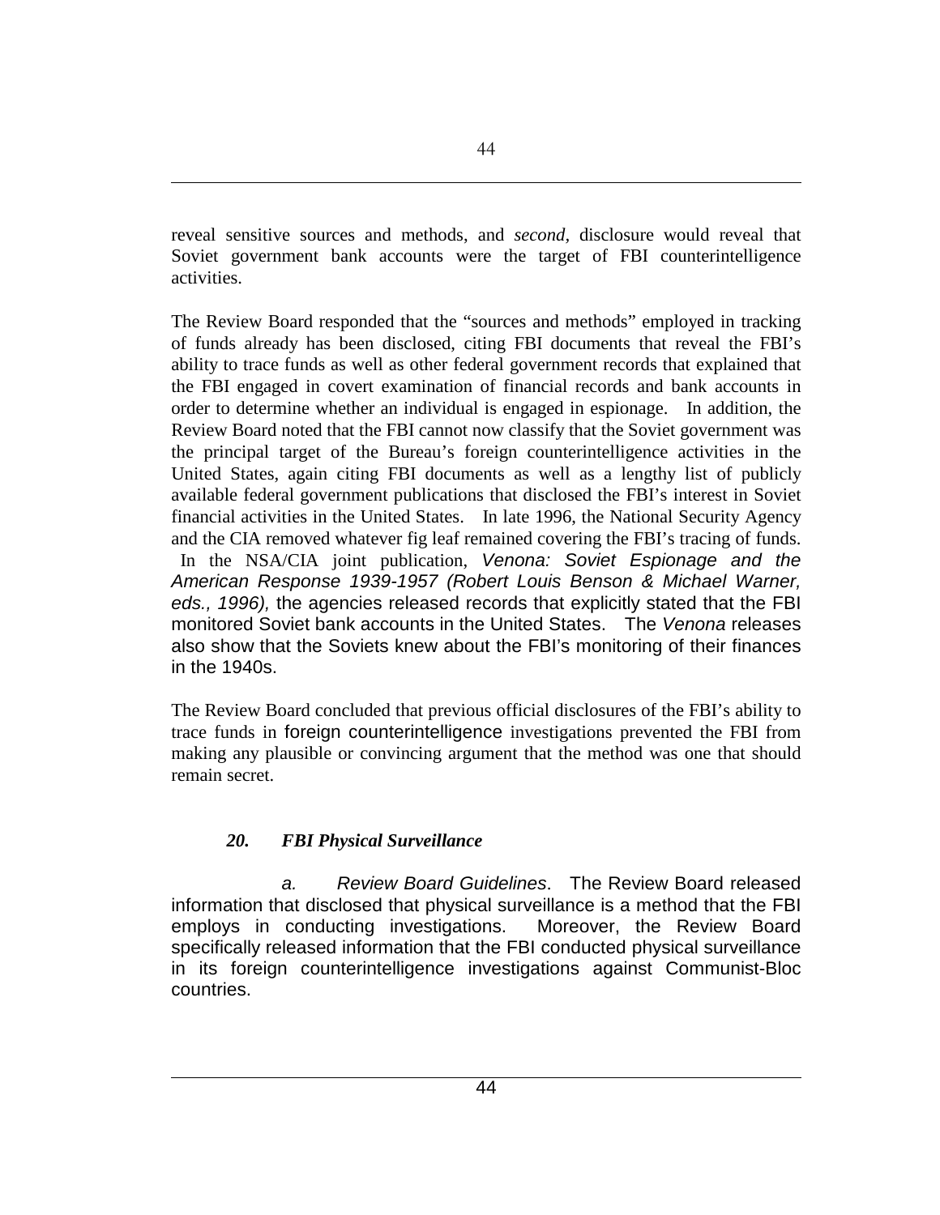reveal sensitive sources and methods, and *second*, disclosure would reveal that Soviet government bank accounts were the target of FBI counterintelligence activities.

The Review Board responded that the "sources and methods" employed in tracking of funds already has been disclosed, citing FBI documents that reveal the FBI's ability to trace funds as well as other federal government records that explained that the FBI engaged in covert examination of financial records and bank accounts in order to determine whether an individual is engaged in espionage. In addition, the Review Board noted that the FBI cannot now classify that the Soviet government was the principal target of the Bureau's foreign counterintelligence activities in the United States, again citing FBI documents as well as a lengthy list of publicly available federal government publications that disclosed the FBI's interest in Soviet financial activities in the United States. In late 1996, the National Security Agency and the CIA removed whatever fig leaf remained covering the FBI's tracing of funds. In the NSA/CIA joint publication, *Venona: Soviet Espionage and the American Response 1939-1957 (Robert Louis Benson & Michael Warner, eds., 1996),* the agencies released records that explicitly stated that the FBI monitored Soviet bank accounts in the United States. The *Venona* releases also show that the Soviets knew about the FBI's monitoring of their finances in the 1940s.

The Review Board concluded that previous official disclosures of the FBI's ability to trace funds in foreign counterintelligence investigations prevented the FBI from making any plausible or convincing argument that the method was one that should remain secret.

### *20. FBI Physical Surveillance*

*a. Review Board Guidelines*. The Review Board released information that disclosed that physical surveillance is a method that the FBI employs in conducting investigations. Moreover, the Review Board specifically released information that the FBI conducted physical surveillance in its foreign counterintelligence investigations against Communist-Bloc countries.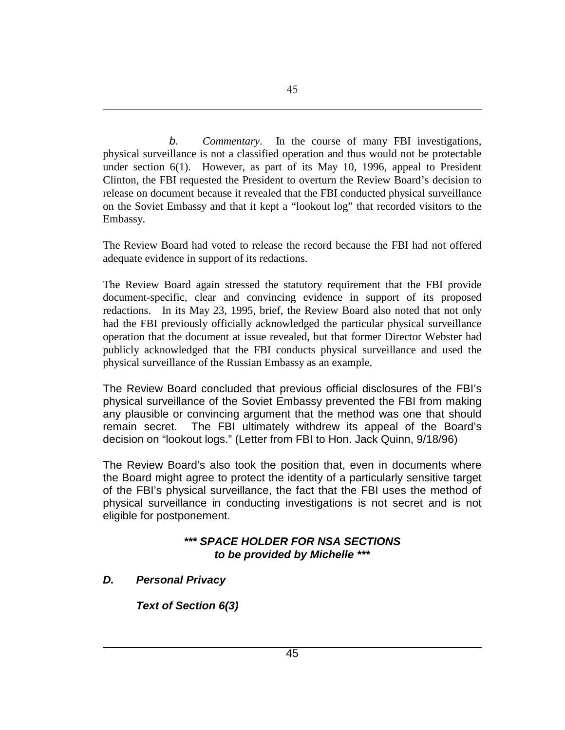*b. Commentary*. In the course of many FBI investigations, physical surveillance is not a classified operation and thus would not be protectable under section 6(1). However, as part of its May 10, 1996, appeal to President Clinton, the FBI requested the President to overturn the Review Board's decision to release on document because it revealed that the FBI conducted physical surveillance on the Soviet Embassy and that it kept a "lookout log" that recorded visitors to the Embassy.

The Review Board had voted to release the record because the FBI had not offered adequate evidence in support of its redactions.

The Review Board again stressed the statutory requirement that the FBI provide document-specific, clear and convincing evidence in support of its proposed redactions. In its May 23, 1995, brief, the Review Board also noted that not only had the FBI previously officially acknowledged the particular physical surveillance operation that the document at issue revealed, but that former Director Webster had publicly acknowledged that the FBI conducts physical surveillance and used the physical surveillance of the Russian Embassy as an example.

The Review Board concluded that previous official disclosures of the FBI's physical surveillance of the Soviet Embassy prevented the FBI from making any plausible or convincing argument that the method was one that should remain secret. The FBI ultimately withdrew its appeal of the Board's decision on "lookout logs." (Letter from FBI to Hon. Jack Quinn, 9/18/96)

The Review Board's also took the position that, even in documents where the Board might agree to protect the identity of a particularly sensitive target of the FBI's physical surveillance, the fact that the FBI uses the method of physical surveillance in conducting investigations is not secret and is not eligible for postponement.

***\*\*\* SPACE HOLDER FOR NSA SECTIONS to be provided by Michelle \*\*\****

### *D. Personal Privacy*

***Text of Section 6(3)***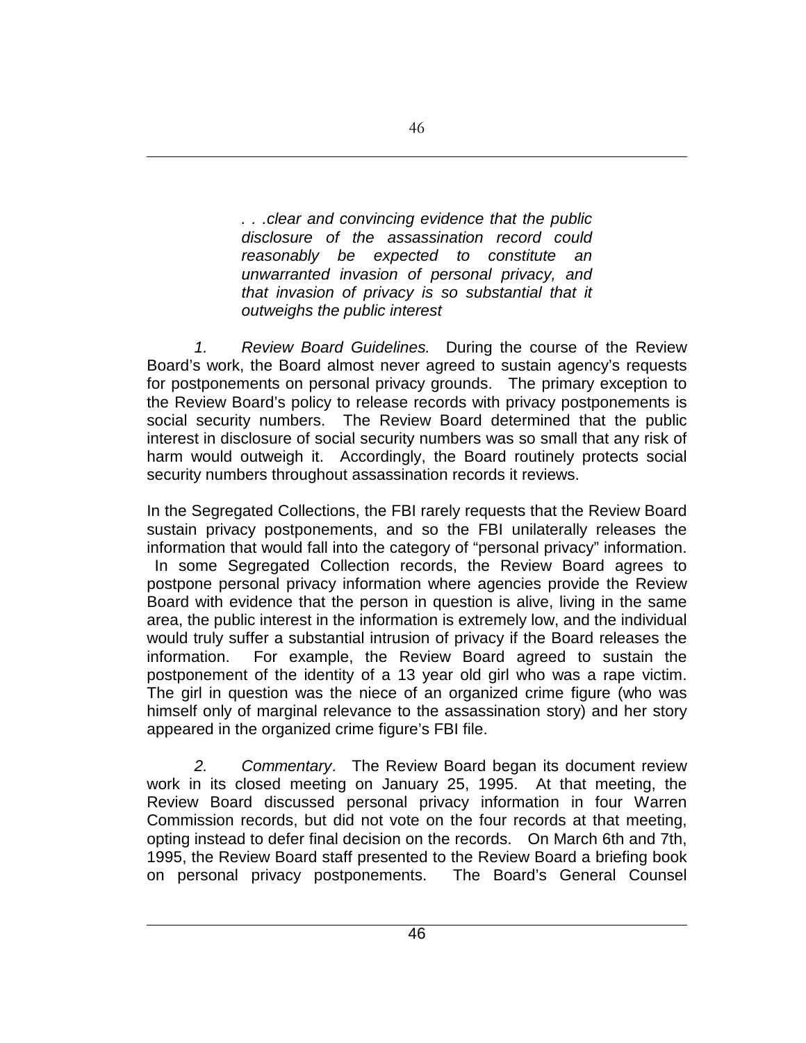> *. . .clear and convincing evidence that the public disclosure of the assassination record could reasonably be expected to constitute an unwarranted invasion of personal privacy, and that invasion of privacy is so substantial that it outweighs the public interest*

*1. Review Board Guidelines.* During the course of the Review Board's work, the Board almost never agreed to sustain agency's requests for postponements on personal privacy grounds. The primary exception to the Review Board's policy to release records with privacy postponements is social security numbers. The Review Board determined that the public interest in disclosure of social security numbers was so small that any risk of harm would outweigh it. Accordingly, the Board routinely protects social security numbers throughout assassination records it reviews.

In the Segregated Collections, the FBI rarely requests that the Review Board sustain privacy postponements, and so the FBI unilaterally releases the information that would fall into the category of "personal privacy" information. In some Segregated Collection records, the Review Board agrees to postpone personal privacy information where agencies provide the Review Board with evidence that the person in question is alive, living in the same area, the public interest in the information is extremely low, and the individual would truly suffer a substantial intrusion of privacy if the Board releases the information. For example, the Review Board agreed to sustain the postponement of the identity of a 13 year old girl who was a rape victim. The girl in question was the niece of an organized crime figure (who was himself only of marginal relevance to the assassination story) and her story appeared in the organized crime figure's FBI file.

*2. Commentary*. The Review Board began its document review work in its closed meeting on January 25, 1995. At that meeting, the Review Board discussed personal privacy information in four Warren Commission records, but did not vote on the four records at that meeting, opting instead to defer final decision on the records. On March 6th and 7th, 1995, the Review Board staff presented to the Review Board a briefing book on personal privacy postponements. The Board's General Counsel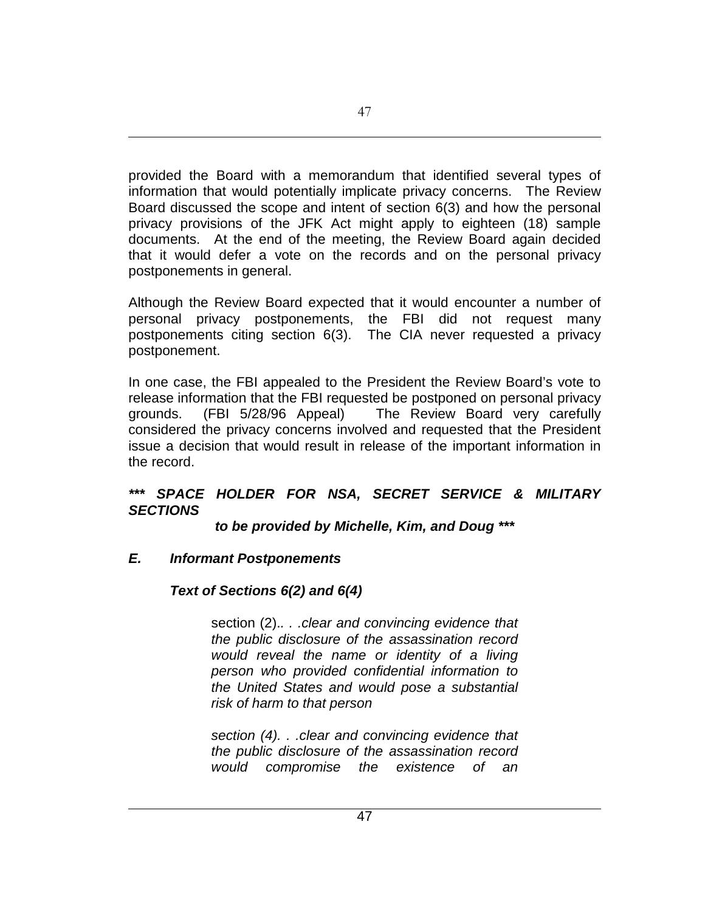provided the Board with a memorandum that identified several types of information that would potentially implicate privacy concerns. The Review Board discussed the scope and intent of section 6(3) and how the personal privacy provisions of the JFK Act might apply to eighteen (18) sample documents. At the end of the meeting, the Review Board again decided that it would defer a vote on the records and on the personal privacy postponements in general.

Although the Review Board expected that it would encounter a number of personal privacy postponements, the FBI did not request many postponements citing section 6(3). The CIA never requested a privacy postponement.

In one case, the FBI appealed to the President the Review Board's vote to release information that the FBI requested be postponed on personal privacy grounds. (FBI 5/28/96 Appeal) The Review Board very carefully considered the privacy concerns involved and requested that the President issue a decision that would result in release of the important information in the record.

***\*\*\* SPACE HOLDER FOR NSA, SECRET SERVICE & MILITARY SECTIONS***

***to be provided by Michelle, Kim, and Doug \*\*\****

### *E. Informant Postponements*

#### *Text of Sections 6(2) and 6(4)*

> section (2).*. . .clear and convincing evidence that the public disclosure of the assassination record would reveal the name or identity of a living person who provided confidential information to the United States and would pose a substantial risk of harm to that person*
>
> *section (4). . .clear and convincing evidence that the public disclosure of the assassination record would compromise the existence of an*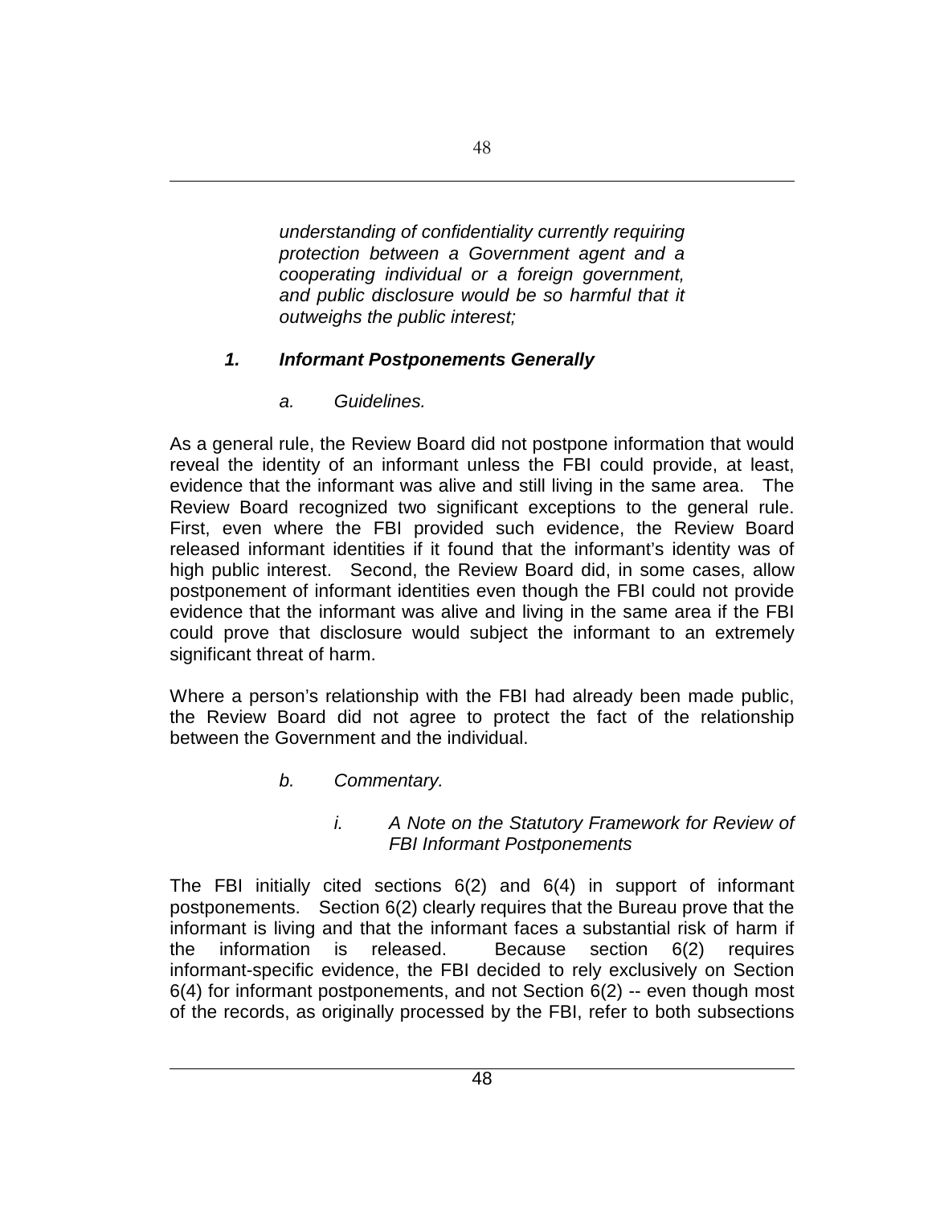*understanding of confidentiality currently requiring protection between a Government agent and a cooperating individual or a foreign government, and public disclosure would be so harmful that it outweighs the public interest;*

### ***1. Informant Postponements Generally***

*a. Guidelines.*

As a general rule, the Review Board did not postpone information that would reveal the identity of an informant unless the FBI could provide, at least, evidence that the informant was alive and still living in the same area. The Review Board recognized two significant exceptions to the general rule. First, even where the FBI provided such evidence, the Review Board released informant identities if it found that the informant's identity was of high public interest. Second, the Review Board did, in some cases, allow postponement of informant identities even though the FBI could not provide evidence that the informant was alive and living in the same area if the FBI could prove that disclosure would subject the informant to an extremely significant threat of harm.

Where a person's relationship with the FBI had already been made public, the Review Board did not agree to protect the fact of the relationship between the Government and the individual.

*b. Commentary.*

*i. A Note on the Statutory Framework for Review of FBI Informant Postponements*

The FBI initially cited sections 6(2) and 6(4) in support of informant postponements. Section 6(2) clearly requires that the Bureau prove that the informant is living and that the informant faces a substantial risk of harm if the information is released. Because section 6(2) requires informant-specific evidence, the FBI decided to rely exclusively on Section 6(4) for informant postponements, and not Section 6(2) -- even though most of the records, as originally processed by the FBI, refer to both subsections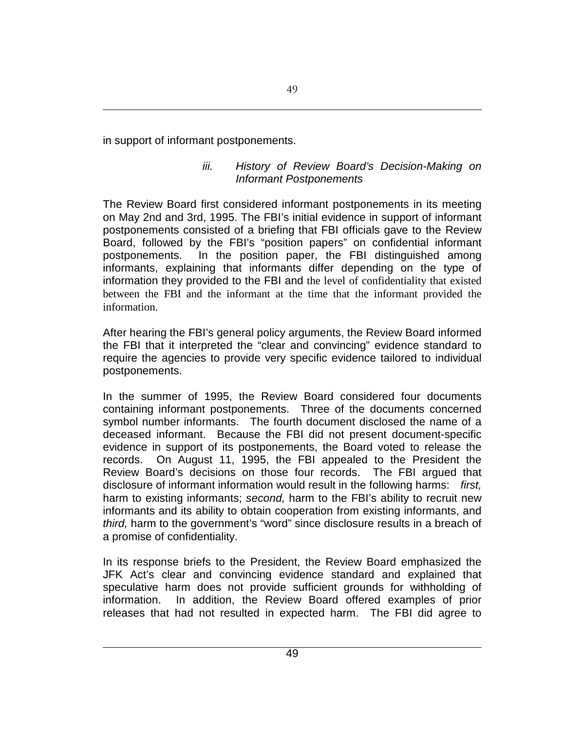in support of informant postponements.

### *iii. History of Review Board's Decision-Making on Informant Postponements*

The Review Board first considered informant postponements in its meeting on May 2nd and 3rd, 1995. The FBI's initial evidence in support of informant postponements consisted of a briefing that FBI officials gave to the Review Board, followed by the FBI's "position papers" on confidential informant postponements. In the position paper, the FBI distinguished among informants, explaining that informants differ depending on the type of information they provided to the FBI and the level of confidentiality that existed between the FBI and the informant at the time that the informant provided the information.

After hearing the FBI's general policy arguments, the Review Board informed the FBI that it interpreted the "clear and convincing" evidence standard to require the agencies to provide very specific evidence tailored to individual postponements.

In the summer of 1995, the Review Board considered four documents containing informant postponements. Three of the documents concerned symbol number informants. The fourth document disclosed the name of a deceased informant. Because the FBI did not present document-specific evidence in support of its postponements, the Board voted to release the records. On August 11, 1995, the FBI appealed to the President the Review Board's decisions on those four records. The FBI argued that disclosure of informant information would result in the following harms: *first,* harm to existing informants; *second,* harm to the FBI's ability to recruit new informants and its ability to obtain cooperation from existing informants, and *third,* harm to the government's "word" since disclosure results in a breach of a promise of confidentiality.

In its response briefs to the President, the Review Board emphasized the JFK Act's clear and convincing evidence standard and explained that speculative harm does not provide sufficient grounds for withholding of information. In addition, the Review Board offered examples of prior releases that had not resulted in expected harm. The FBI did agree to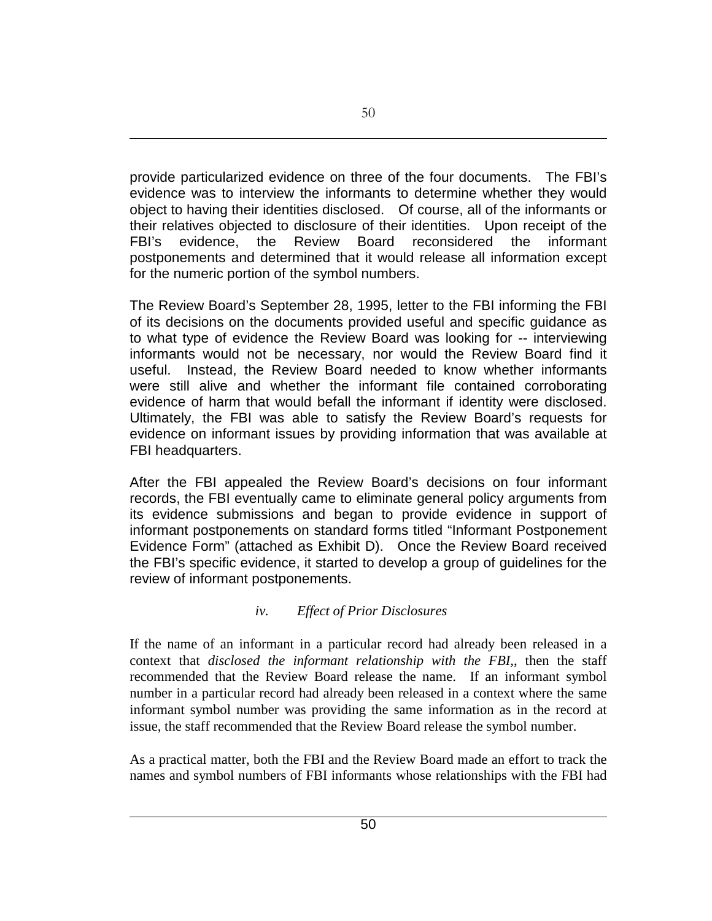provide particularized evidence on three of the four documents. The FBI's evidence was to interview the informants to determine whether they would object to having their identities disclosed. Of course, all of the informants or their relatives objected to disclosure of their identities. Upon receipt of the FBI's evidence, the Review Board reconsidered the informant postponements and determined that it would release all information except for the numeric portion of the symbol numbers.

The Review Board's September 28, 1995, letter to the FBI informing the FBI of its decisions on the documents provided useful and specific guidance as to what type of evidence the Review Board was looking for -- interviewing informants would not be necessary, nor would the Review Board find it useful. Instead, the Review Board needed to know whether informants were still alive and whether the informant file contained corroborating evidence of harm that would befall the informant if identity were disclosed. Ultimately, the FBI was able to satisfy the Review Board's requests for evidence on informant issues by providing information that was available at FBI headquarters.

After the FBI appealed the Review Board's decisions on four informant records, the FBI eventually came to eliminate general policy arguments from its evidence submissions and began to provide evidence in support of informant postponements on standard forms titled "Informant Postponement Evidence Form" (attached as Exhibit D). Once the Review Board received the FBI's specific evidence, it started to develop a group of guidelines for the review of informant postponements.

#### *iv. Effect of Prior Disclosures*

If the name of an informant in a particular record had already been released in a context that *disclosed the informant relationship with the FBI,,* then the staff recommended that the Review Board release the name. If an informant symbol number in a particular record had already been released in a context where the same informant symbol number was providing the same information as in the record at issue, the staff recommended that the Review Board release the symbol number.

As a practical matter, both the FBI and the Review Board made an effort to track the names and symbol numbers of FBI informants whose relationships with the FBI had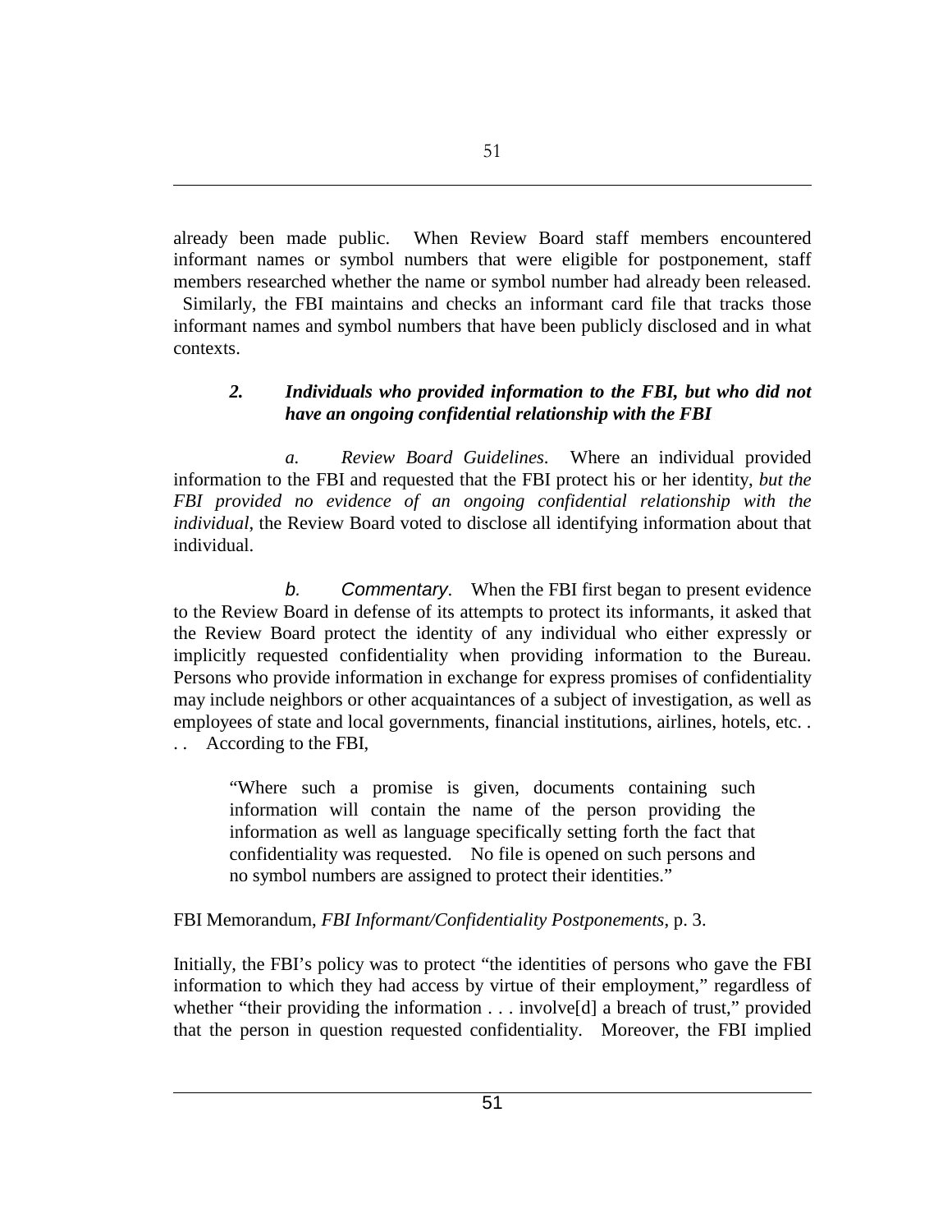already been made public. When Review Board staff members encountered informant names or symbol numbers that were eligible for postponement, staff members researched whether the name or symbol number had already been released. Similarly, the FBI maintains and checks an informant card file that tracks those informant names and symbol numbers that have been publicly disclosed and in what contexts.

### *2. Individuals who provided information to the FBI, but who did not have an ongoing confidential relationship with the FBI*

*a. Review Board Guidelines*. Where an individual provided information to the FBI and requested that the FBI protect his or her identity, *but the FBI provided no evidence of an ongoing confidential relationship with the individual*, the Review Board voted to disclose all identifying information about that individual.

*b. Commentary*. When the FBI first began to present evidence to the Review Board in defense of its attempts to protect its informants, it asked that the Review Board protect the identity of any individual who either expressly or implicitly requested confidentiality when providing information to the Bureau. Persons who provide information in exchange for express promises of confidentiality may include neighbors or other acquaintances of a subject of investigation, as well as employees of state and local governments, financial institutions, airlines, hotels, etc. . . . According to the FBI,

> "Where such a promise is given, documents containing such information will contain the name of the person providing the information as well as language specifically setting forth the fact that confidentiality was requested. No file is opened on such persons and no symbol numbers are assigned to protect their identities."

FBI Memorandum, *FBI Informant/Confidentiality Postponements*, p. 3.

Initially, the FBI's policy was to protect "the identities of persons who gave the FBI information to which they had access by virtue of their employment," regardless of whether "their providing the information . . . involve[d] a breach of trust," provided that the person in question requested confidentiality. Moreover, the FBI implied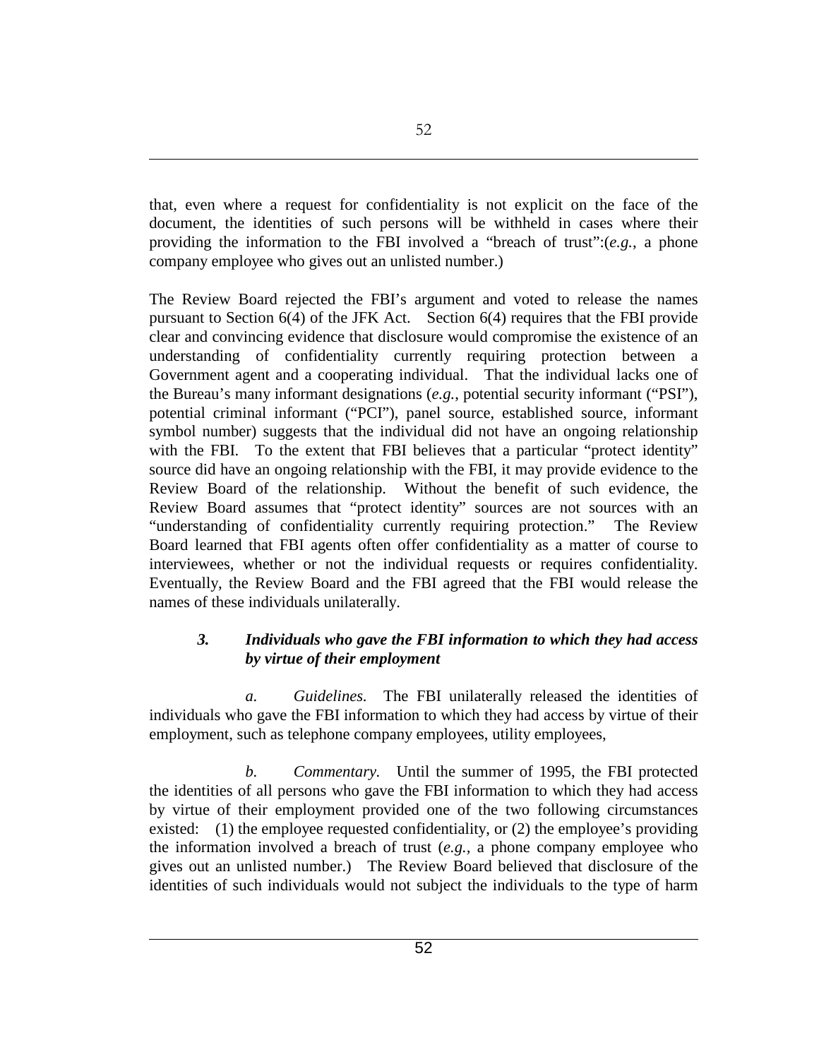that, even where a request for confidentiality is not explicit on the face of the document, the identities of such persons will be withheld in cases where their providing the information to the FBI involved a "breach of trust":(*e.g.*, a phone company employee who gives out an unlisted number.)

The Review Board rejected the FBI's argument and voted to release the names pursuant to Section 6(4) of the JFK Act. Section 6(4) requires that the FBI provide clear and convincing evidence that disclosure would compromise the existence of an understanding of confidentiality currently requiring protection between a Government agent and a cooperating individual. That the individual lacks one of the Bureau's many informant designations (*e.g.*, potential security informant ("PSI"), potential criminal informant ("PCI"), panel source, established source, informant symbol number) suggests that the individual did not have an ongoing relationship with the FBI. To the extent that FBI believes that a particular "protect identity" source did have an ongoing relationship with the FBI, it may provide evidence to the Review Board of the relationship. Without the benefit of such evidence, the Review Board assumes that "protect identity" sources are not sources with an "understanding of confidentiality currently requiring protection." The Review Board learned that FBI agents often offer confidentiality as a matter of course to interviewees, whether or not the individual requests or requires confidentiality. Eventually, the Review Board and the FBI agreed that the FBI would release the names of these individuals unilaterally.

### *3. Individuals who gave the FBI information to which they had access by virtue of their employment*

*a. Guidelines.* The FBI unilaterally released the identities of individuals who gave the FBI information to which they had access by virtue of their employment, such as telephone company employees, utility employees,

*b. Commentary.* Until the summer of 1995, the FBI protected the identities of all persons who gave the FBI information to which they had access by virtue of their employment provided one of the two following circumstances existed: (1) the employee requested confidentiality, or (2) the employee's providing the information involved a breach of trust (*e.g.*, a phone company employee who gives out an unlisted number.) The Review Board believed that disclosure of the identities of such individuals would not subject the individuals to the type of harm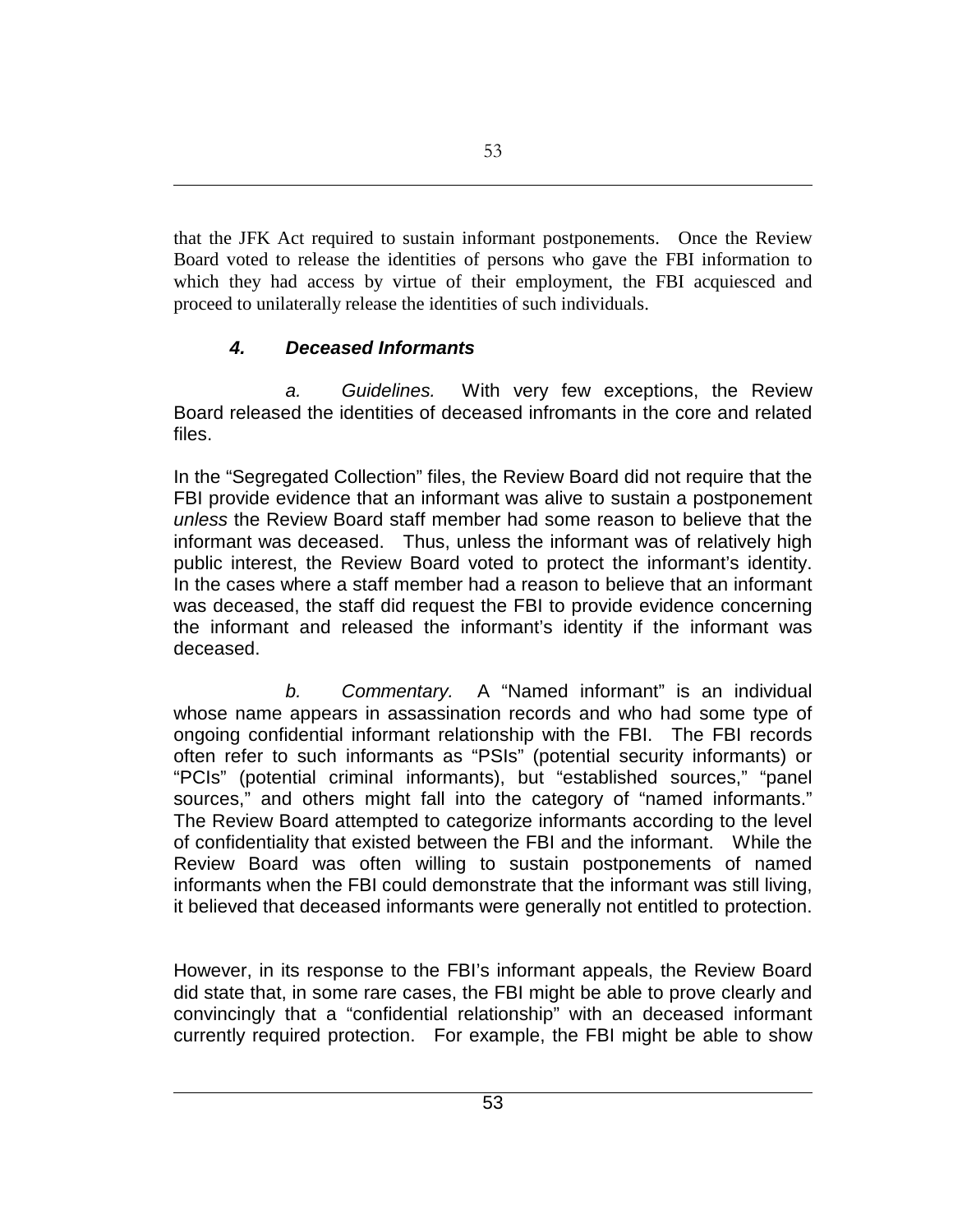that the JFK Act required to sustain informant postponements. Once the Review Board voted to release the identities of persons who gave the FBI information to which they had access by virtue of their employment, the FBI acquiesced and proceed to unilaterally release the identities of such individuals.

### *4. Deceased Informants*

*a. Guidelines.* With very few exceptions, the Review Board released the identities of deceased infromants in the core and related files.

In the "Segregated Collection" files, the Review Board did not require that the FBI provide evidence that an informant was alive to sustain a postponement *unless* the Review Board staff member had some reason to believe that the informant was deceased. Thus, unless the informant was of relatively high public interest, the Review Board voted to protect the informant's identity. In the cases where a staff member had a reason to believe that an informant was deceased, the staff did request the FBI to provide evidence concerning the informant and released the informant's identity if the informant was deceased.

*b. Commentary.* A "Named informant" is an individual whose name appears in assassination records and who had some type of ongoing confidential informant relationship with the FBI. The FBI records often refer to such informants as "PSIs" (potential security informants) or "PCIs" (potential criminal informants), but "established sources," "panel sources," and others might fall into the category of "named informants." The Review Board attempted to categorize informants according to the level of confidentiality that existed between the FBI and the informant. While the Review Board was often willing to sustain postponements of named informants when the FBI could demonstrate that the informant was still living, it believed that deceased informants were generally not entitled to protection.

However, in its response to the FBI's informant appeals, the Review Board did state that, in some rare cases, the FBI might be able to prove clearly and convincingly that a "confidential relationship" with an deceased informant currently required protection. For example, the FBI might be able to show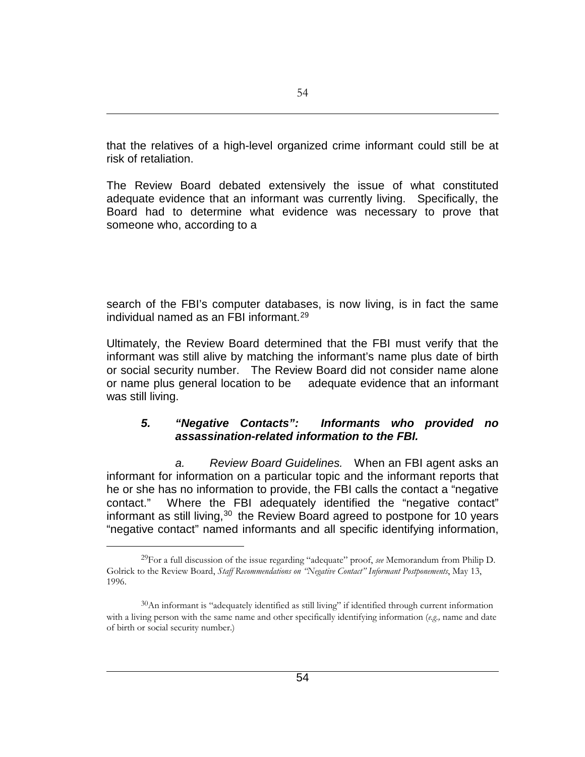that the relatives of a high-level organized crime informant could still be at risk of retaliation.

The Review Board debated extensively the issue of what constituted adequate evidence that an informant was currently living. Specifically, the Board had to determine what evidence was necessary to prove that someone who, according to a search of the FBI's computer databases, is now living, is in fact the same individual named as an FBI informant.[29]

Ultimately, the Review Board determined that the FBI must verify that the informant was still alive by matching the informant's name plus date of birth or social security number. The Review Board did not consider name alone or name plus general location to be adequate evidence that an informant was still living.

#### *5. "Negative Contacts": Informants who provided no assassination-related information to the FBI.*

*a. Review Board Guidelines.* When an FBI agent asks an informant for information on a particular topic and the informant reports that he or she has no information to provide, the FBI calls the contact a "negative contact." Where the FBI adequately identified the "negative contact" informant as still living,[30] the Review Board agreed to postpone for 10 years "negative contact" named informants and all specific identifying information,

---

[29] For a full discussion of the issue regarding "adequate" proof, *see* Memorandum from Philip D. Golrick to the Review Board, *Staff Recommendations on "Negative Contact" Informant Postponements*, May 13, 1996.

[30] An informant is "adequately identified as still living" if identified through current information with a living person with the same name and other specifically identifying information (*e.g.,* name and date of birth or social security number.)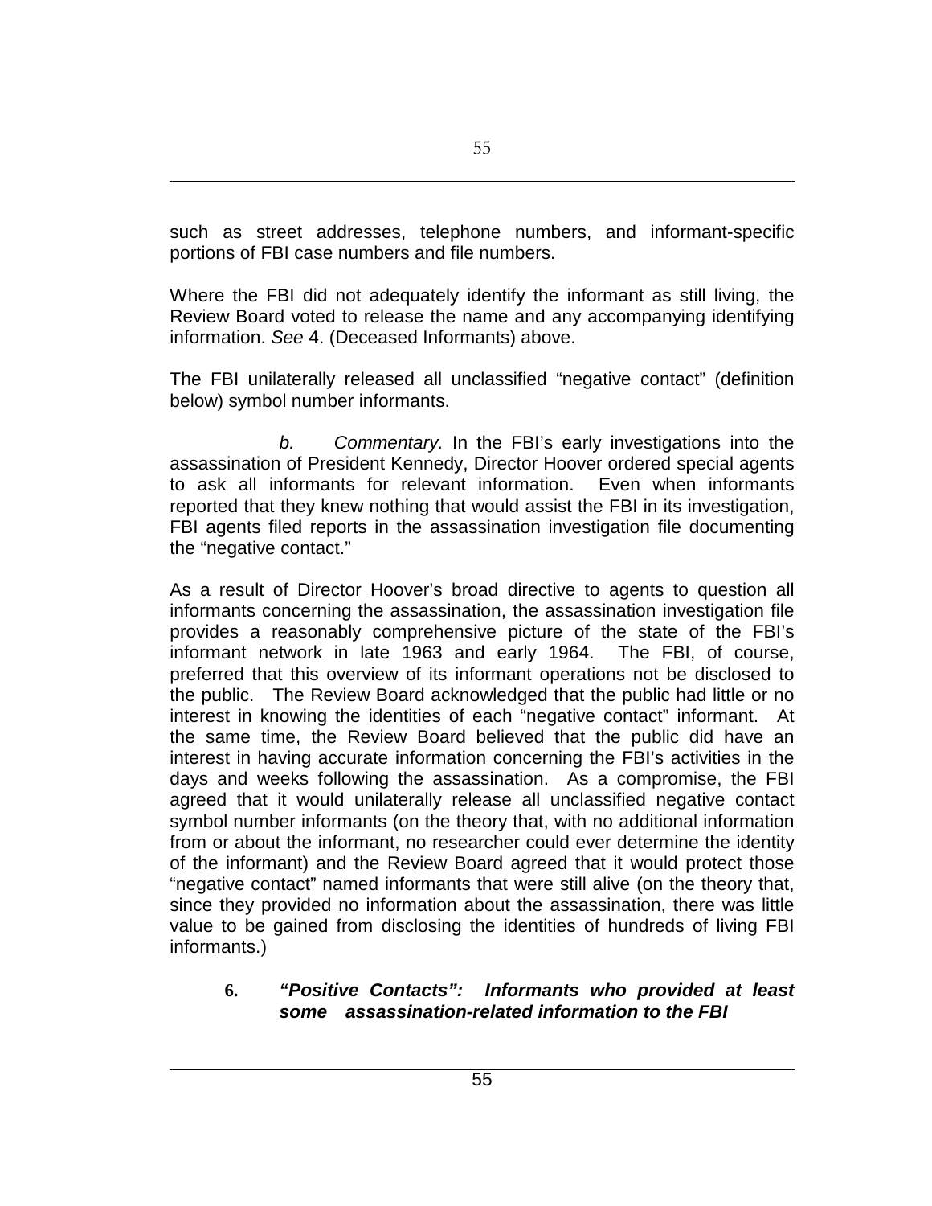such as street addresses, telephone numbers, and informant-specific portions of FBI case numbers and file numbers.

Where the FBI did not adequately identify the informant as still living, the Review Board voted to release the name and any accompanying identifying information. *See* 4. (Deceased Informants) above.

The FBI unilaterally released all unclassified "negative contact" (definition below) symbol number informants.

*b. Commentary.* In the FBI's early investigations into the assassination of President Kennedy, Director Hoover ordered special agents to ask all informants for relevant information. Even when informants reported that they knew nothing that would assist the FBI in its investigation, FBI agents filed reports in the assassination investigation file documenting the "negative contact."

As a result of Director Hoover's broad directive to agents to question all informants concerning the assassination, the assassination investigation file provides a reasonably comprehensive picture of the state of the FBI's informant network in late 1963 and early 1964. The FBI, of course, preferred that this overview of its informant operations not be disclosed to the public. The Review Board acknowledged that the public had little or no interest in knowing the identities of each "negative contact" informant. At the same time, the Review Board believed that the public did have an interest in having accurate information concerning the FBI's activities in the days and weeks following the assassination. As a compromise, the FBI agreed that it would unilaterally release all unclassified negative contact symbol number informants (on the theory that, with no additional information from or about the informant, no researcher could ever determine the identity of the informant) and the Review Board agreed that it would protect those "negative contact" named informants that were still alive (on the theory that, since they provided no information about the assassination, there was little value to be gained from disclosing the identities of hundreds of living FBI informants.)

### 6. *"Positive Contacts": Informants who provided at least some assassination-related information to the FBI*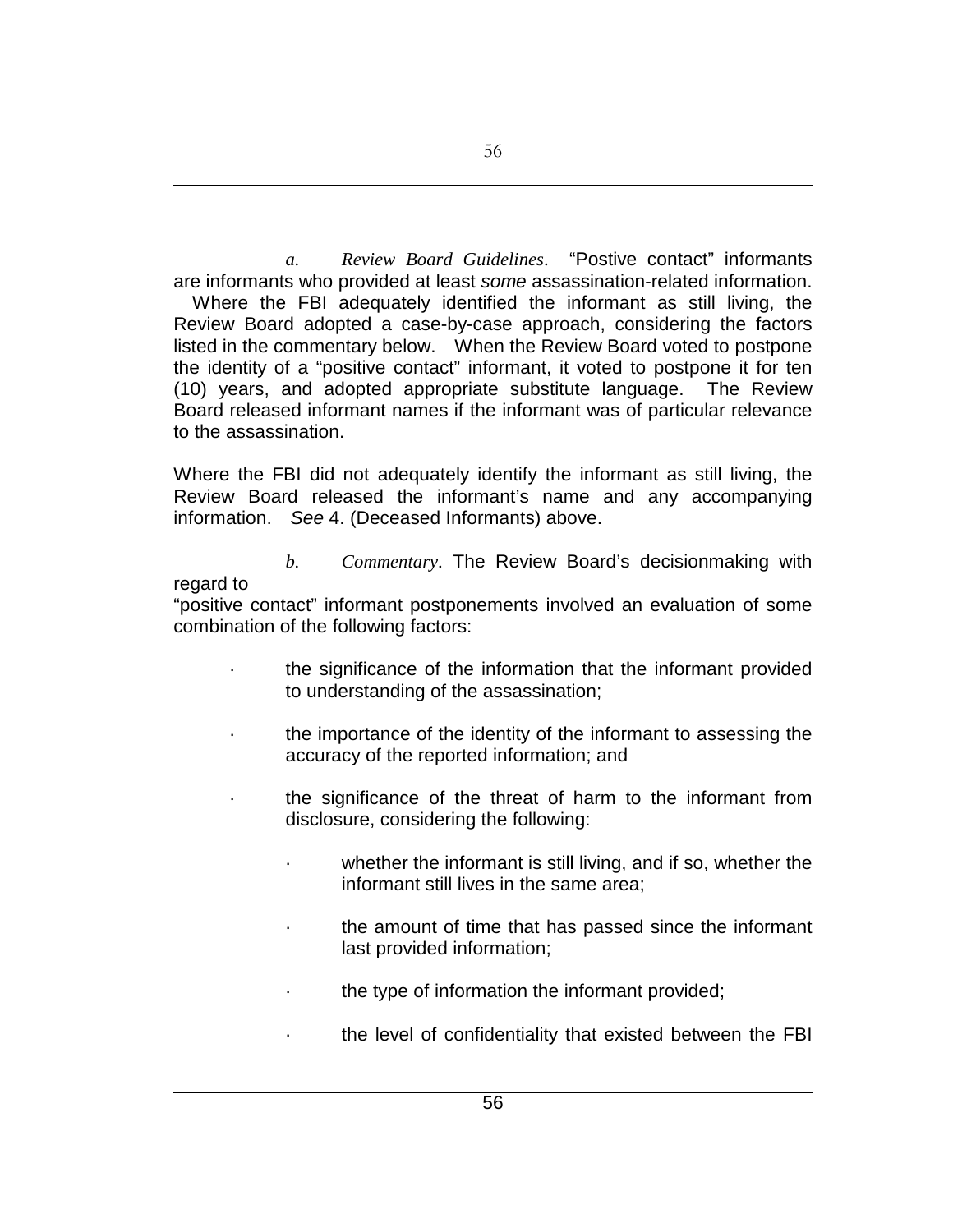*a. Review Board Guidelines*. "Postive contact" informants are informants who provided at least *some* assassination-related information. Where the FBI adequately identified the informant as still living, the Review Board adopted a case-by-case approach, considering the factors listed in the commentary below. When the Review Board voted to postpone the identity of a "positive contact" informant, it voted to postpone it for ten (10) years, and adopted appropriate substitute language. The Review Board released informant names if the informant was of particular relevance to the assassination.

Where the FBI did not adequately identify the informant as still living, the Review Board released the informant's name and any accompanying information. *See* 4. (Deceased Informants) above.

*b. Commentary*. The Review Board's decisionmaking with regard to "positive contact" informant postponements involved an evaluation of some combination of the following factors:

- the significance of the information that the informant provided to understanding of the assassination;
- the importance of the identity of the informant to assessing the accuracy of the reported information; and
- the significance of the threat of harm to the informant from disclosure, considering the following:
  - whether the informant is still living, and if so, whether the informant still lives in the same area;
  - the amount of time that has passed since the informant last provided information;
  - the type of information the informant provided;
  - the level of confidentiality that existed between the FBI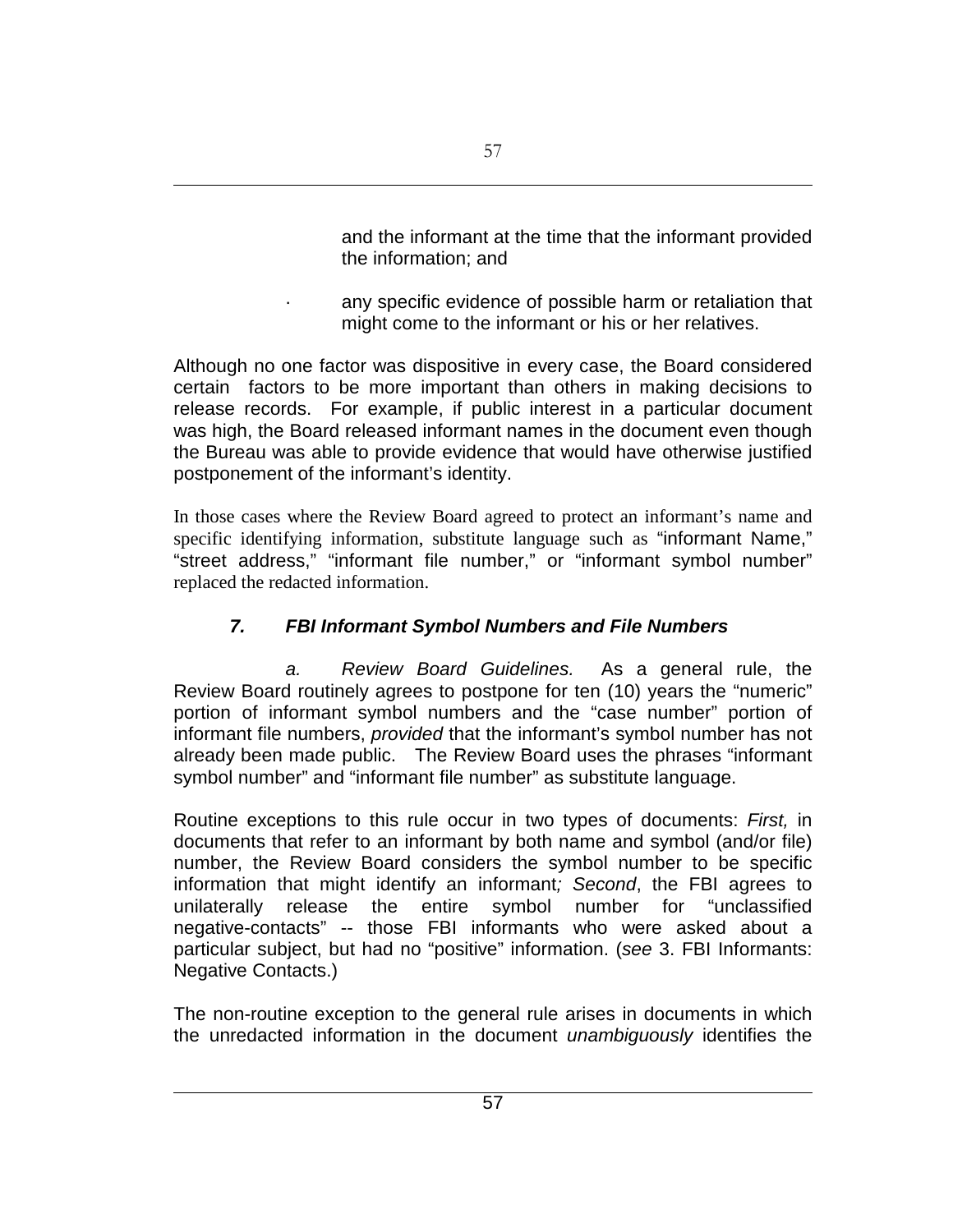and the informant at the time that the informant provided the information; and

- any specific evidence of possible harm or retaliation that might come to the informant or his or her relatives.

Although no one factor was dispositive in every case, the Board considered certain factors to be more important than others in making decisions to release records. For example, if public interest in a particular document was high, the Board released informant names in the document even though the Bureau was able to provide evidence that would have otherwise justified postponement of the informant's identity.

In those cases where the Review Board agreed to protect an informant's name and specific identifying information, substitute language such as "informant Name," "street address," "informant file number," or "informant symbol number" replaced the redacted information.

### *7. FBI Informant Symbol Numbers and File Numbers*

*a. Review Board Guidelines.* As a general rule, the Review Board routinely agrees to postpone for ten (10) years the "numeric" portion of informant symbol numbers and the "case number" portion of informant file numbers, *provided* that the informant's symbol number has not already been made public. The Review Board uses the phrases "informant symbol number" and "informant file number" as substitute language.

Routine exceptions to this rule occur in two types of documents: *First,* in documents that refer to an informant by both name and symbol (and/or file) number, the Review Board considers the symbol number to be specific information that might identify an informant*; Second*, the FBI agrees to unilaterally release the entire symbol number for "unclassified negative-contacts" -- those FBI informants who were asked about a particular subject, but had no "positive" information. (*see* 3. FBI Informants: Negative Contacts.)

The non-routine exception to the general rule arises in documents in which the unredacted information in the document *unambiguously* identifies the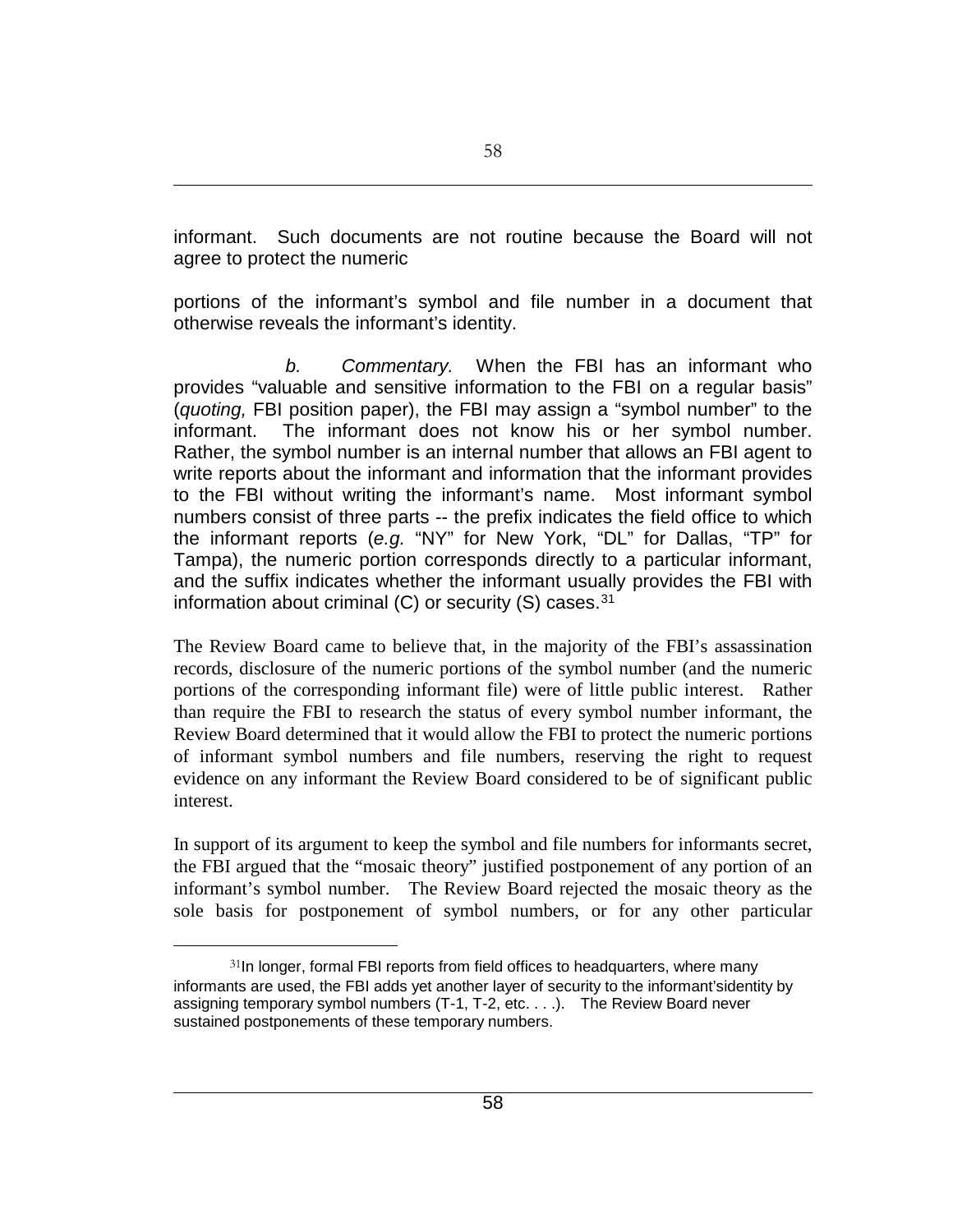informant. Such documents are not routine because the Board will not agree to protect the numeric

portions of the informant's symbol and file number in a document that otherwise reveals the informant's identity.

*b. Commentary.* When the FBI has an informant who provides "valuable and sensitive information to the FBI on a regular basis" (*quoting,* FBI position paper), the FBI may assign a "symbol number" to the informant. The informant does not know his or her symbol number. Rather, the symbol number is an internal number that allows an FBI agent to write reports about the informant and information that the informant provides to the FBI without writing the informant's name. Most informant symbol numbers consist of three parts -- the prefix indicates the field office to which the informant reports (*e.g.* "NY" for New York, "DL" for Dallas, "TP" for Tampa), the numeric portion corresponds directly to a particular informant, and the suffix indicates whether the informant usually provides the FBI with information about criminal (C) or security (S) cases.[31]

The Review Board came to believe that, in the majority of the FBI's assassination records, disclosure of the numeric portions of the symbol number (and the numeric portions of the corresponding informant file) were of little public interest. Rather than require the FBI to research the status of every symbol number informant, the Review Board determined that it would allow the FBI to protect the numeric portions of informant symbol numbers and file numbers, reserving the right to request evidence on any informant the Review Board considered to be of significant public interest.

In support of its argument to keep the symbol and file numbers for informants secret, the FBI argued that the "mosaic theory" justified postponement of any portion of an informant's symbol number. The Review Board rejected the mosaic theory as the sole basis for postponement of symbol numbers, or for any other particular

[31]In longer, formal FBI reports from field offices to headquarters, where many informants are used, the FBI adds yet another layer of security to the informant'sidentity by assigning temporary symbol numbers (T-1, T-2, etc. . . .). The Review Board never sustained postponements of these temporary numbers.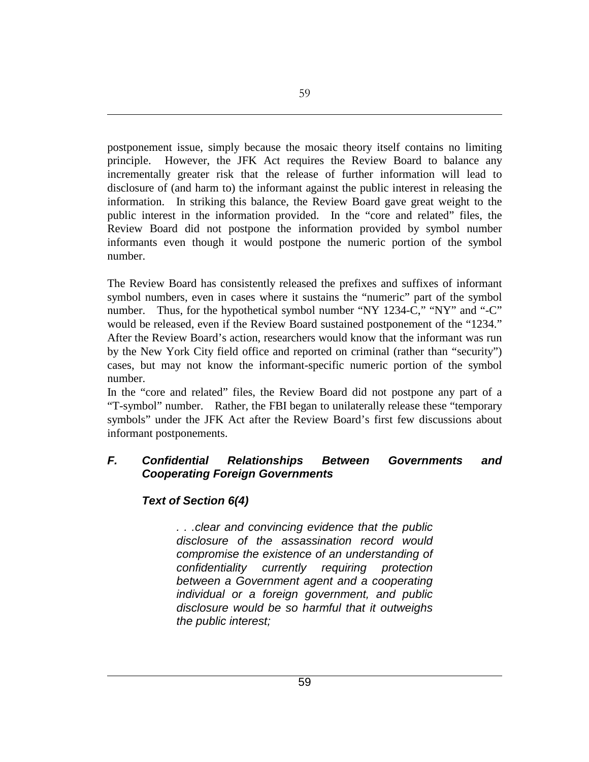postponement issue, simply because the mosaic theory itself contains no limiting principle. However, the JFK Act requires the Review Board to balance any incrementally greater risk that the release of further information will lead to disclosure of (and harm to) the informant against the public interest in releasing the information. In striking this balance, the Review Board gave great weight to the public interest in the information provided. In the "core and related" files, the Review Board did not postpone the information provided by symbol number informants even though it would postpone the numeric portion of the symbol number.

The Review Board has consistently released the prefixes and suffixes of informant symbol numbers, even in cases where it sustains the "numeric" part of the symbol number. Thus, for the hypothetical symbol number "NY 1234-C," "NY" and "-C" would be released, even if the Review Board sustained postponement of the "1234." After the Review Board's action, researchers would know that the informant was run by the New York City field office and reported on criminal (rather than "security") cases, but may not know the informant-specific numeric portion of the symbol number.

In the "core and related" files, the Review Board did not postpone any part of a "T-symbol" number. Rather, the FBI began to unilaterally release these "temporary symbols" under the JFK Act after the Review Board's first few discussions about informant postponements.

### *F. Confidential Relationships Between Governments and Cooperating Foreign Governments*

#### *Text of Section 6(4)*

> *. . .clear and convincing evidence that the public disclosure of the assassination record would compromise the existence of an understanding of confidentiality currently requiring protection between a Government agent and a cooperating individual or a foreign government, and public disclosure would be so harmful that it outweighs the public interest;*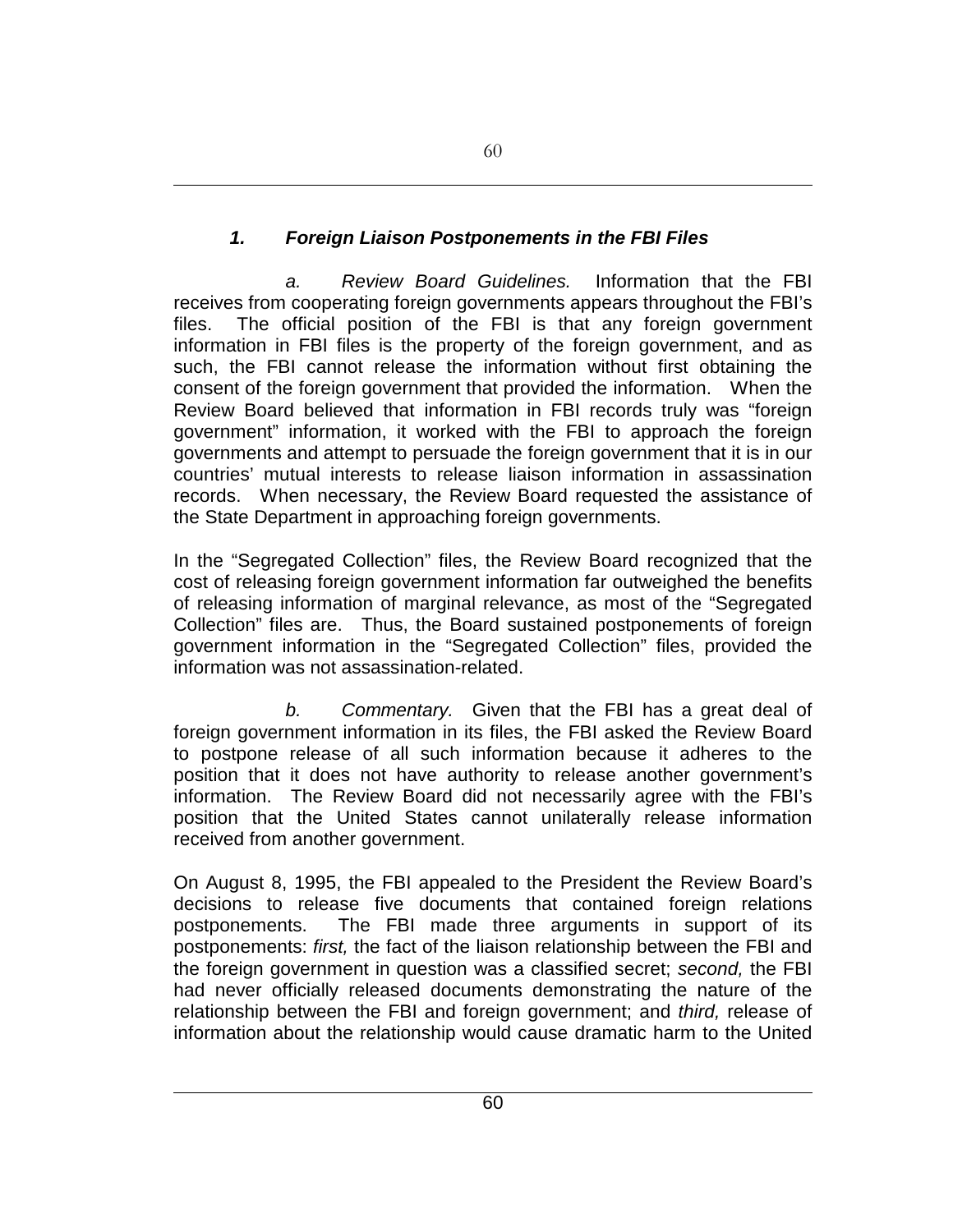### *1. Foreign Liaison Postponements in the FBI Files*

*a. Review Board Guidelines.* Information that the FBI receives from cooperating foreign governments appears throughout the FBI's files. The official position of the FBI is that any foreign government information in FBI files is the property of the foreign government, and as such, the FBI cannot release the information without first obtaining the consent of the foreign government that provided the information. When the Review Board believed that information in FBI records truly was "foreign government" information, it worked with the FBI to approach the foreign governments and attempt to persuade the foreign government that it is in our countries' mutual interests to release liaison information in assassination records. When necessary, the Review Board requested the assistance of the State Department in approaching foreign governments.

In the "Segregated Collection" files, the Review Board recognized that the cost of releasing foreign government information far outweighed the benefits of releasing information of marginal relevance, as most of the "Segregated Collection" files are. Thus, the Board sustained postponements of foreign government information in the "Segregated Collection" files, provided the information was not assassination-related.

*b. Commentary.* Given that the FBI has a great deal of foreign government information in its files, the FBI asked the Review Board to postpone release of all such information because it adheres to the position that it does not have authority to release another government's information. The Review Board did not necessarily agree with the FBI's position that the United States cannot unilaterally release information received from another government.

On August 8, 1995, the FBI appealed to the President the Review Board's decisions to release five documents that contained foreign relations postponements. The FBI made three arguments in support of its postponements: *first,* the fact of the liaison relationship between the FBI and the foreign government in question was a classified secret; *second,* the FBI had never officially released documents demonstrating the nature of the relationship between the FBI and foreign government; and *third,* release of information about the relationship would cause dramatic harm to the United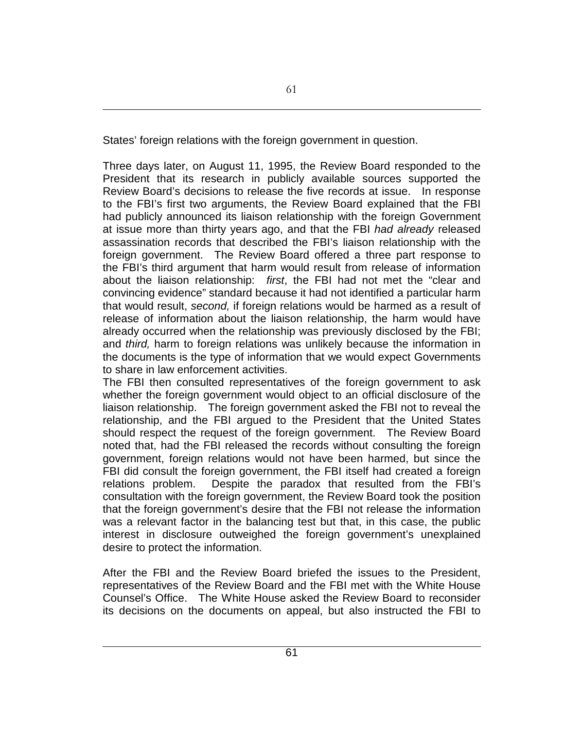States' foreign relations with the foreign government in question.

Three days later, on August 11, 1995, the Review Board responded to the President that its research in publicly available sources supported the Review Board's decisions to release the five records at issue. In response to the FBI's first two arguments, the Review Board explained that the FBI had publicly announced its liaison relationship with the foreign Government at issue more than thirty years ago, and that the FBI *had already* released assassination records that described the FBI's liaison relationship with the foreign government. The Review Board offered a three part response to the FBI's third argument that harm would result from release of information about the liaison relationship: *first*, the FBI had not met the "clear and convincing evidence" standard because it had not identified a particular harm that would result, *second,* if foreign relations would be harmed as a result of release of information about the liaison relationship, the harm would have already occurred when the relationship was previously disclosed by the FBI; and *third,* harm to foreign relations was unlikely because the information in the documents is the type of information that we would expect Governments to share in law enforcement activities.

The FBI then consulted representatives of the foreign government to ask whether the foreign government would object to an official disclosure of the liaison relationship. The foreign government asked the FBI not to reveal the relationship, and the FBI argued to the President that the United States should respect the request of the foreign government. The Review Board noted that, had the FBI released the records without consulting the foreign government, foreign relations would not have been harmed, but since the FBI did consult the foreign government, the FBI itself had created a foreign relations problem. Despite the paradox that resulted from the FBI's consultation with the foreign government, the Review Board took the position that the foreign government's desire that the FBI not release the information was a relevant factor in the balancing test but that, in this case, the public interest in disclosure outweighed the foreign government's unexplained desire to protect the information.

After the FBI and the Review Board briefed the issues to the President, representatives of the Review Board and the FBI met with the White House Counsel's Office. The White House asked the Review Board to reconsider its decisions on the documents on appeal, but also instructed the FBI to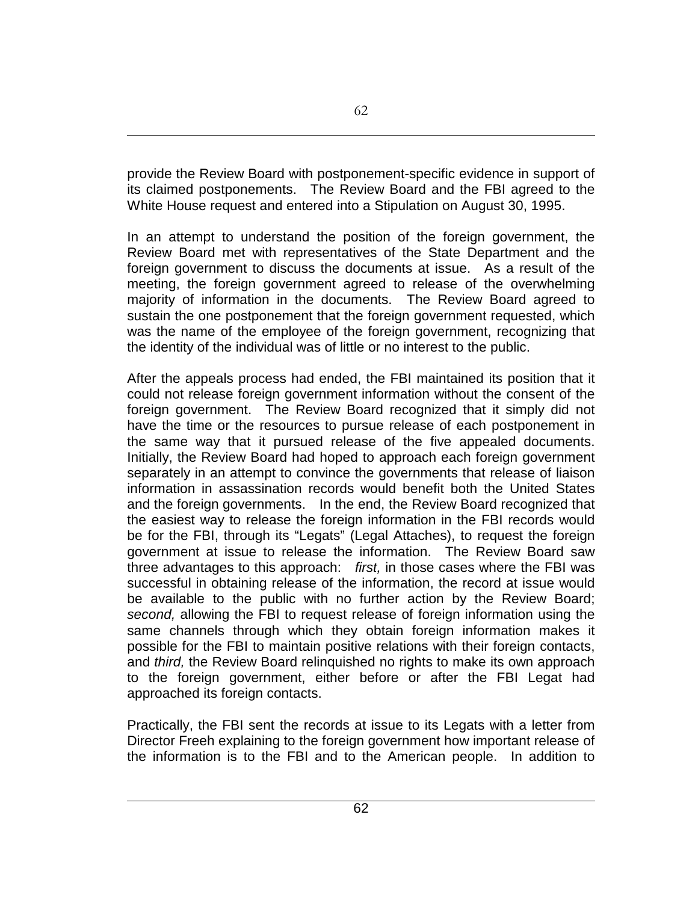provide the Review Board with postponement-specific evidence in support of its claimed postponements. The Review Board and the FBI agreed to the White House request and entered into a Stipulation on August 30, 1995.

In an attempt to understand the position of the foreign government, the Review Board met with representatives of the State Department and the foreign government to discuss the documents at issue. As a result of the meeting, the foreign government agreed to release of the overwhelming majority of information in the documents. The Review Board agreed to sustain the one postponement that the foreign government requested, which was the name of the employee of the foreign government, recognizing that the identity of the individual was of little or no interest to the public.

After the appeals process had ended, the FBI maintained its position that it could not release foreign government information without the consent of the foreign government. The Review Board recognized that it simply did not have the time or the resources to pursue release of each postponement in the same way that it pursued release of the five appealed documents. Initially, the Review Board had hoped to approach each foreign government separately in an attempt to convince the governments that release of liaison information in assassination records would benefit both the United States and the foreign governments. In the end, the Review Board recognized that the easiest way to release the foreign information in the FBI records would be for the FBI, through its "Legats" (Legal Attaches), to request the foreign government at issue to release the information. The Review Board saw three advantages to this approach: *first,* in those cases where the FBI was successful in obtaining release of the information, the record at issue would be available to the public with no further action by the Review Board; *second,* allowing the FBI to request release of foreign information using the same channels through which they obtain foreign information makes it possible for the FBI to maintain positive relations with their foreign contacts, and *third,* the Review Board relinquished no rights to make its own approach to the foreign government, either before or after the FBI Legat had approached its foreign contacts.

Practically, the FBI sent the records at issue to its Legats with a letter from Director Freeh explaining to the foreign government how important release of the information is to the FBI and to the American people. In addition to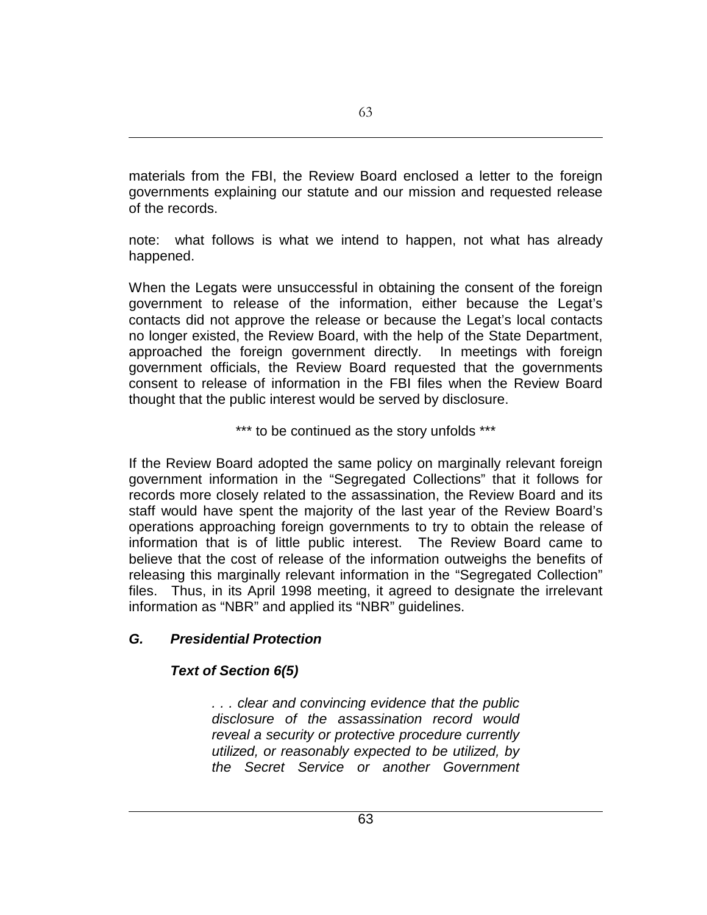materials from the FBI, the Review Board enclosed a letter to the foreign governments explaining our statute and our mission and requested release of the records.

note: what follows is what we intend to happen, not what has already happened.

When the Legats were unsuccessful in obtaining the consent of the foreign government to release of the information, either because the Legat's contacts did not approve the release or because the Legat's local contacts no longer existed, the Review Board, with the help of the State Department, approached the foreign government directly. In meetings with foreign government officials, the Review Board requested that the governments consent to release of information in the FBI files when the Review Board thought that the public interest would be served by disclosure.

*** to be continued as the story unfolds ***

If the Review Board adopted the same policy on marginally relevant foreign government information in the "Segregated Collections" that it follows for records more closely related to the assassination, the Review Board and its staff would have spent the majority of the last year of the Review Board's operations approaching foreign governments to try to obtain the release of information that is of little public interest. The Review Board came to believe that the cost of release of the information outweighs the benefits of releasing this marginally relevant information in the "Segregated Collection" files. Thus, in its April 1998 meeting, it agreed to designate the irrelevant information as "NBR" and applied its "NBR" guidelines.

### *G. Presidential Protection*

#### *Text of Section 6(5)*

> *. . . clear and convincing evidence that the public disclosure of the assassination record would reveal a security or protective procedure currently utilized, or reasonably expected to be utilized, by the Secret Service or another Government*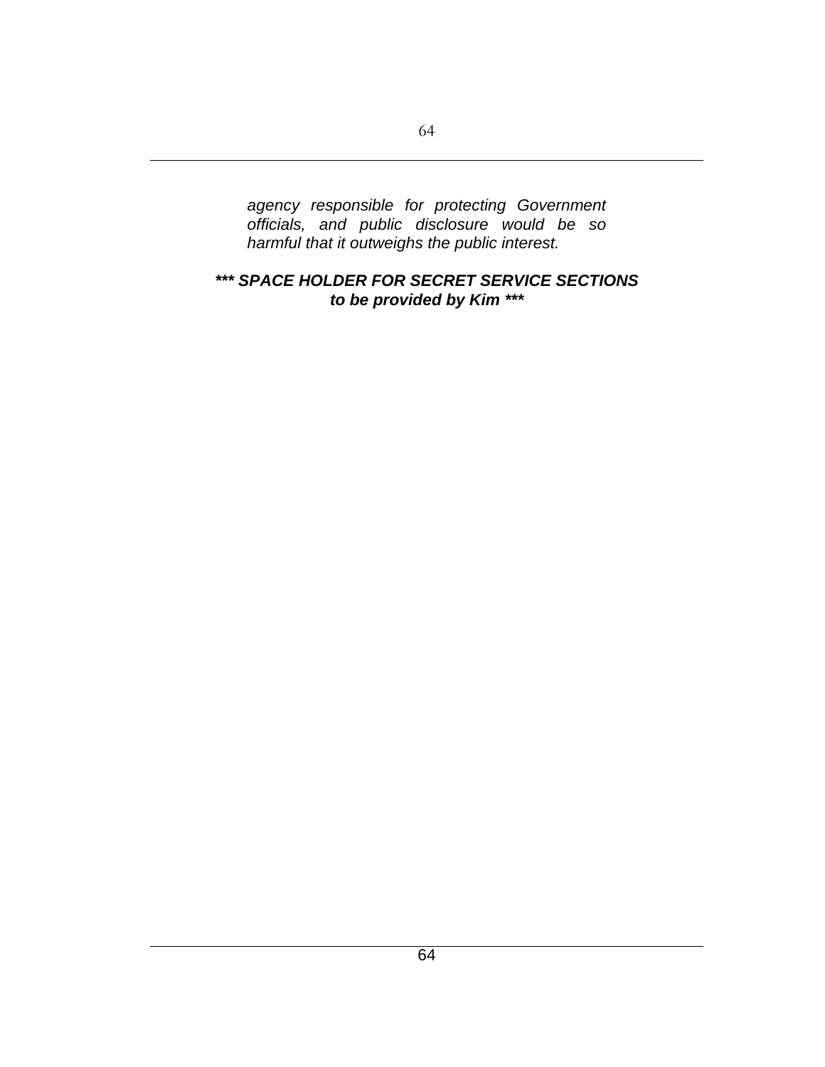*agency responsible for protecting Government officials, and public disclosure would be so harmful that it outweighs the public interest.*

***\*\*\* SPACE HOLDER FOR SECRET SERVICE SECTIONS to be provided by Kim \*\*\****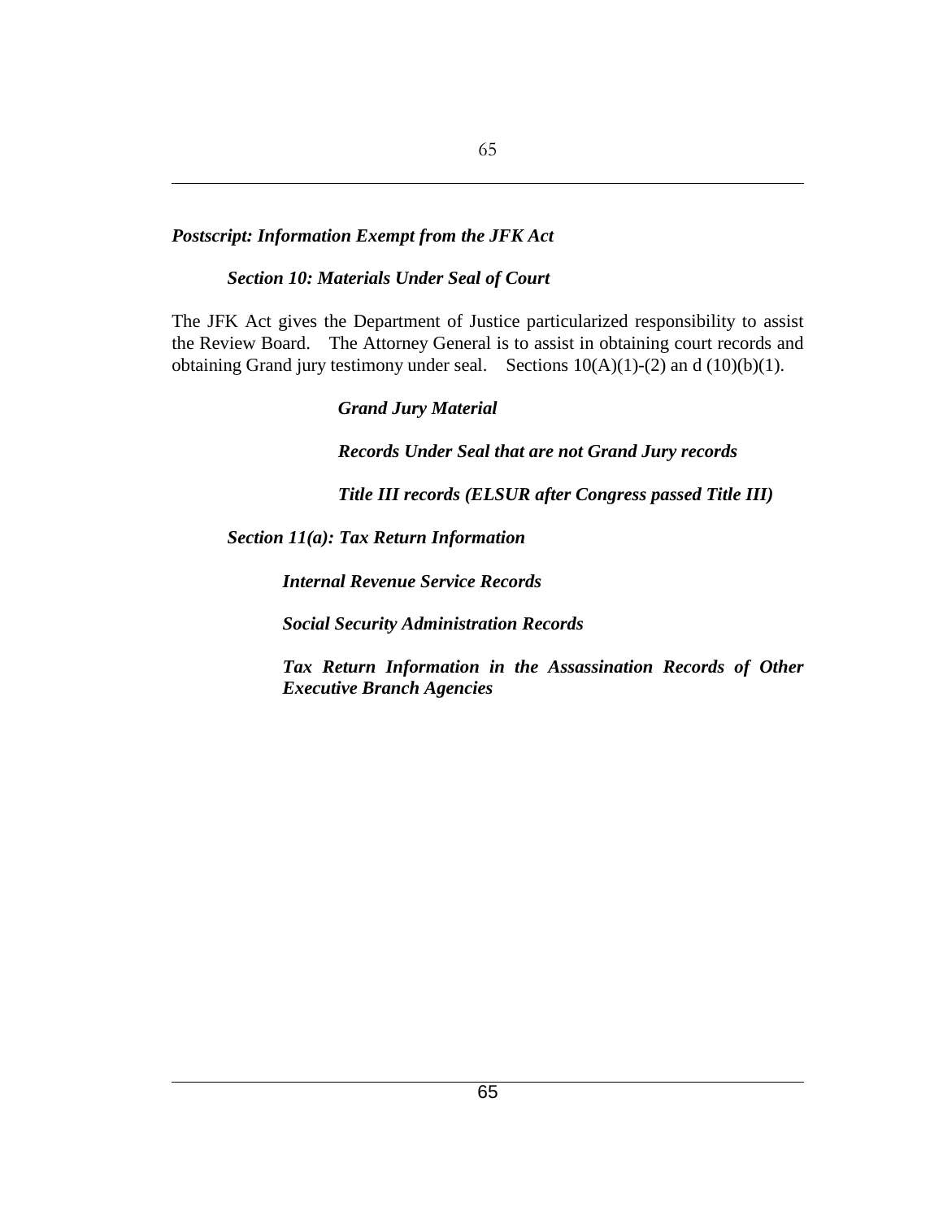***Postscript: Information Exempt from the JFK Act***

***Section 10: Materials Under Seal of Court***

The JFK Act gives the Department of Justice particularized responsibility to assist the Review Board. The Attorney General is to assist in obtaining court records and obtaining Grand jury testimony under seal. Sections 10(A)(1)-(2) an d (10)(b)(1).

***Grand Jury Material***

***Records Under Seal that are not Grand Jury records***

***Title III records (ELSUR after Congress passed Title III)***

***Section 11(a): Tax Return Information***

***Internal Revenue Service Records***

***Social Security Administration Records***

***Tax Return Information in the Assassination Records of Other Executive Branch Agencies***